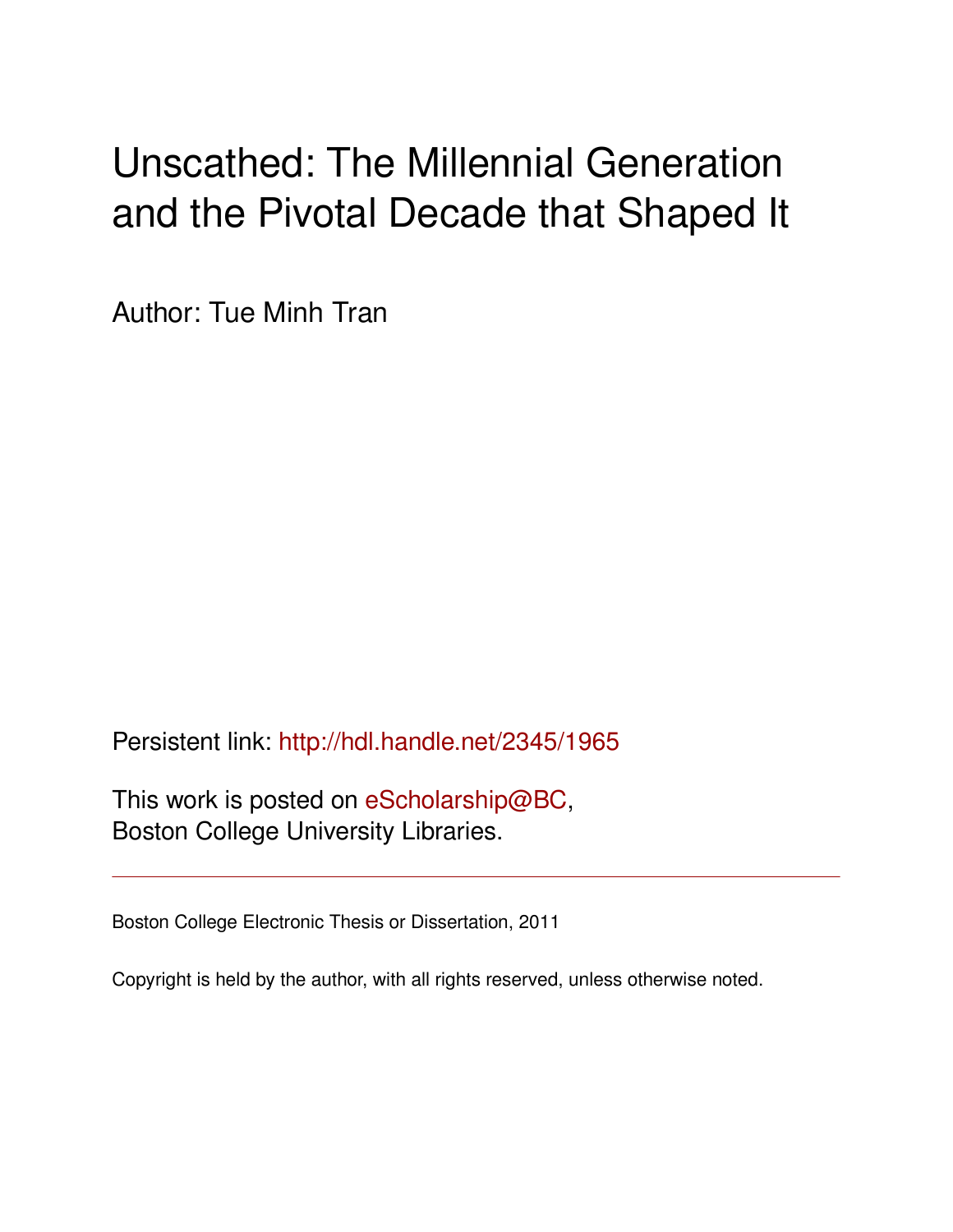# Unscathed: The Millennial Generation and the Pivotal Decade that Shaped It

Author: Tue Minh Tran

Persistent link: http://hdl.handle.net/2345/1965

This work is posted on eScholarship@BC, Boston College University Libraries.

---

Boston College Electronic Thesis or Dissertation, 2011

Copyright is held by the author, with all rights reserved, unless otherwise noted.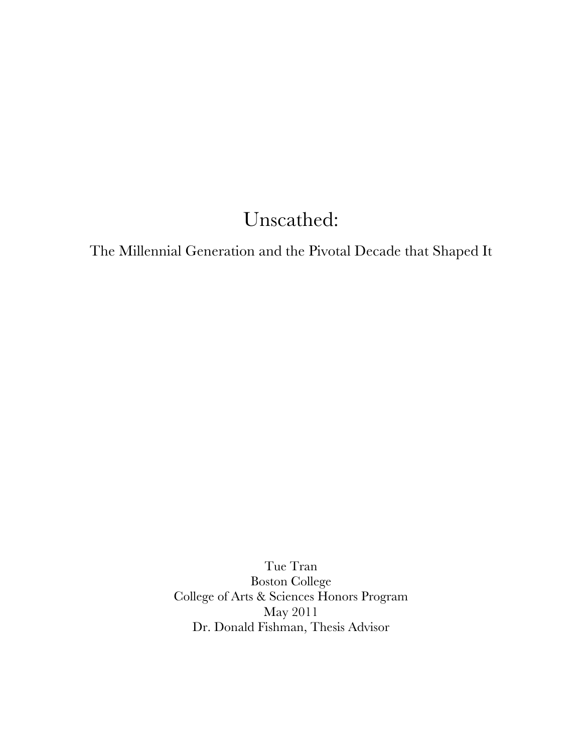# Unscathed:

## The Millennial Generation and the Pivotal Decade that Shaped It

Tue Tran
Boston College
College of Arts & Sciences Honors Program
May 2011
Dr. Donald Fishman, Thesis Advisor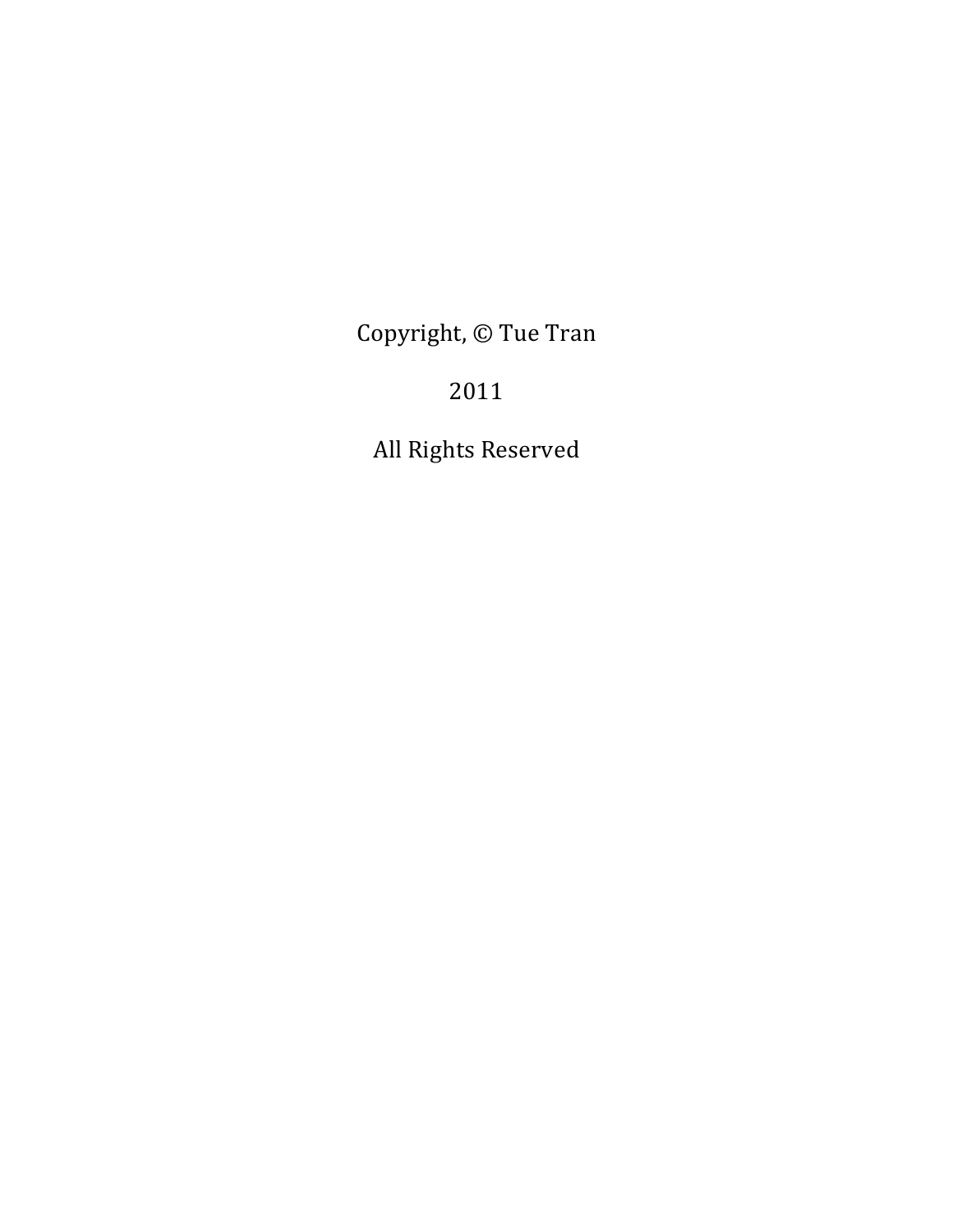Copyright, © Tue Tran

2011

All Rights Reserved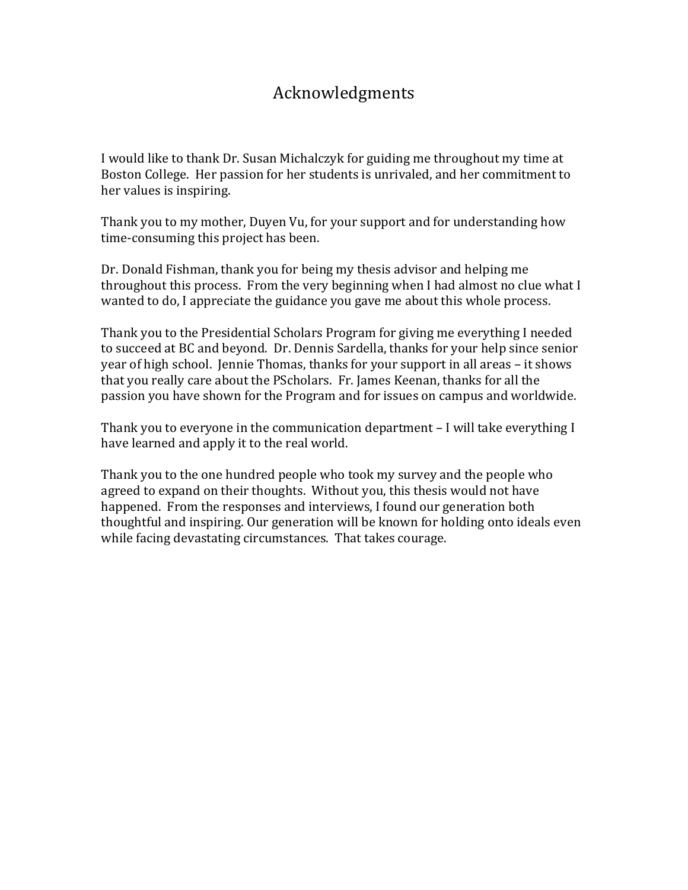# Acknowledgments

I would like to thank Dr. Susan Michalczyk for guiding me throughout my time at Boston College. Her passion for her students is unrivaled, and her commitment to her values is inspiring.

Thank you to my mother, Duyen Vu, for your support and for understanding how time-consuming this project has been.

Dr. Donald Fishman, thank you for being my thesis advisor and helping me throughout this process. From the very beginning when I had almost no clue what I wanted to do, I appreciate the guidance you gave me about this whole process.

Thank you to the Presidential Scholars Program for giving me everything I needed to succeed at BC and beyond. Dr. Dennis Sardella, thanks for your help since senior year of high school. Jennie Thomas, thanks for your support in all areas – it shows that you really care about the PScholars. Fr. James Keenan, thanks for all the passion you have shown for the Program and for issues on campus and worldwide.

Thank you to everyone in the communication department – I will take everything I have learned and apply it to the real world.

Thank you to the one hundred people who took my survey and the people who agreed to expand on their thoughts. Without you, this thesis would not have happened. From the responses and interviews, I found our generation both thoughtful and inspiring. Our generation will be known for holding onto ideals even while facing devastating circumstances. That takes courage.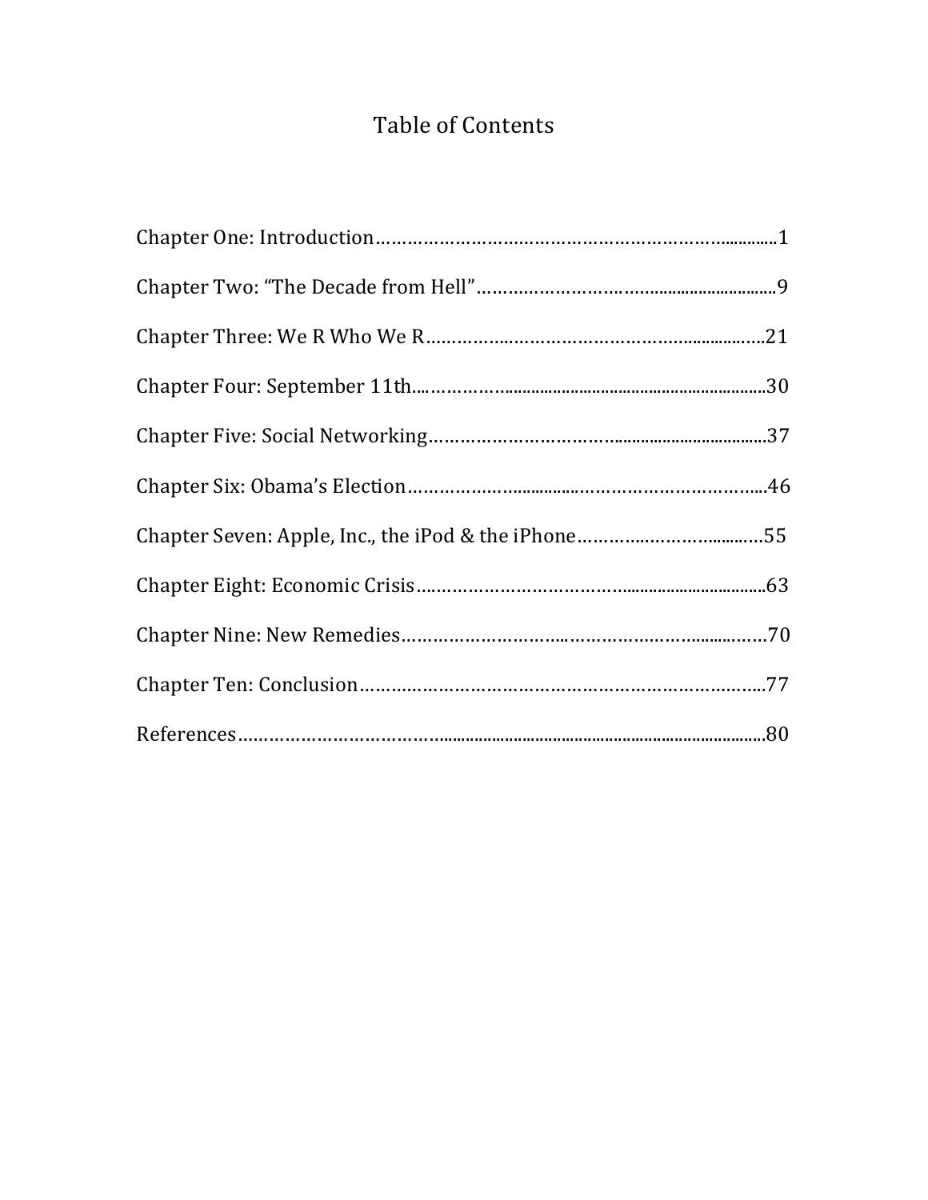# Table of Contents

Chapter One: Introduction……………………………………………………………...........1

Chapter Two: "The Decade from Hell"………………………….........................9

Chapter Three: We R Who We R……………..………………………….................21

Chapter Four: September 11th.…………….............................................................30

Chapter Five: Social Networking………………………….................................37

Chapter Six: Obama's Election……………...............…………………………....46

Chapter Seven: Apple, Inc., the iPod & the iPhone…………..…………..........55

Chapter Eight: Economic Crisis………………………………...............................63

Chapter Nine: New Remedies………………………..……………….…...........……70

Chapter Ten: Conclusion…………………………………………………………….....77

References……………………………........................................................................80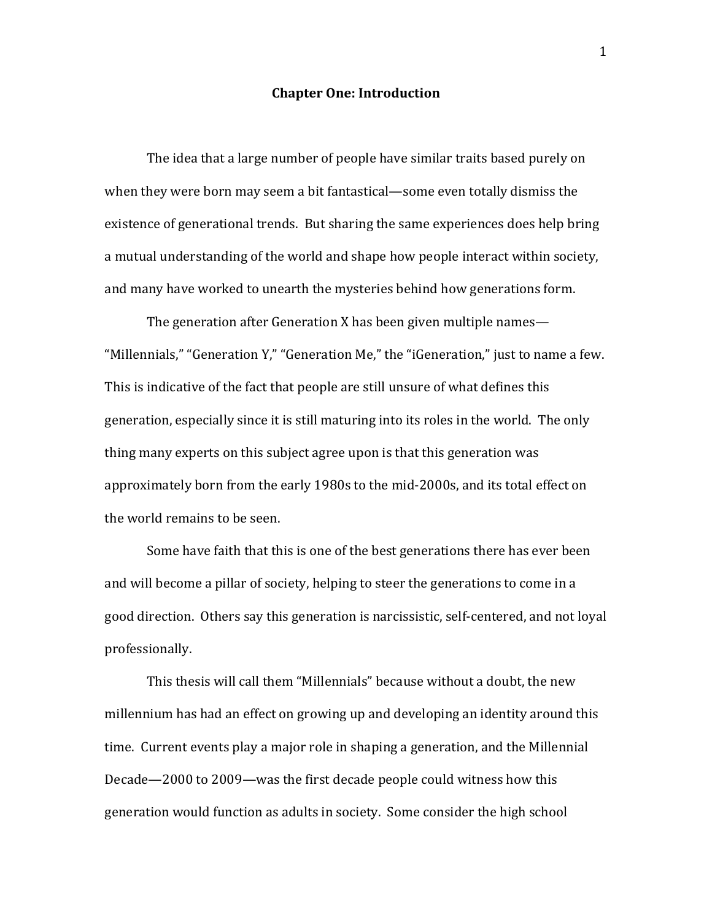# Chapter One: Introduction

The idea that a large number of people have similar traits based purely on when they were born may seem a bit fantastical—some even totally dismiss the existence of generational trends. But sharing the same experiences does help bring a mutual understanding of the world and shape how people interact within society, and many have worked to unearth the mysteries behind how generations form.

The generation after Generation X has been given multiple names—"Millennials," "Generation Y," "Generation Me," the "iGeneration," just to name a few. This is indicative of the fact that people are still unsure of what defines this generation, especially since it is still maturing into its roles in the world. The only thing many experts on this subject agree upon is that this generation was approximately born from the early 1980s to the mid-2000s, and its total effect on the world remains to be seen.

Some have faith that this is one of the best generations there has ever been and will become a pillar of society, helping to steer the generations to come in a good direction. Others say this generation is narcissistic, self-centered, and not loyal professionally.

This thesis will call them "Millennials" because without a doubt, the new millennium has had an effect on growing up and developing an identity around this time. Current events play a major role in shaping a generation, and the Millennial Decade—2000 to 2009—was the first decade people could witness how this generation would function as adults in society. Some consider the high school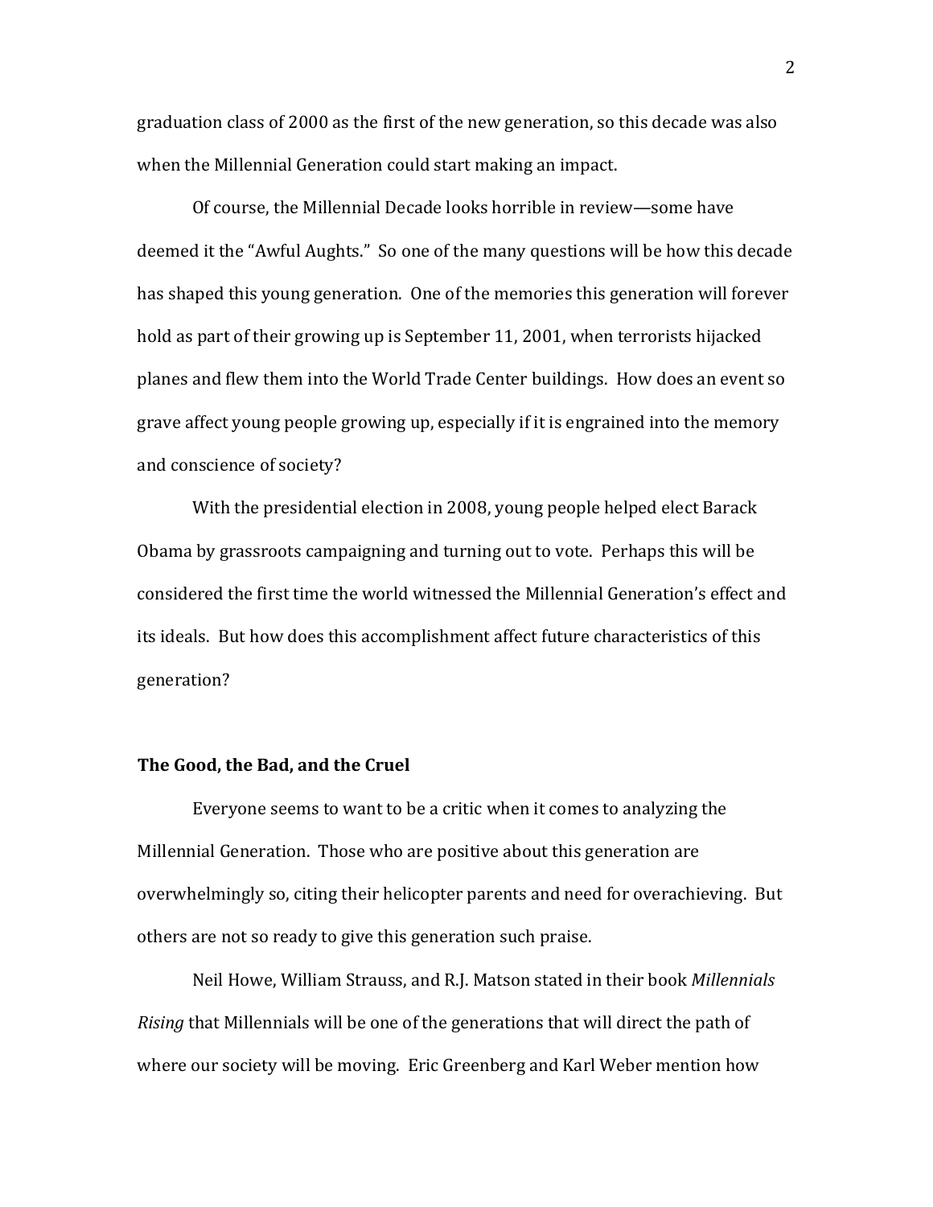graduation class of 2000 as the first of the new generation, so this decade was also when the Millennial Generation could start making an impact.

Of course, the Millennial Decade looks horrible in review—some have deemed it the "Awful Aughts." So one of the many questions will be how this decade has shaped this young generation. One of the memories this generation will forever hold as part of their growing up is September 11, 2001, when terrorists hijacked planes and flew them into the World Trade Center buildings. How does an event so grave affect young people growing up, especially if it is engrained into the memory and conscience of society?

With the presidential election in 2008, young people helped elect Barack Obama by grassroots campaigning and turning out to vote. Perhaps this will be considered the first time the world witnessed the Millennial Generation's effect and its ideals. But how does this accomplishment affect future characteristics of this generation?

**The Good, the Bad, and the Cruel**

Everyone seems to want to be a critic when it comes to analyzing the Millennial Generation. Those who are positive about this generation are overwhelmingly so, citing their helicopter parents and need for overachieving. But others are not so ready to give this generation such praise.

Neil Howe, William Strauss, and R.J. Matson stated in their book *Millennials Rising* that Millennials will be one of the generations that will direct the path of where our society will be moving. Eric Greenberg and Karl Weber mention how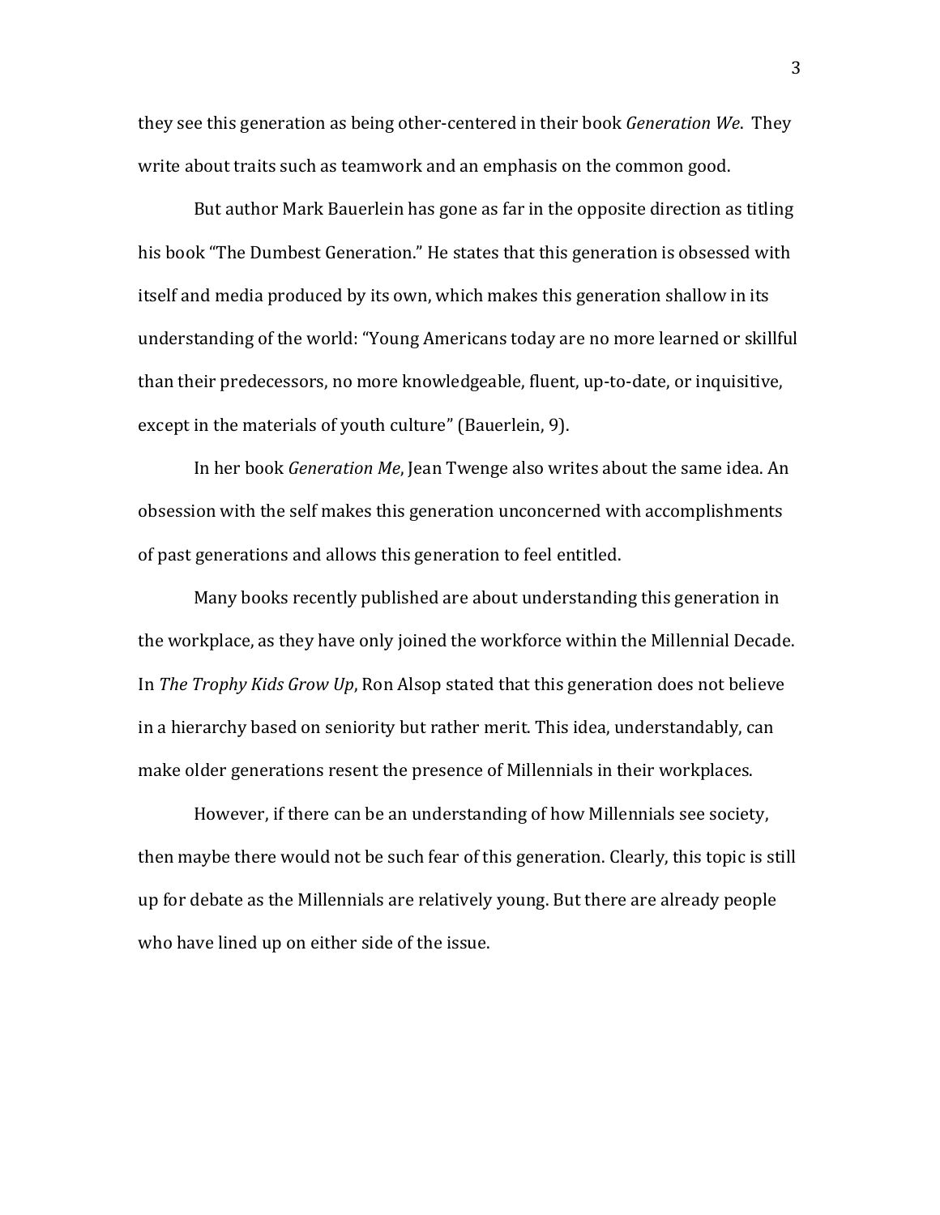they see this generation as being other-centered in their book *Generation We*. They write about traits such as teamwork and an emphasis on the common good.

But author Mark Bauerlein has gone as far in the opposite direction as titling his book "The Dumbest Generation." He states that this generation is obsessed with itself and media produced by its own, which makes this generation shallow in its understanding of the world: "Young Americans today are no more learned or skillful than their predecessors, no more knowledgeable, fluent, up-to-date, or inquisitive, except in the materials of youth culture" (Bauerlein, 9).

In her book *Generation Me*, Jean Twenge also writes about the same idea. An obsession with the self makes this generation unconcerned with accomplishments of past generations and allows this generation to feel entitled.

Many books recently published are about understanding this generation in the workplace, as they have only joined the workforce within the Millennial Decade. In *The Trophy Kids Grow Up*, Ron Alsop stated that this generation does not believe in a hierarchy based on seniority but rather merit. This idea, understandably, can make older generations resent the presence of Millennials in their workplaces.

However, if there can be an understanding of how Millennials see society, then maybe there would not be such fear of this generation. Clearly, this topic is still up for debate as the Millennials are relatively young. But there are already people who have lined up on either side of the issue.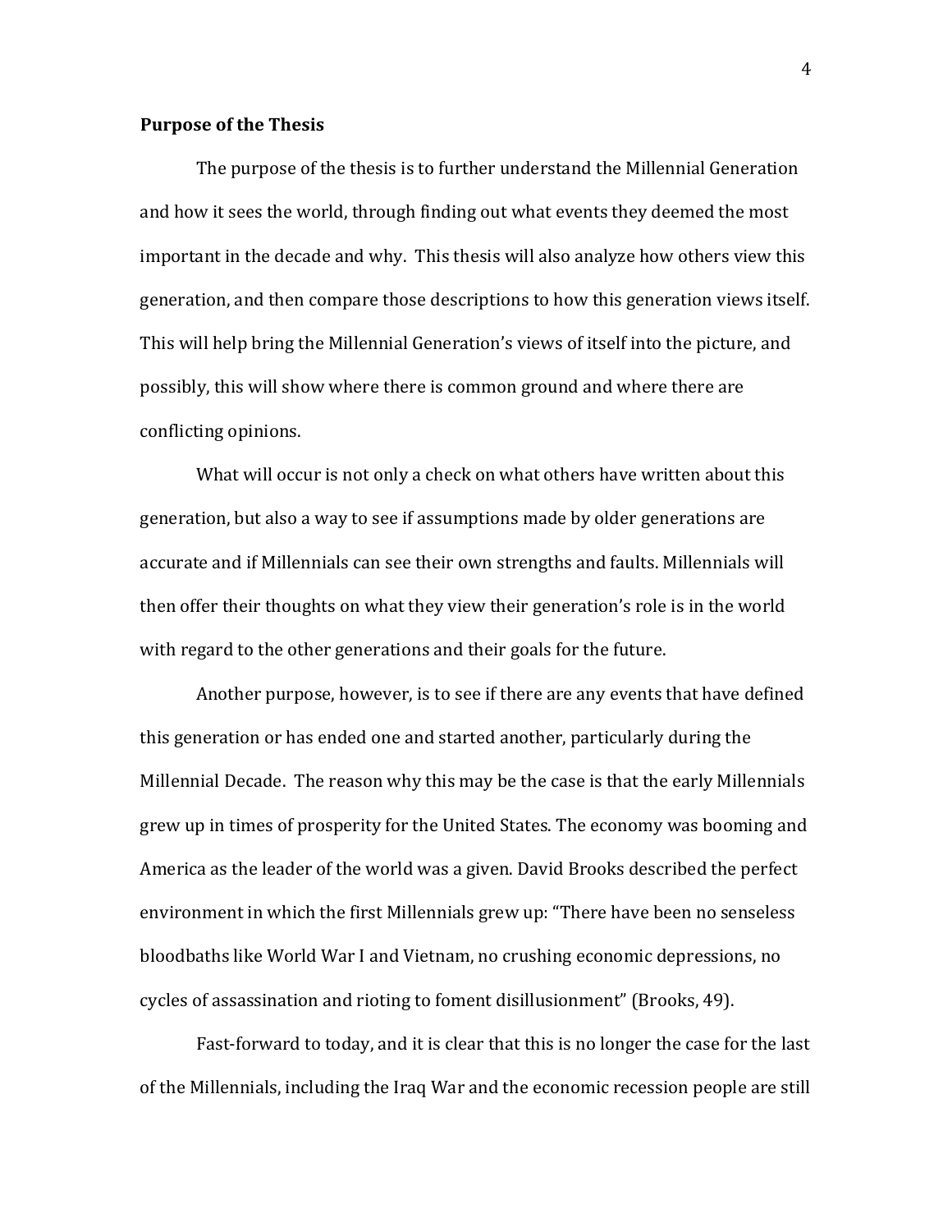**Purpose of the Thesis**

The purpose of the thesis is to further understand the Millennial Generation and how it sees the world, through finding out what events they deemed the most important in the decade and why. This thesis will also analyze how others view this generation, and then compare those descriptions to how this generation views itself. This will help bring the Millennial Generation's views of itself into the picture, and possibly, this will show where there is common ground and where there are conflicting opinions.

What will occur is not only a check on what others have written about this generation, but also a way to see if assumptions made by older generations are accurate and if Millennials can see their own strengths and faults. Millennials will then offer their thoughts on what they view their generation's role is in the world with regard to the other generations and their goals for the future.

Another purpose, however, is to see if there are any events that have defined this generation or has ended one and started another, particularly during the Millennial Decade. The reason why this may be the case is that the early Millennials grew up in times of prosperity for the United States. The economy was booming and America as the leader of the world was a given. David Brooks described the perfect environment in which the first Millennials grew up: "There have been no senseless bloodbaths like World War I and Vietnam, no crushing economic depressions, no cycles of assassination and rioting to foment disillusionment" (Brooks, 49).

Fast-forward to today, and it is clear that this is no longer the case for the last of the Millennials, including the Iraq War and the economic recession people are still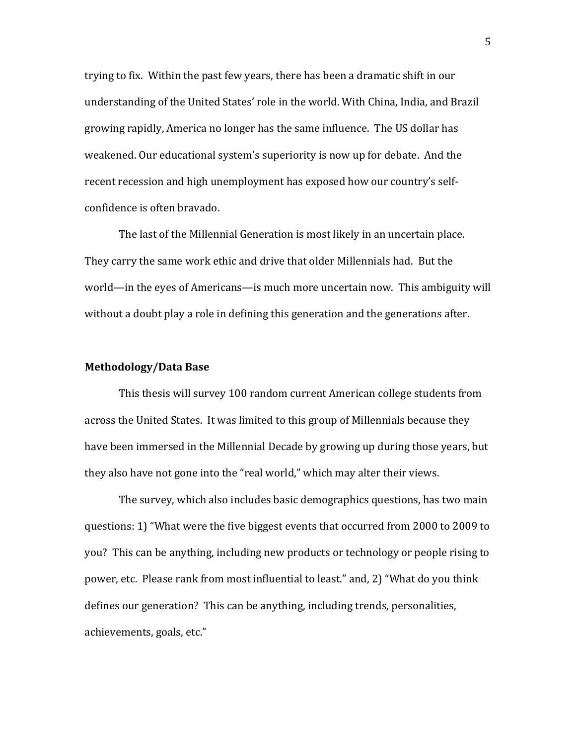trying to fix. Within the past few years, there has been a dramatic shift in our understanding of the United States' role in the world. With China, India, and Brazil growing rapidly, America no longer has the same influence. The US dollar has weakened. Our educational system's superiority is now up for debate. And the recent recession and high unemployment has exposed how our country's self-confidence is often bravado.

The last of the Millennial Generation is most likely in an uncertain place. They carry the same work ethic and drive that older Millennials had. But the world—in the eyes of Americans—is much more uncertain now. This ambiguity will without a doubt play a role in defining this generation and the generations after.

**Methodology/Data Base**

This thesis will survey 100 random current American college students from across the United States. It was limited to this group of Millennials because they have been immersed in the Millennial Decade by growing up during those years, but they also have not gone into the "real world," which may alter their views.

The survey, which also includes basic demographics questions, has two main questions: 1) "What were the five biggest events that occurred from 2000 to 2009 to you? This can be anything, including new products or technology or people rising to power, etc. Please rank from most influential to least." and, 2) "What do you think defines our generation? This can be anything, including trends, personalities, achievements, goals, etc."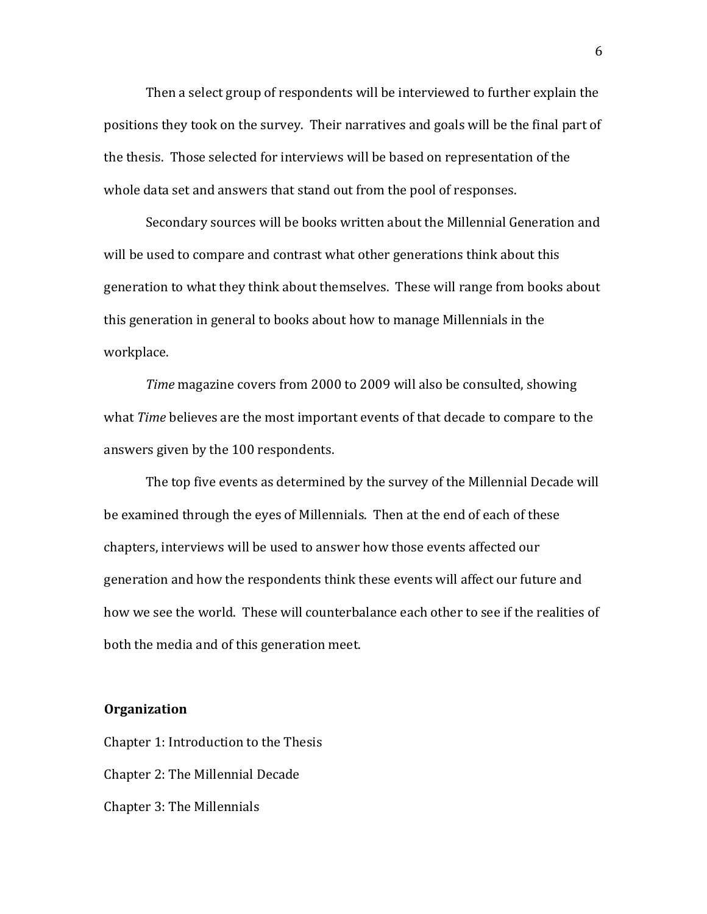Then a select group of respondents will be interviewed to further explain the positions they took on the survey. Their narratives and goals will be the final part of the thesis. Those selected for interviews will be based on representation of the whole data set and answers that stand out from the pool of responses.

Secondary sources will be books written about the Millennial Generation and will be used to compare and contrast what other generations think about this generation to what they think about themselves. These will range from books about this generation in general to books about how to manage Millennials in the workplace.

*Time* magazine covers from 2000 to 2009 will also be consulted, showing what *Time* believes are the most important events of that decade to compare to the answers given by the 100 respondents.

The top five events as determined by the survey of the Millennial Decade will be examined through the eyes of Millennials. Then at the end of each of these chapters, interviews will be used to answer how those events affected our generation and how the respondents think these events will affect our future and how we see the world. These will counterbalance each other to see if the realities of both the media and of this generation meet.

**Organization**

Chapter 1: Introduction to the Thesis

Chapter 2: The Millennial Decade

Chapter 3: The Millennials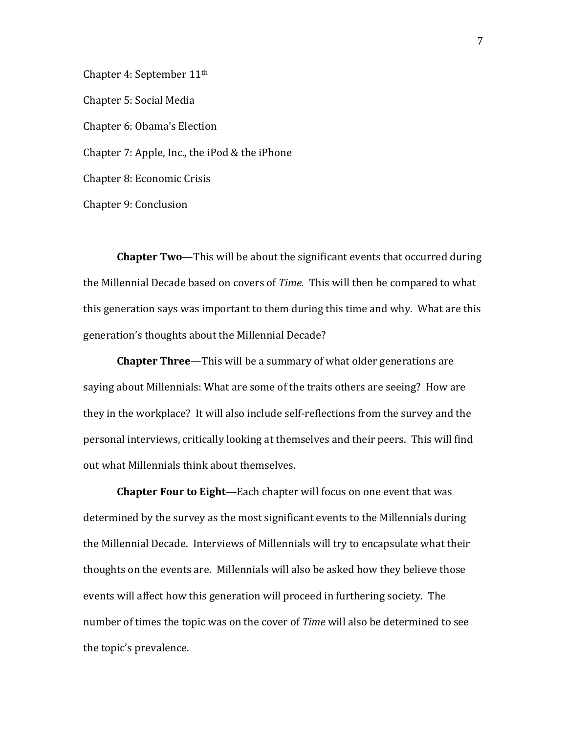Chapter 4: September 11th

Chapter 5: Social Media

Chapter 6: Obama's Election

Chapter 7: Apple, Inc., the iPod & the iPhone

Chapter 8: Economic Crisis

Chapter 9: Conclusion

**Chapter Two**—This will be about the significant events that occurred during the Millennial Decade based on covers of *Time.* This will then be compared to what this generation says was important to them during this time and why. What are this generation's thoughts about the Millennial Decade?

**Chapter Three**—This will be a summary of what older generations are saying about Millennials: What are some of the traits others are seeing? How are they in the workplace? It will also include self-reflections from the survey and the personal interviews, critically looking at themselves and their peers. This will find out what Millennials think about themselves.

**Chapter Four to Eight**—Each chapter will focus on one event that was determined by the survey as the most significant events to the Millennials during the Millennial Decade. Interviews of Millennials will try to encapsulate what their thoughts on the events are. Millennials will also be asked how they believe those events will affect how this generation will proceed in furthering society. The number of times the topic was on the cover of *Time* will also be determined to see the topic's prevalence.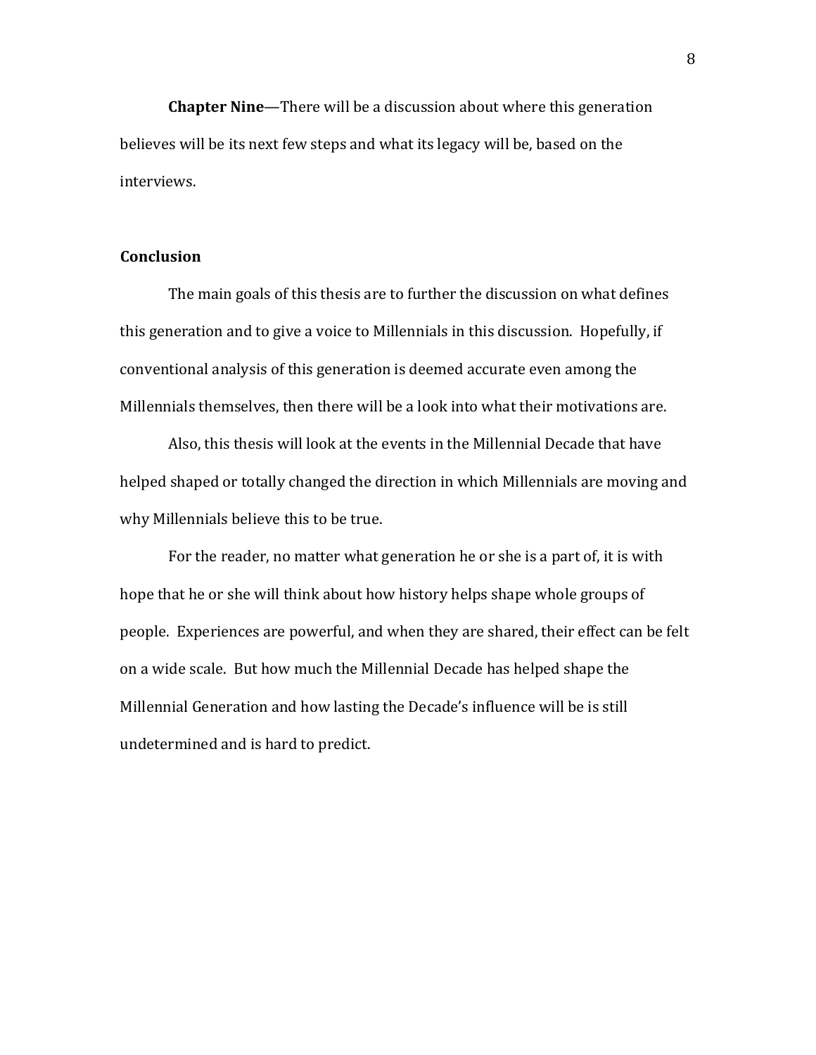**Chapter Nine**—There will be a discussion about where this generation believes will be its next few steps and what its legacy will be, based on the interviews.

## Conclusion

The main goals of this thesis are to further the discussion on what defines this generation and to give a voice to Millennials in this discussion. Hopefully, if conventional analysis of this generation is deemed accurate even among the Millennials themselves, then there will be a look into what their motivations are.

Also, this thesis will look at the events in the Millennial Decade that have helped shaped or totally changed the direction in which Millennials are moving and why Millennials believe this to be true.

For the reader, no matter what generation he or she is a part of, it is with hope that he or she will think about how history helps shape whole groups of people. Experiences are powerful, and when they are shared, their effect can be felt on a wide scale. But how much the Millennial Decade has helped shape the Millennial Generation and how lasting the Decade's influence will be is still undetermined and is hard to predict.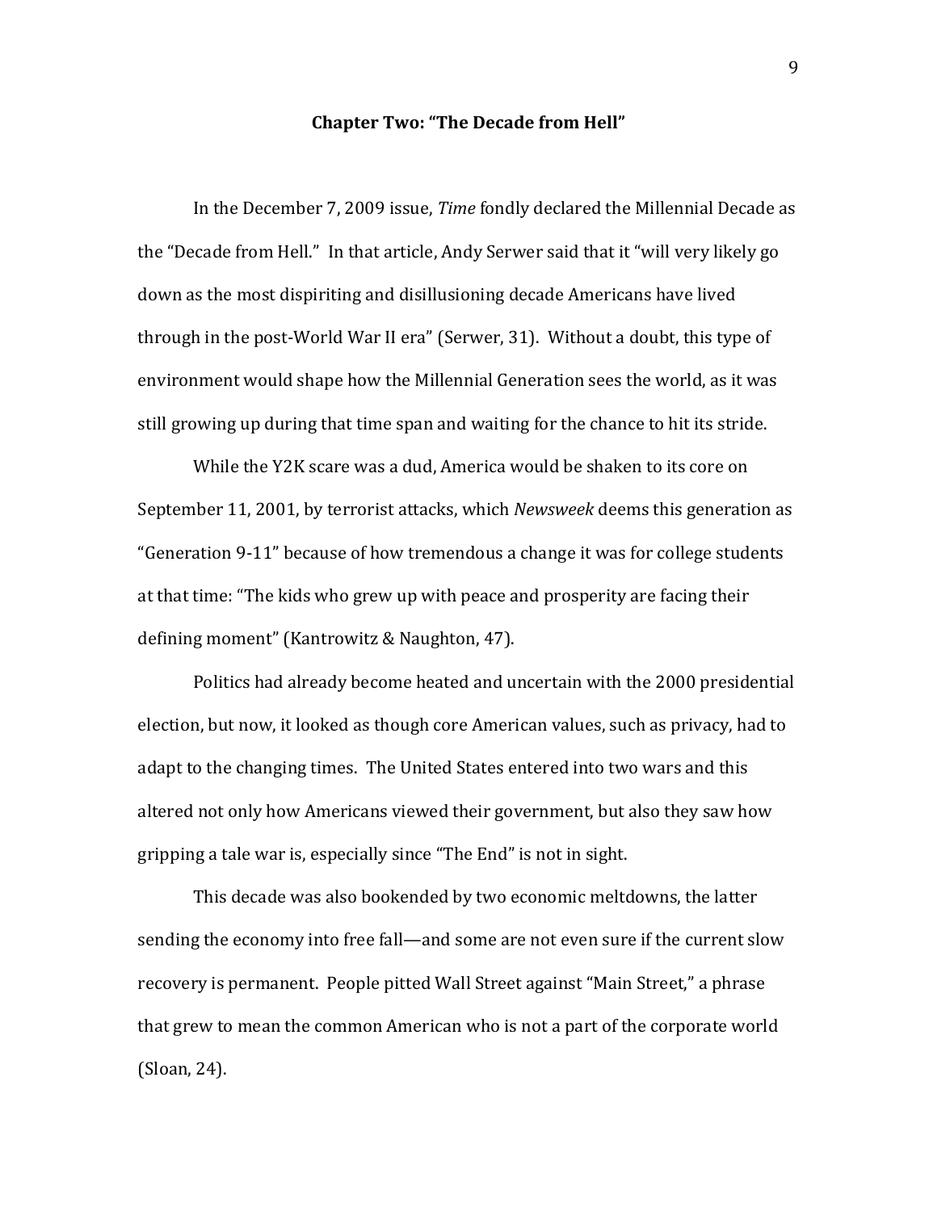## Chapter Two: "The Decade from Hell"

In the December 7, 2009 issue, *Time* fondly declared the Millennial Decade as the "Decade from Hell." In that article, Andy Serwer said that it "will very likely go down as the most dispiriting and disillusioning decade Americans have lived through in the post-World War II era" (Serwer, 31). Without a doubt, this type of environment would shape how the Millennial Generation sees the world, as it was still growing up during that time span and waiting for the chance to hit its stride.

While the Y2K scare was a dud, America would be shaken to its core on September 11, 2001, by terrorist attacks, which *Newsweek* deems this generation as "Generation 9-11" because of how tremendous a change it was for college students at that time: "The kids who grew up with peace and prosperity are facing their defining moment" (Kantrowitz & Naughton, 47).

Politics had already become heated and uncertain with the 2000 presidential election, but now, it looked as though core American values, such as privacy, had to adapt to the changing times. The United States entered into two wars and this altered not only how Americans viewed their government, but also they saw how gripping a tale war is, especially since "The End" is not in sight.

This decade was also bookended by two economic meltdowns, the latter sending the economy into free fall—and some are not even sure if the current slow recovery is permanent. People pitted Wall Street against "Main Street," a phrase that grew to mean the common American who is not a part of the corporate world (Sloan, 24).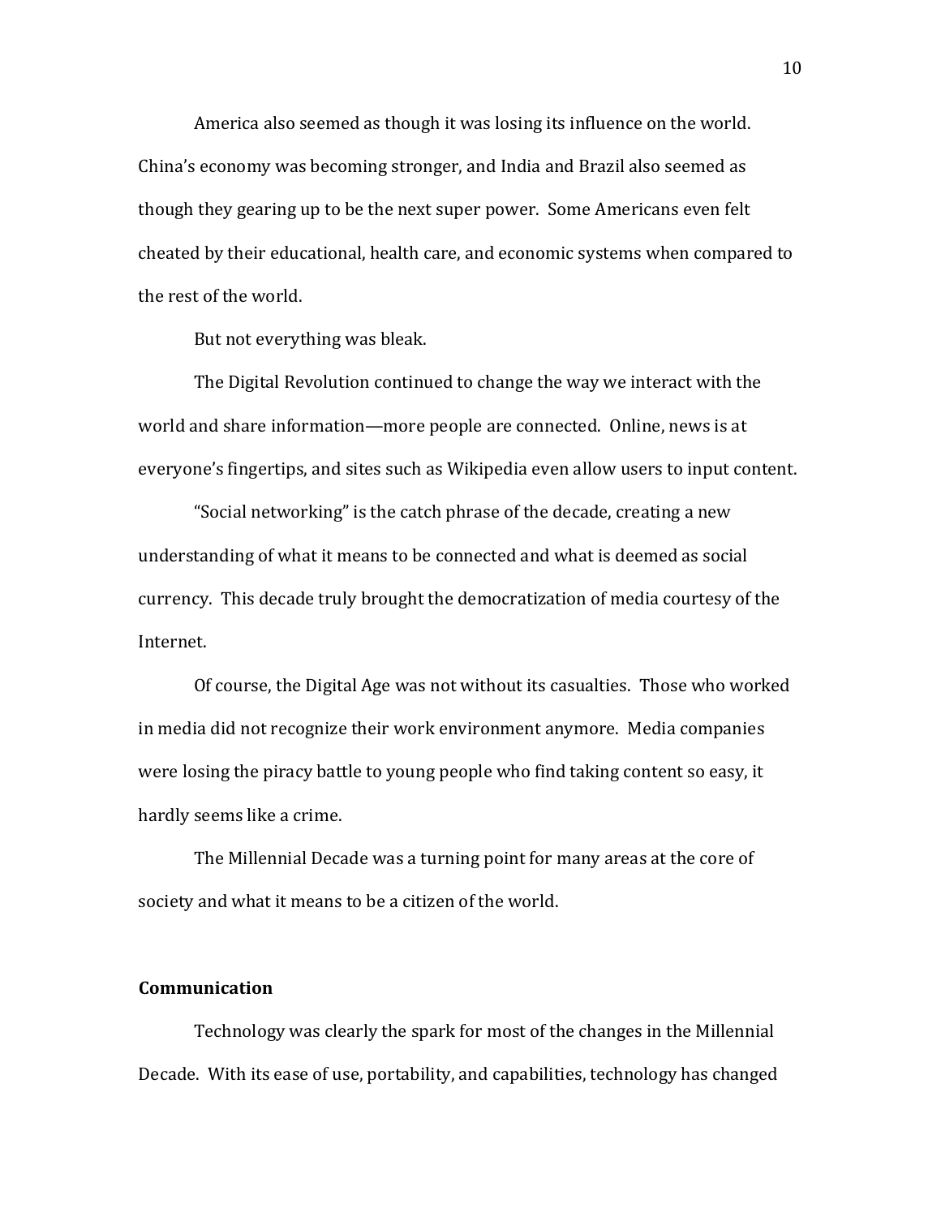America also seemed as though it was losing its influence on the world. China's economy was becoming stronger, and India and Brazil also seemed as though they gearing up to be the next super power. Some Americans even felt cheated by their educational, health care, and economic systems when compared to the rest of the world.

But not everything was bleak.

The Digital Revolution continued to change the way we interact with the world and share information—more people are connected. Online, news is at everyone's fingertips, and sites such as Wikipedia even allow users to input content.

"Social networking" is the catch phrase of the decade, creating a new understanding of what it means to be connected and what is deemed as social currency. This decade truly brought the democratization of media courtesy of the Internet.

Of course, the Digital Age was not without its casualties. Those who worked in media did not recognize their work environment anymore. Media companies were losing the piracy battle to young people who find taking content so easy, it hardly seems like a crime.

The Millennial Decade was a turning point for many areas at the core of society and what it means to be a citizen of the world.

## Communication

Technology was clearly the spark for most of the changes in the Millennial Decade. With its ease of use, portability, and capabilities, technology has changed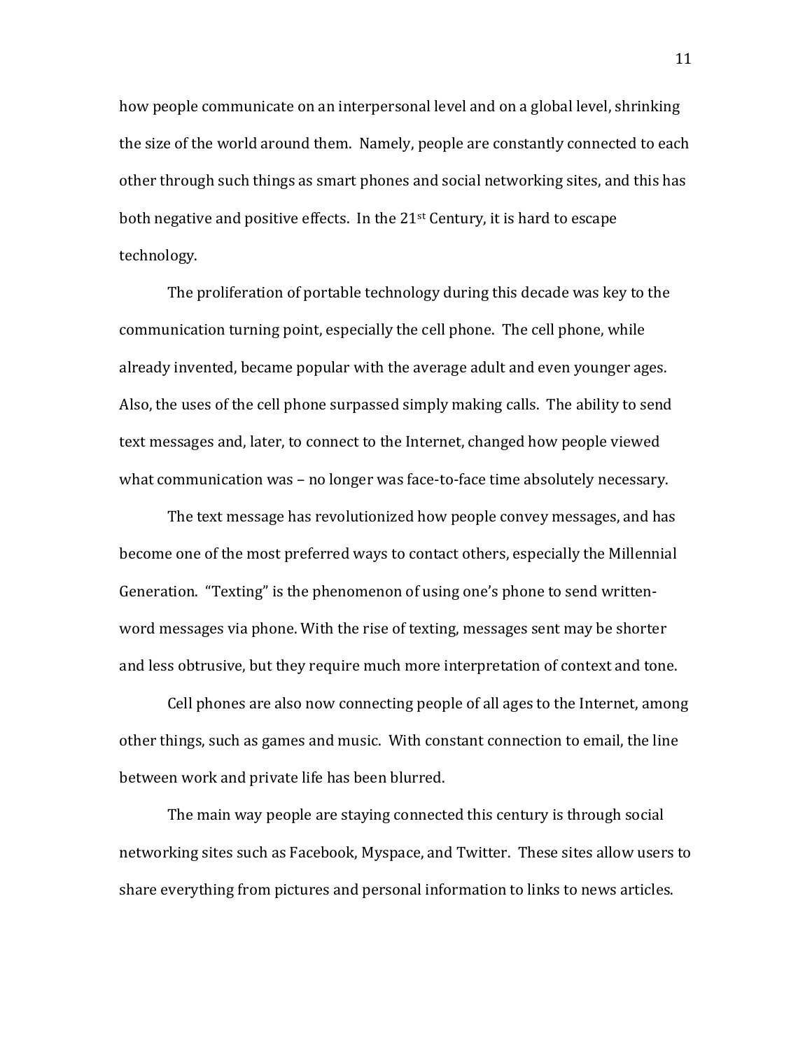how people communicate on an interpersonal level and on a global level, shrinking the size of the world around them. Namely, people are constantly connected to each other through such things as smart phones and social networking sites, and this has both negative and positive effects. In the 21st Century, it is hard to escape technology.

The proliferation of portable technology during this decade was key to the communication turning point, especially the cell phone. The cell phone, while already invented, became popular with the average adult and even younger ages. Also, the uses of the cell phone surpassed simply making calls. The ability to send text messages and, later, to connect to the Internet, changed how people viewed what communication was – no longer was face-to-face time absolutely necessary.

The text message has revolutionized how people convey messages, and has become one of the most preferred ways to contact others, especially the Millennial Generation. "Texting" is the phenomenon of using one's phone to send written-word messages via phone. With the rise of texting, messages sent may be shorter and less obtrusive, but they require much more interpretation of context and tone.

Cell phones are also now connecting people of all ages to the Internet, among other things, such as games and music. With constant connection to email, the line between work and private life has been blurred.

The main way people are staying connected this century is through social networking sites such as Facebook, Myspace, and Twitter. These sites allow users to share everything from pictures and personal information to links to news articles.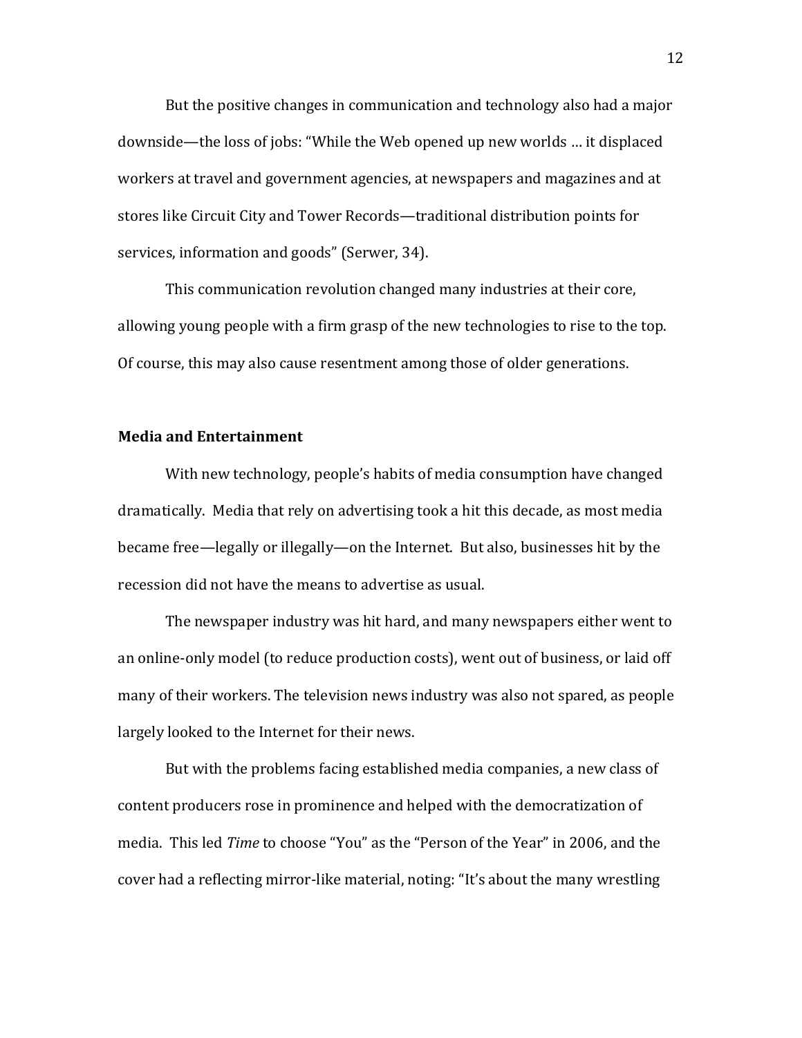But the positive changes in communication and technology also had a major downside—the loss of jobs: "While the Web opened up new worlds … it displaced workers at travel and government agencies, at newspapers and magazines and at stores like Circuit City and Tower Records—traditional distribution points for services, information and goods" (Serwer, 34).

This communication revolution changed many industries at their core, allowing young people with a firm grasp of the new technologies to rise to the top. Of course, this may also cause resentment among those of older generations.

**Media and Entertainment**

With new technology, people's habits of media consumption have changed dramatically. Media that rely on advertising took a hit this decade, as most media became free—legally or illegally—on the Internet. But also, businesses hit by the recession did not have the means to advertise as usual.

The newspaper industry was hit hard, and many newspapers either went to an online-only model (to reduce production costs), went out of business, or laid off many of their workers. The television news industry was also not spared, as people largely looked to the Internet for their news.

But with the problems facing established media companies, a new class of content producers rose in prominence and helped with the democratization of media. This led *Time* to choose "You" as the "Person of the Year" in 2006, and the cover had a reflecting mirror-like material, noting: "It's about the many wrestling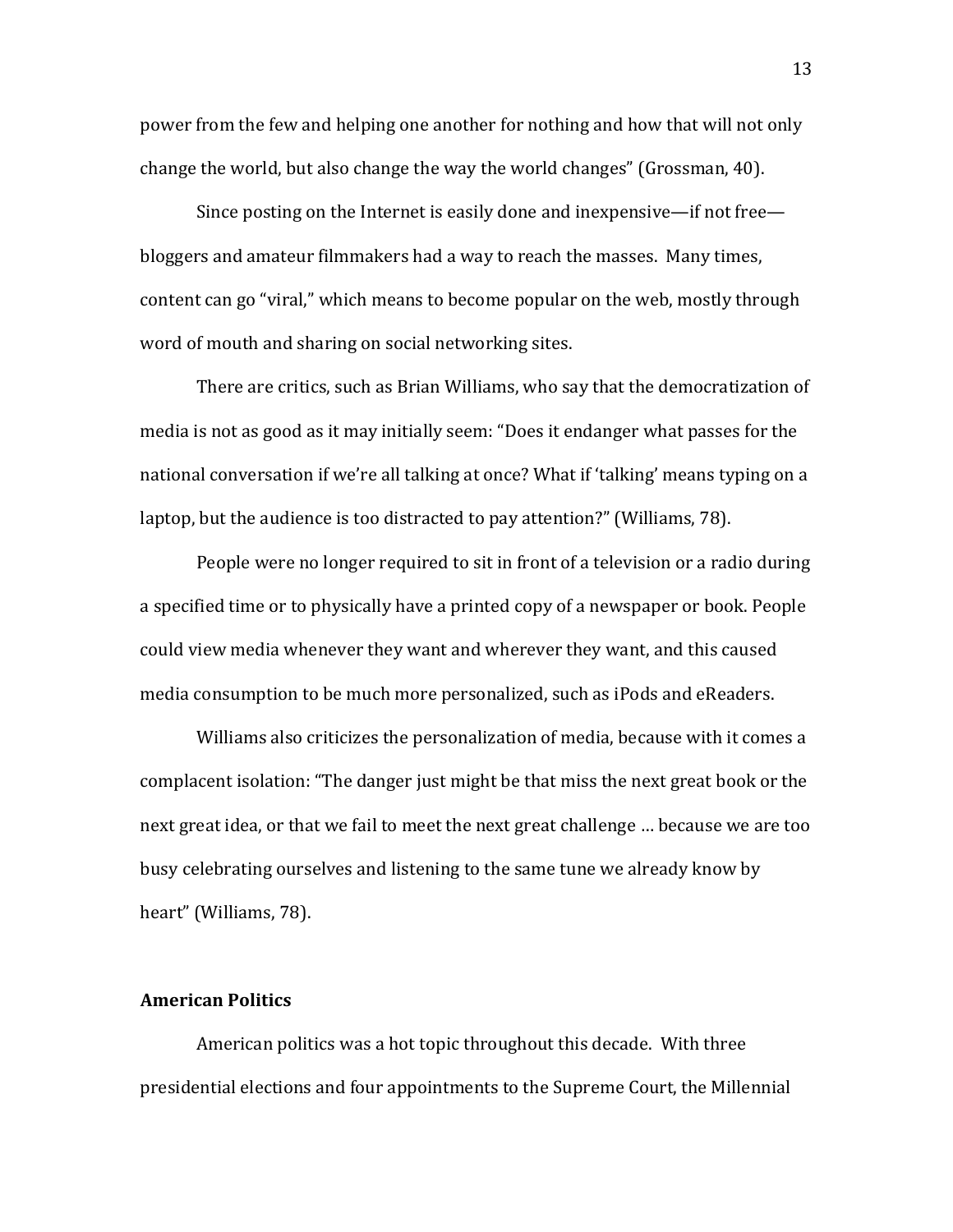power from the few and helping one another for nothing and how that will not only change the world, but also change the way the world changes" (Grossman, 40).

Since posting on the Internet is easily done and inexpensive—if not free—bloggers and amateur filmmakers had a way to reach the masses. Many times, content can go "viral," which means to become popular on the web, mostly through word of mouth and sharing on social networking sites.

There are critics, such as Brian Williams, who say that the democratization of media is not as good as it may initially seem: "Does it endanger what passes for the national conversation if we're all talking at once? What if 'talking' means typing on a laptop, but the audience is too distracted to pay attention?" (Williams, 78).

People were no longer required to sit in front of a television or a radio during a specified time or to physically have a printed copy of a newspaper or book. People could view media whenever they want and wherever they want, and this caused media consumption to be much more personalized, such as iPods and eReaders.

Williams also criticizes the personalization of media, because with it comes a complacent isolation: "The danger just might be that miss the next great book or the next great idea, or that we fail to meet the next great challenge … because we are too busy celebrating ourselves and listening to the same tune we already know by heart" (Williams, 78).

**American Politics**

American politics was a hot topic throughout this decade. With three presidential elections and four appointments to the Supreme Court, the Millennial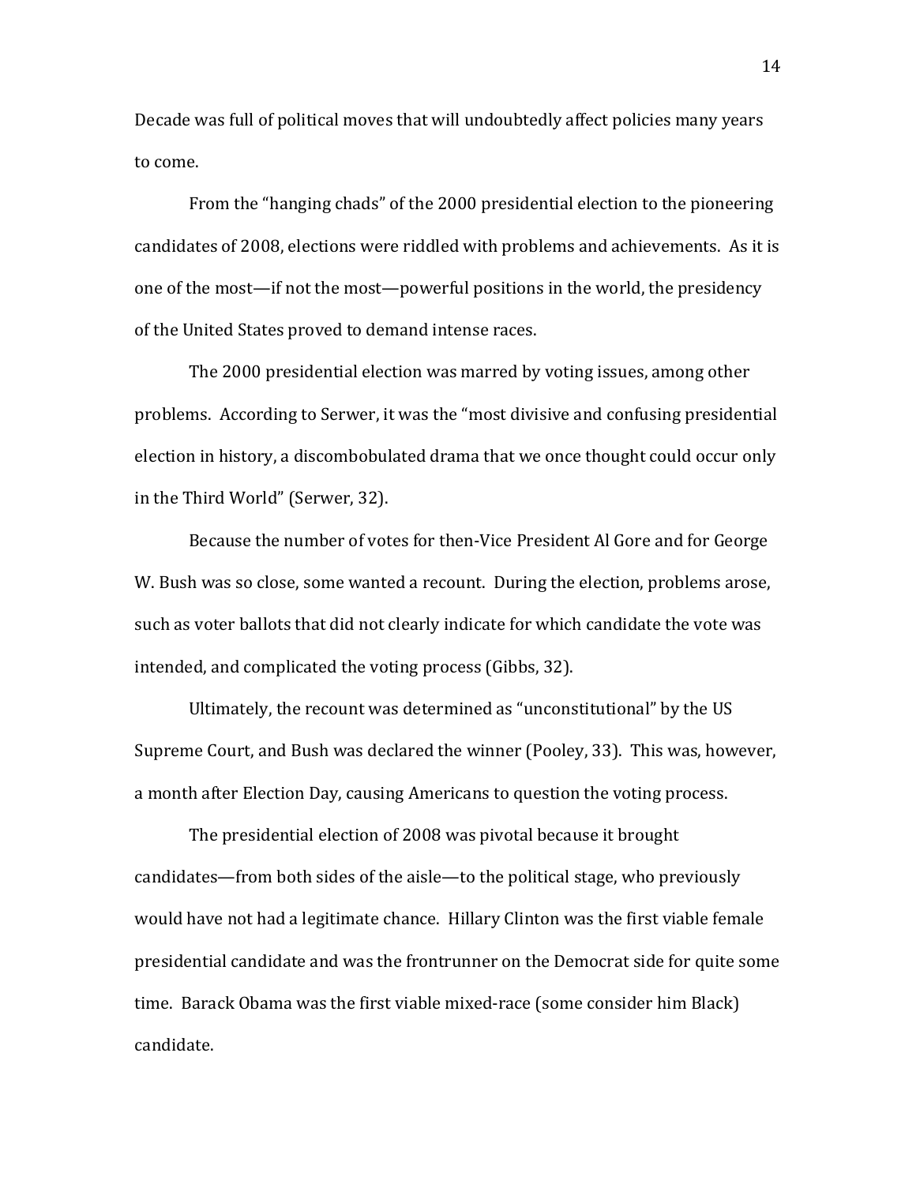Decade was full of political moves that will undoubtedly affect policies many years to come.

From the "hanging chads" of the 2000 presidential election to the pioneering candidates of 2008, elections were riddled with problems and achievements. As it is one of the most—if not the most—powerful positions in the world, the presidency of the United States proved to demand intense races.

The 2000 presidential election was marred by voting issues, among other problems. According to Serwer, it was the "most divisive and confusing presidential election in history, a discombobulated drama that we once thought could occur only in the Third World" (Serwer, 32).

Because the number of votes for then-Vice President Al Gore and for George W. Bush was so close, some wanted a recount. During the election, problems arose, such as voter ballots that did not clearly indicate for which candidate the vote was intended, and complicated the voting process (Gibbs, 32).

Ultimately, the recount was determined as "unconstitutional" by the US Supreme Court, and Bush was declared the winner (Pooley, 33). This was, however, a month after Election Day, causing Americans to question the voting process.

The presidential election of 2008 was pivotal because it brought candidates—from both sides of the aisle—to the political stage, who previously would have not had a legitimate chance. Hillary Clinton was the first viable female presidential candidate and was the frontrunner on the Democrat side for quite some time. Barack Obama was the first viable mixed-race (some consider him Black) candidate.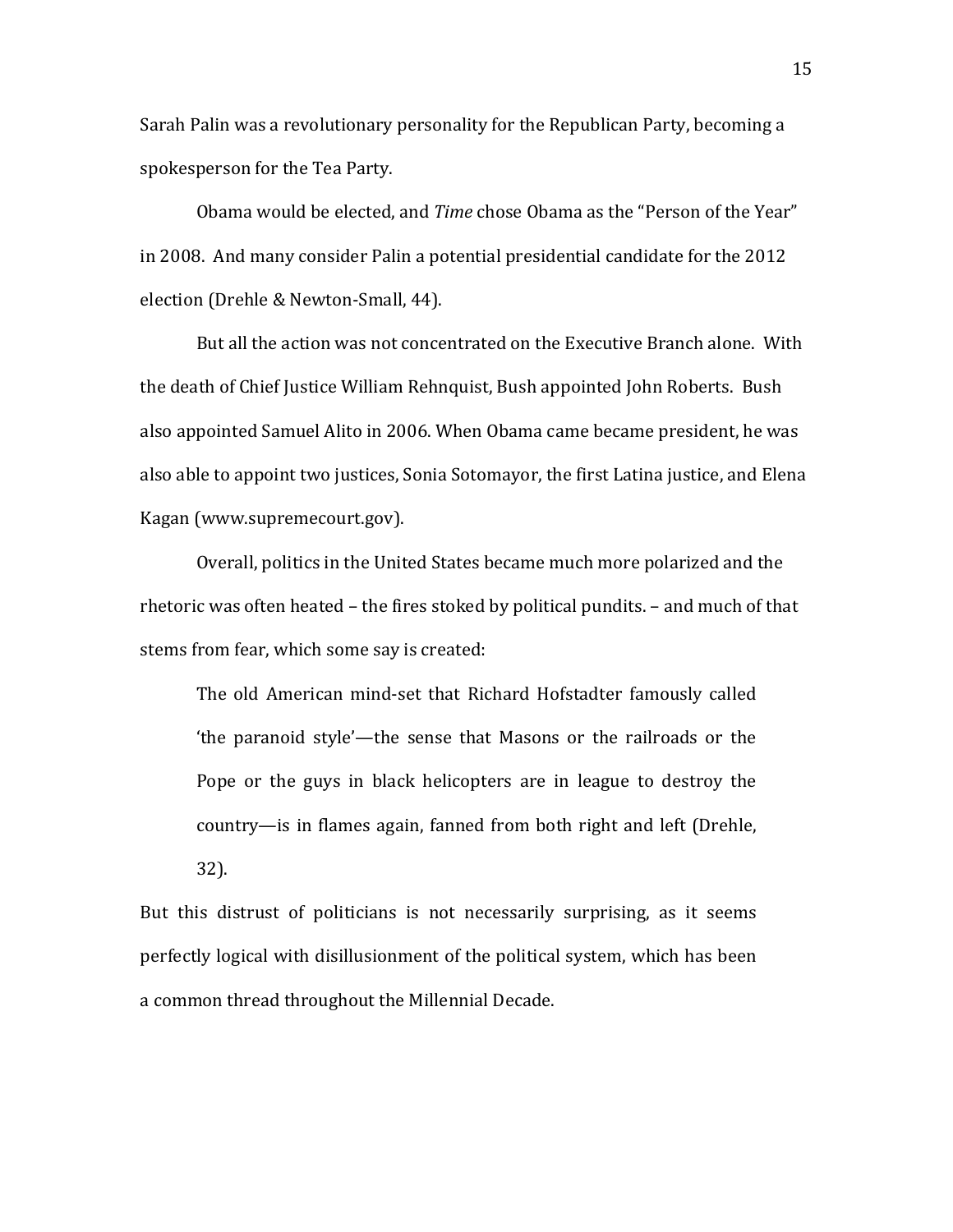Sarah Palin was a revolutionary personality for the Republican Party, becoming a spokesperson for the Tea Party.

Obama would be elected, and *Time* chose Obama as the "Person of the Year" in 2008. And many consider Palin a potential presidential candidate for the 2012 election (Drehle & Newton-Small, 44).

But all the action was not concentrated on the Executive Branch alone. With the death of Chief Justice William Rehnquist, Bush appointed John Roberts. Bush also appointed Samuel Alito in 2006. When Obama came became president, he was also able to appoint two justices, Sonia Sotomayor, the first Latina justice, and Elena Kagan (www.supremecourt.gov).

Overall, politics in the United States became much more polarized and the rhetoric was often heated – the fires stoked by political pundits. – and much of that stems from fear, which some say is created:

> The old American mind-set that Richard Hofstadter famously called 'the paranoid style'—the sense that Masons or the railroads or the Pope or the guys in black helicopters are in league to destroy the country—is in flames again, fanned from both right and left (Drehle, 32).

But this distrust of politicians is not necessarily surprising, as it seems perfectly logical with disillusionment of the political system, which has been a common thread throughout the Millennial Decade.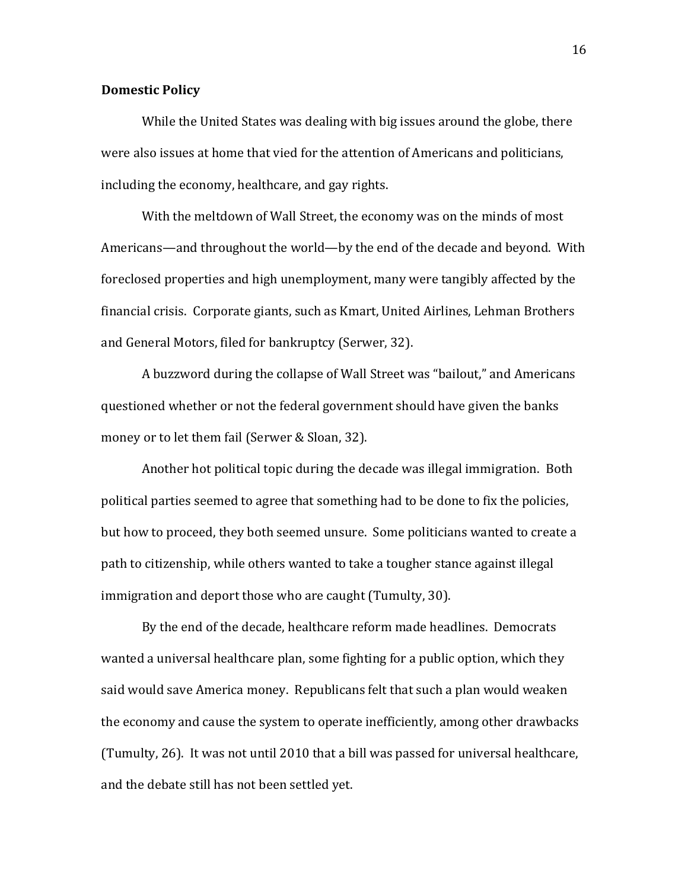## Domestic Policy

While the United States was dealing with big issues around the globe, there were also issues at home that vied for the attention of Americans and politicians, including the economy, healthcare, and gay rights.

With the meltdown of Wall Street, the economy was on the minds of most Americans—and throughout the world—by the end of the decade and beyond. With foreclosed properties and high unemployment, many were tangibly affected by the financial crisis. Corporate giants, such as Kmart, United Airlines, Lehman Brothers and General Motors, filed for bankruptcy (Serwer, 32).

A buzzword during the collapse of Wall Street was "bailout," and Americans questioned whether or not the federal government should have given the banks money or to let them fail (Serwer & Sloan, 32).

Another hot political topic during the decade was illegal immigration. Both political parties seemed to agree that something had to be done to fix the policies, but how to proceed, they both seemed unsure. Some politicians wanted to create a path to citizenship, while others wanted to take a tougher stance against illegal immigration and deport those who are caught (Tumulty, 30).

By the end of the decade, healthcare reform made headlines. Democrats wanted a universal healthcare plan, some fighting for a public option, which they said would save America money. Republicans felt that such a plan would weaken the economy and cause the system to operate inefficiently, among other drawbacks (Tumulty, 26). It was not until 2010 that a bill was passed for universal healthcare, and the debate still has not been settled yet.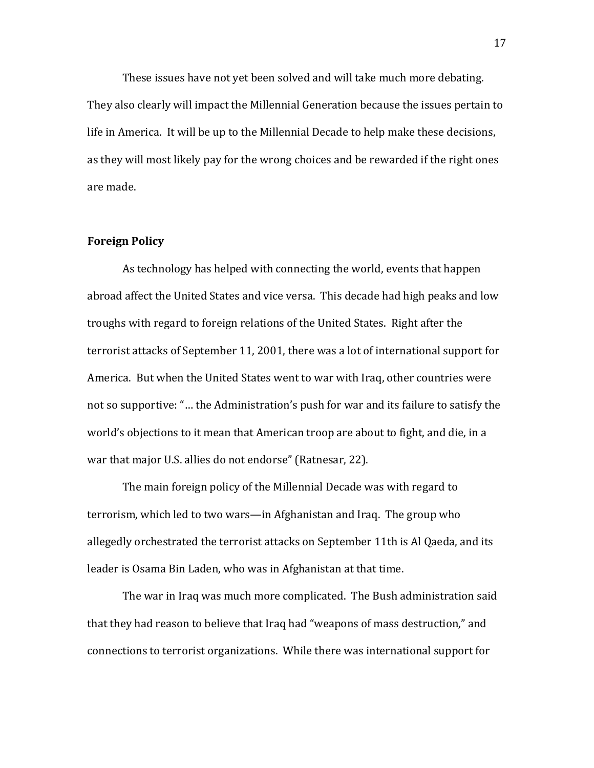These issues have not yet been solved and will take much more debating. They also clearly will impact the Millennial Generation because the issues pertain to life in America. It will be up to the Millennial Decade to help make these decisions, as they will most likely pay for the wrong choices and be rewarded if the right ones are made.

**Foreign Policy**

As technology has helped with connecting the world, events that happen abroad affect the United States and vice versa. This decade had high peaks and low troughs with regard to foreign relations of the United States. Right after the terrorist attacks of September 11, 2001, there was a lot of international support for America. But when the United States went to war with Iraq, other countries were not so supportive: "… the Administration's push for war and its failure to satisfy the world's objections to it mean that American troop are about to fight, and die, in a war that major U.S. allies do not endorse" (Ratnesar, 22).

The main foreign policy of the Millennial Decade was with regard to terrorism, which led to two wars—in Afghanistan and Iraq. The group who allegedly orchestrated the terrorist attacks on September 11th is Al Qaeda, and its leader is Osama Bin Laden, who was in Afghanistan at that time.

The war in Iraq was much more complicated. The Bush administration said that they had reason to believe that Iraq had "weapons of mass destruction," and connections to terrorist organizations. While there was international support for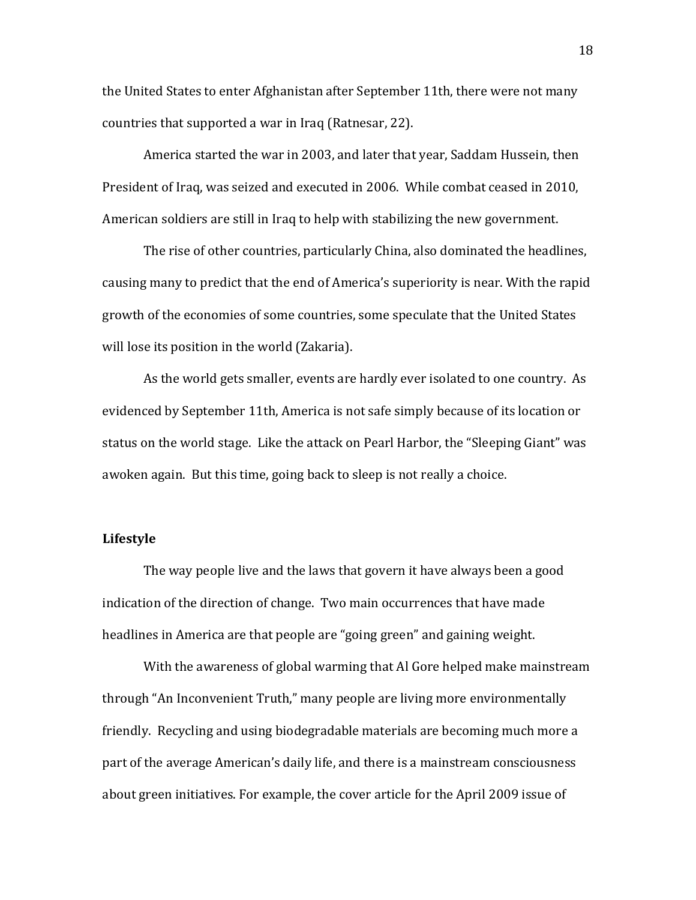the United States to enter Afghanistan after September 11th, there were not many countries that supported a war in Iraq (Ratnesar, 22).

America started the war in 2003, and later that year, Saddam Hussein, then President of Iraq, was seized and executed in 2006. While combat ceased in 2010, American soldiers are still in Iraq to help with stabilizing the new government.

The rise of other countries, particularly China, also dominated the headlines, causing many to predict that the end of America's superiority is near. With the rapid growth of the economies of some countries, some speculate that the United States will lose its position in the world (Zakaria).

As the world gets smaller, events are hardly ever isolated to one country. As evidenced by September 11th, America is not safe simply because of its location or status on the world stage. Like the attack on Pearl Harbor, the "Sleeping Giant" was awoken again. But this time, going back to sleep is not really a choice.

**Lifestyle**

The way people live and the laws that govern it have always been a good indication of the direction of change. Two main occurrences that have made headlines in America are that people are "going green" and gaining weight.

With the awareness of global warming that Al Gore helped make mainstream through "An Inconvenient Truth," many people are living more environmentally friendly. Recycling and using biodegradable materials are becoming much more a part of the average American's daily life, and there is a mainstream consciousness about green initiatives. For example, the cover article for the April 2009 issue of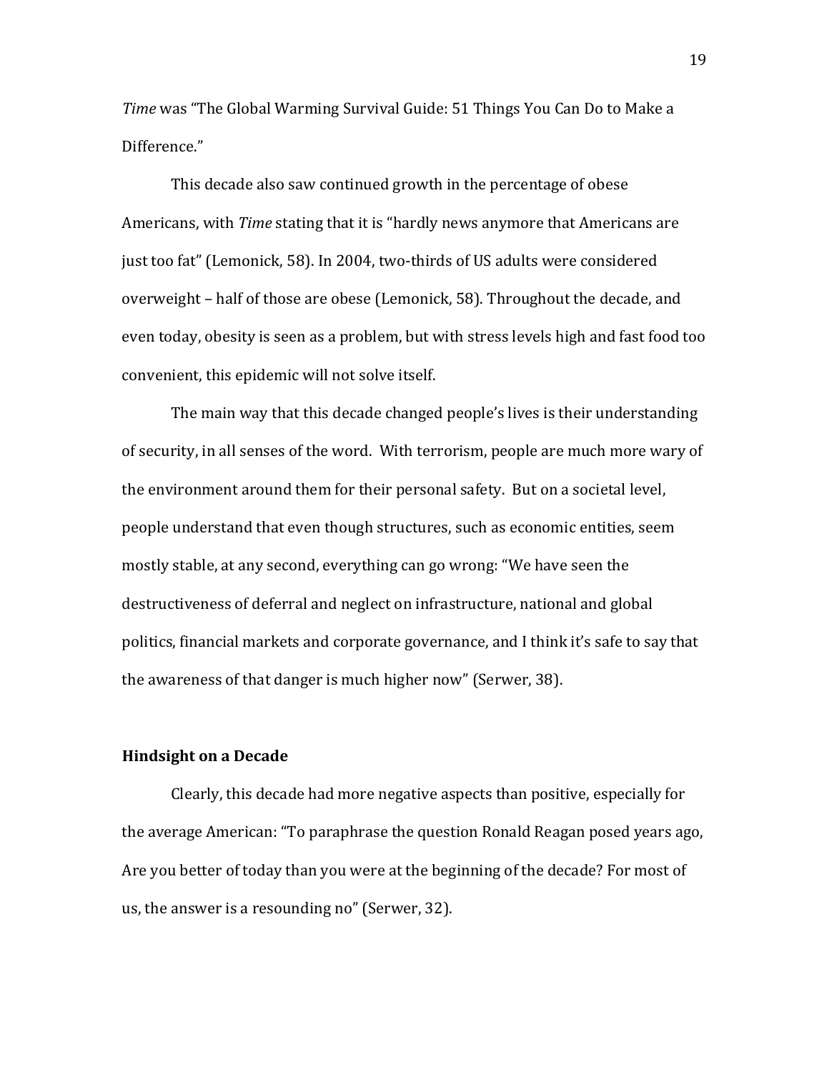*Time* was "The Global Warming Survival Guide: 51 Things You Can Do to Make a Difference."

This decade also saw continued growth in the percentage of obese Americans, with *Time* stating that it is "hardly news anymore that Americans are just too fat" (Lemonick, 58). In 2004, two-thirds of US adults were considered overweight – half of those are obese (Lemonick, 58). Throughout the decade, and even today, obesity is seen as a problem, but with stress levels high and fast food too convenient, this epidemic will not solve itself.

The main way that this decade changed people's lives is their understanding of security, in all senses of the word. With terrorism, people are much more wary of the environment around them for their personal safety. But on a societal level, people understand that even though structures, such as economic entities, seem mostly stable, at any second, everything can go wrong: "We have seen the destructiveness of deferral and neglect on infrastructure, national and global politics, financial markets and corporate governance, and I think it's safe to say that the awareness of that danger is much higher now" (Serwer, 38).

**Hindsight on a Decade**

Clearly, this decade had more negative aspects than positive, especially for the average American: "To paraphrase the question Ronald Reagan posed years ago, Are you better of today than you were at the beginning of the decade? For most of us, the answer is a resounding no" (Serwer, 32).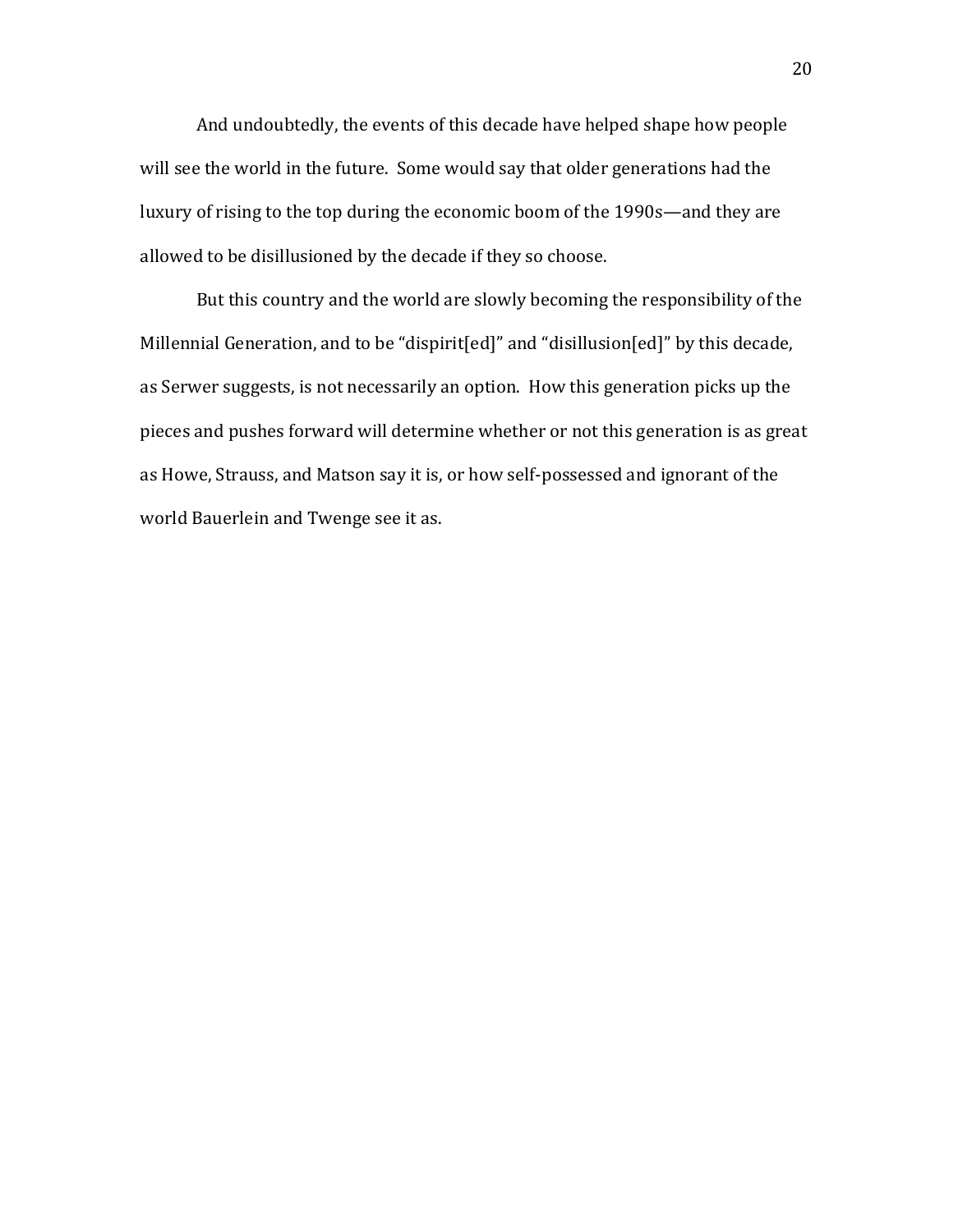And undoubtedly, the events of this decade have helped shape how people will see the world in the future. Some would say that older generations had the luxury of rising to the top during the economic boom of the 1990s—and they are allowed to be disillusioned by the decade if they so choose.

But this country and the world are slowly becoming the responsibility of the Millennial Generation, and to be "dispirit[ed]" and "disillusion[ed]" by this decade, as Serwer suggests, is not necessarily an option. How this generation picks up the pieces and pushes forward will determine whether or not this generation is as great as Howe, Strauss, and Matson say it is, or how self-possessed and ignorant of the world Bauerlein and Twenge see it as.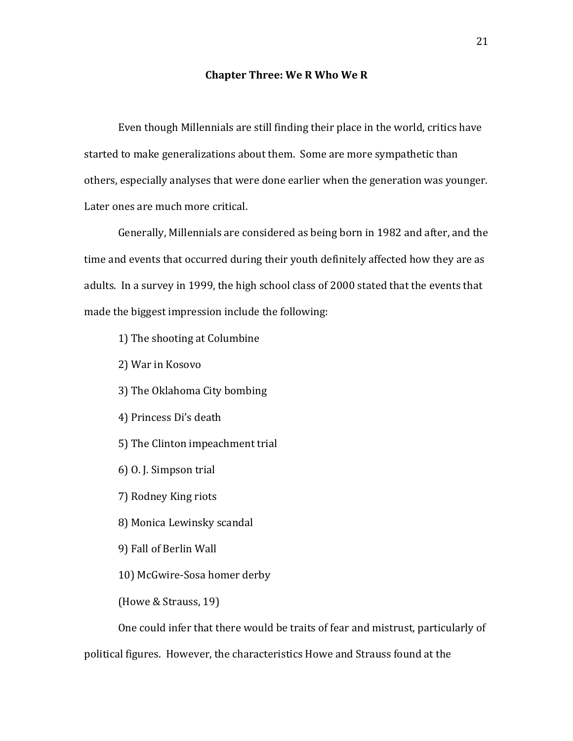## Chapter Three: We R Who We R

Even though Millennials are still finding their place in the world, critics have started to make generalizations about them. Some are more sympathetic than others, especially analyses that were done earlier when the generation was younger. Later ones are much more critical.

Generally, Millennials are considered as being born in 1982 and after, and the time and events that occurred during their youth definitely affected how they are as adults. In a survey in 1999, the high school class of 2000 stated that the events that made the biggest impression include the following:

1) The shooting at Columbine

2) War in Kosovo

3) The Oklahoma City bombing

4) Princess Di's death

5) The Clinton impeachment trial

6) O. J. Simpson trial

7) Rodney King riots

8) Monica Lewinsky scandal

9) Fall of Berlin Wall

10) McGwire-Sosa homer derby

(Howe & Strauss, 19)

One could infer that there would be traits of fear and mistrust, particularly of political figures. However, the characteristics Howe and Strauss found at the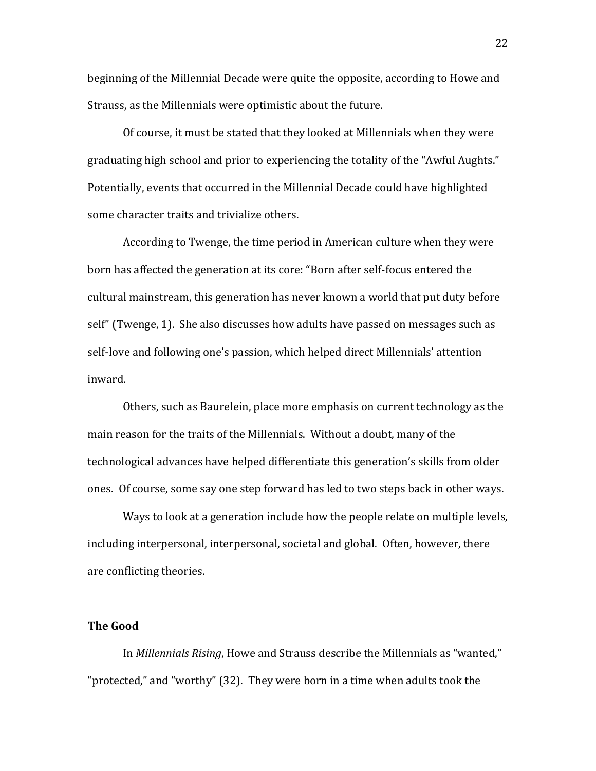beginning of the Millennial Decade were quite the opposite, according to Howe and Strauss, as the Millennials were optimistic about the future.

Of course, it must be stated that they looked at Millennials when they were graduating high school and prior to experiencing the totality of the "Awful Aughts." Potentially, events that occurred in the Millennial Decade could have highlighted some character traits and trivialize others.

According to Twenge, the time period in American culture when they were born has affected the generation at its core: "Born after self-focus entered the cultural mainstream, this generation has never known a world that put duty before self" (Twenge, 1). She also discusses how adults have passed on messages such as self-love and following one's passion, which helped direct Millennials' attention inward.

Others, such as Baurelein, place more emphasis on current technology as the main reason for the traits of the Millennials. Without a doubt, many of the technological advances have helped differentiate this generation's skills from older ones. Of course, some say one step forward has led to two steps back in other ways.

Ways to look at a generation include how the people relate on multiple levels, including interpersonal, interpersonal, societal and global. Often, however, there are conflicting theories.

**The Good**

In *Millennials Rising*, Howe and Strauss describe the Millennials as "wanted," "protected," and "worthy" (32). They were born in a time when adults took the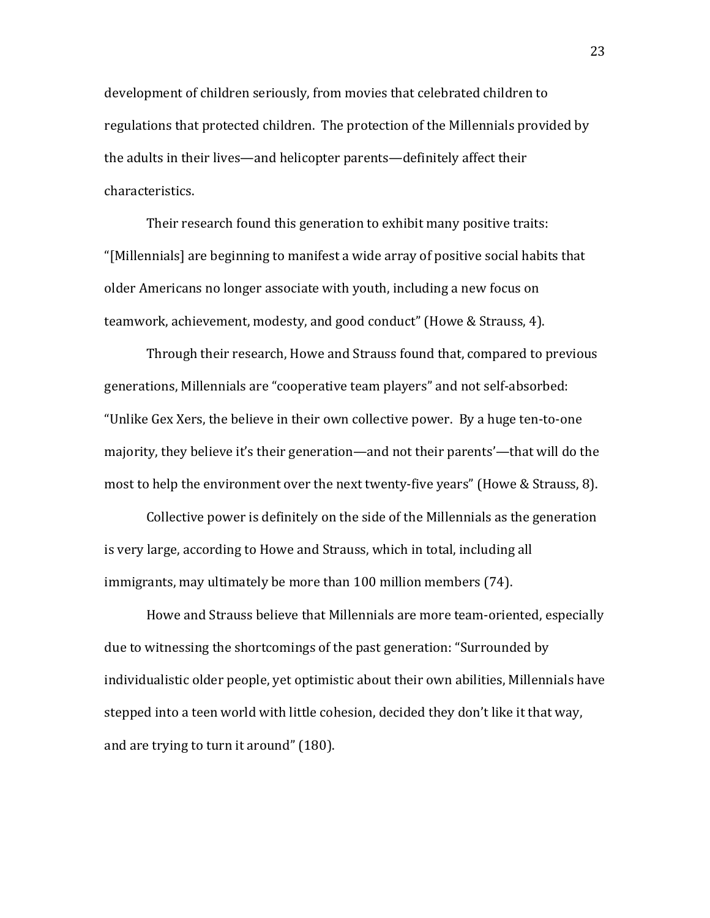development of children seriously, from movies that celebrated children to regulations that protected children. The protection of the Millennials provided by the adults in their lives—and helicopter parents—definitely affect their characteristics.

Their research found this generation to exhibit many positive traits: "[Millennials] are beginning to manifest a wide array of positive social habits that older Americans no longer associate with youth, including a new focus on teamwork, achievement, modesty, and good conduct" (Howe & Strauss, 4).

Through their research, Howe and Strauss found that, compared to previous generations, Millennials are "cooperative team players" and not self-absorbed: "Unlike Gex Xers, the believe in their own collective power. By a huge ten-to-one majority, they believe it's their generation—and not their parents'—that will do the most to help the environment over the next twenty-five years" (Howe & Strauss, 8).

Collective power is definitely on the side of the Millennials as the generation is very large, according to Howe and Strauss, which in total, including all immigrants, may ultimately be more than 100 million members (74).

Howe and Strauss believe that Millennials are more team-oriented, especially due to witnessing the shortcomings of the past generation: "Surrounded by individualistic older people, yet optimistic about their own abilities, Millennials have stepped into a teen world with little cohesion, decided they don't like it that way, and are trying to turn it around" (180).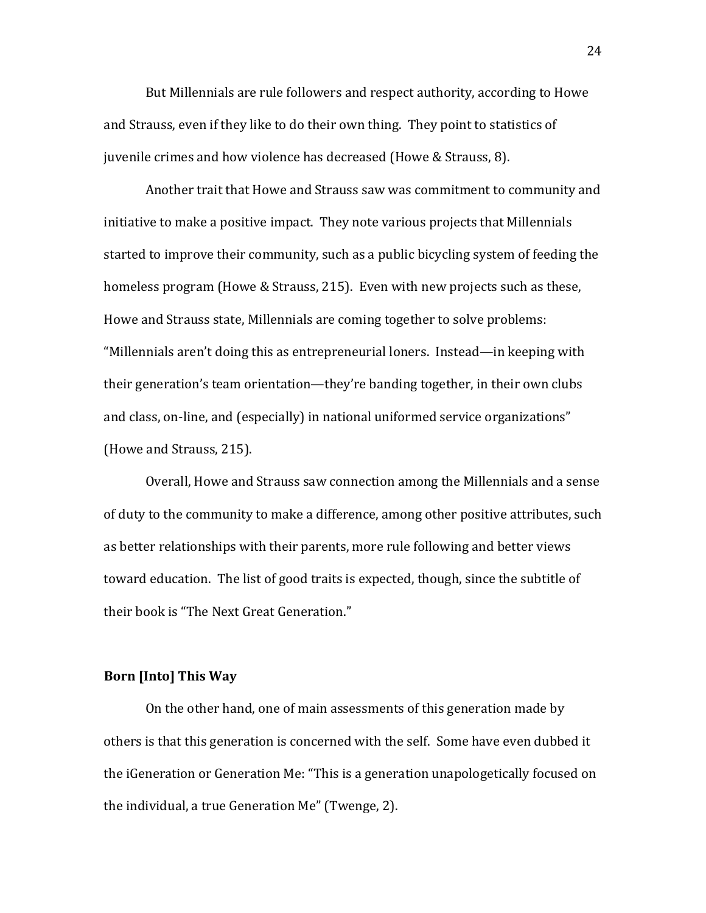But Millennials are rule followers and respect authority, according to Howe and Strauss, even if they like to do their own thing. They point to statistics of juvenile crimes and how violence has decreased (Howe & Strauss, 8).

Another trait that Howe and Strauss saw was commitment to community and initiative to make a positive impact. They note various projects that Millennials started to improve their community, such as a public bicycling system of feeding the homeless program (Howe & Strauss, 215). Even with new projects such as these, Howe and Strauss state, Millennials are coming together to solve problems: "Millennials aren't doing this as entrepreneurial loners. Instead—in keeping with their generation's team orientation—they're banding together, in their own clubs and class, on-line, and (especially) in national uniformed service organizations" (Howe and Strauss, 215).

Overall, Howe and Strauss saw connection among the Millennials and a sense of duty to the community to make a difference, among other positive attributes, such as better relationships with their parents, more rule following and better views toward education. The list of good traits is expected, though, since the subtitle of their book is "The Next Great Generation."

**Born [Into] This Way**

On the other hand, one of main assessments of this generation made by others is that this generation is concerned with the self. Some have even dubbed it the iGeneration or Generation Me: "This is a generation unapologetically focused on the individual, a true Generation Me" (Twenge, 2).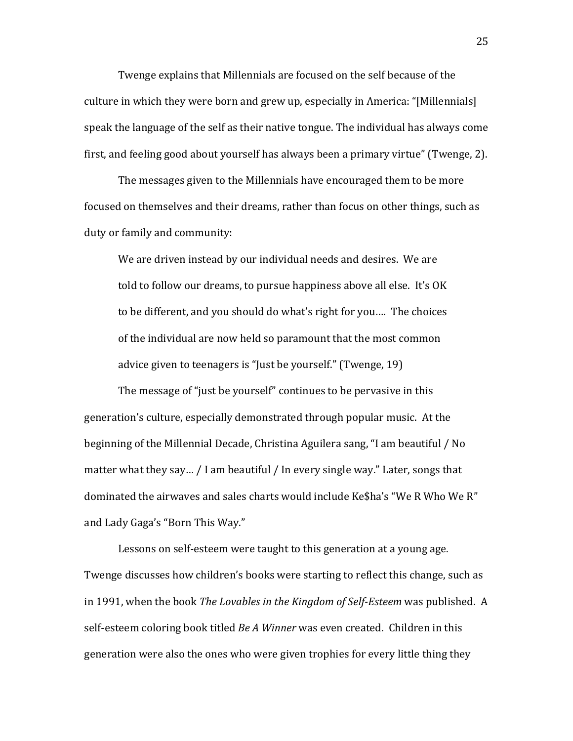Twenge explains that Millennials are focused on the self because of the culture in which they were born and grew up, especially in America: "[Millennials] speak the language of the self as their native tongue. The individual has always come first, and feeling good about yourself has always been a primary virtue" (Twenge, 2).

The messages given to the Millennials have encouraged them to be more focused on themselves and their dreams, rather than focus on other things, such as duty or family and community:

> We are driven instead by our individual needs and desires. We are told to follow our dreams, to pursue happiness above all else. It's OK to be different, and you should do what's right for you…. The choices of the individual are now held so paramount that the most common advice given to teenagers is "Just be yourself." (Twenge, 19)

The message of "just be yourself" continues to be pervasive in this generation's culture, especially demonstrated through popular music. At the beginning of the Millennial Decade, Christina Aguilera sang, "I am beautiful / No matter what they say… / I am beautiful / In every single way." Later, songs that dominated the airwaves and sales charts would include Ke$ha's "We R Who We R" and Lady Gaga's "Born This Way."

Lessons on self-esteem were taught to this generation at a young age. Twenge discusses how children's books were starting to reflect this change, such as in 1991, when the book *The Lovables in the Kingdom of Self-Esteem* was published. A self-esteem coloring book titled *Be A Winner* was even created. Children in this generation were also the ones who were given trophies for every little thing they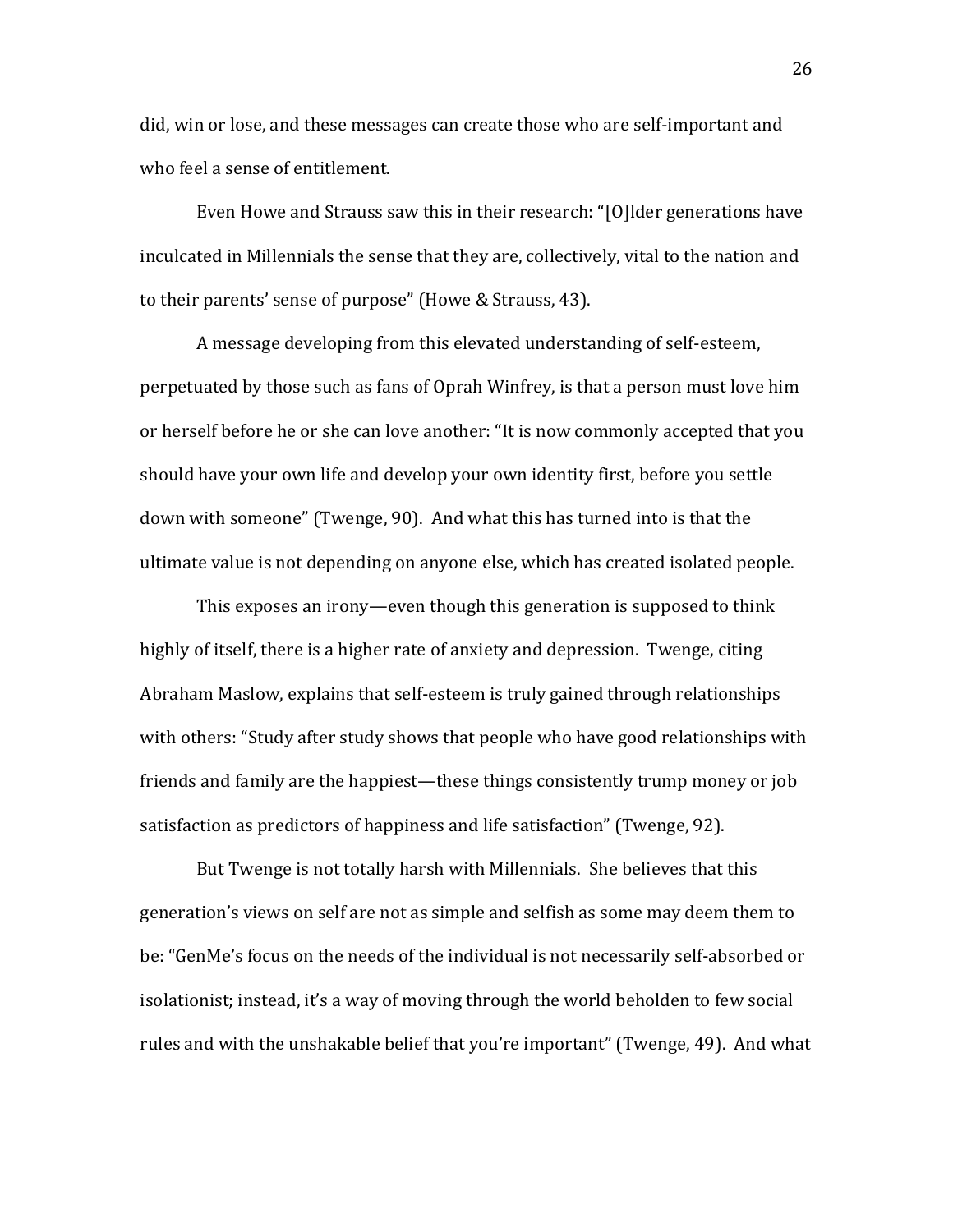did, win or lose, and these messages can create those who are self-important and who feel a sense of entitlement.

Even Howe and Strauss saw this in their research: "[O]lder generations have inculcated in Millennials the sense that they are, collectively, vital to the nation and to their parents' sense of purpose" (Howe & Strauss, 43).

A message developing from this elevated understanding of self-esteem, perpetuated by those such as fans of Oprah Winfrey, is that a person must love him or herself before he or she can love another: "It is now commonly accepted that you should have your own life and develop your own identity first, before you settle down with someone" (Twenge, 90). And what this has turned into is that the ultimate value is not depending on anyone else, which has created isolated people.

This exposes an irony—even though this generation is supposed to think highly of itself, there is a higher rate of anxiety and depression. Twenge, citing Abraham Maslow, explains that self-esteem is truly gained through relationships with others: "Study after study shows that people who have good relationships with friends and family are the happiest—these things consistently trump money or job satisfaction as predictors of happiness and life satisfaction" (Twenge, 92).

But Twenge is not totally harsh with Millennials. She believes that this generation's views on self are not as simple and selfish as some may deem them to be: "GenMe's focus on the needs of the individual is not necessarily self-absorbed or isolationist; instead, it's a way of moving through the world beholden to few social rules and with the unshakable belief that you're important" (Twenge, 49). And what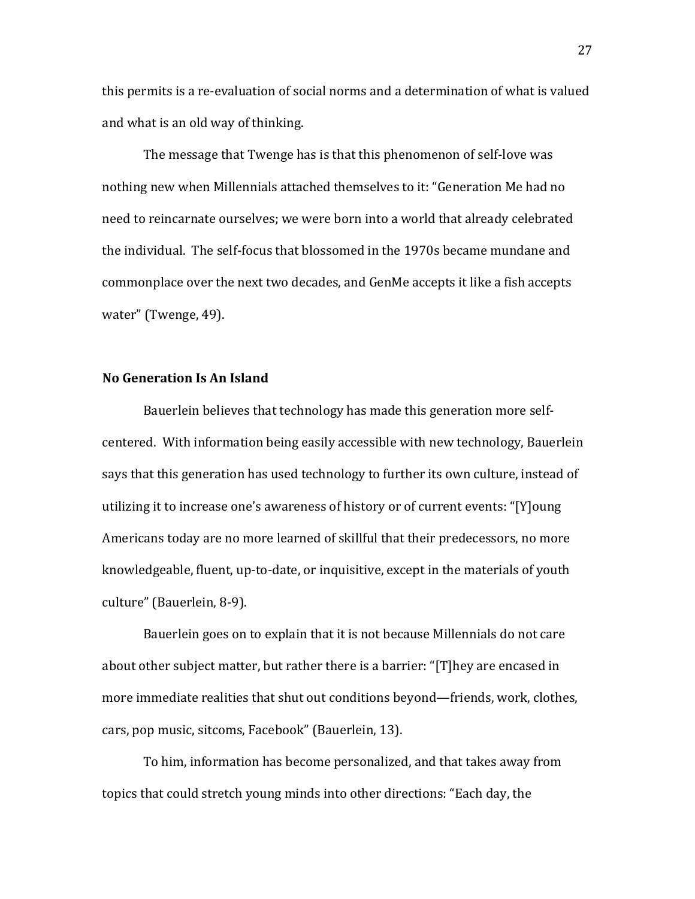this permits is a re-evaluation of social norms and a determination of what is valued and what is an old way of thinking.

The message that Twenge has is that this phenomenon of self-love was nothing new when Millennials attached themselves to it: "Generation Me had no need to reincarnate ourselves; we were born into a world that already celebrated the individual. The self-focus that blossomed in the 1970s became mundane and commonplace over the next two decades, and GenMe accepts it like a fish accepts water" (Twenge, 49).

**No Generation Is An Island**

Bauerlein believes that technology has made this generation more self-centered. With information being easily accessible with new technology, Bauerlein says that this generation has used technology to further its own culture, instead of utilizing it to increase one's awareness of history or of current events: "[Y]oung Americans today are no more learned of skillful that their predecessors, no more knowledgeable, fluent, up-to-date, or inquisitive, except in the materials of youth culture" (Bauerlein, 8-9).

Bauerlein goes on to explain that it is not because Millennials do not care about other subject matter, but rather there is a barrier: "[T]hey are encased in more immediate realities that shut out conditions beyond—friends, work, clothes, cars, pop music, sitcoms, Facebook" (Bauerlein, 13).

To him, information has become personalized, and that takes away from topics that could stretch young minds into other directions: "Each day, the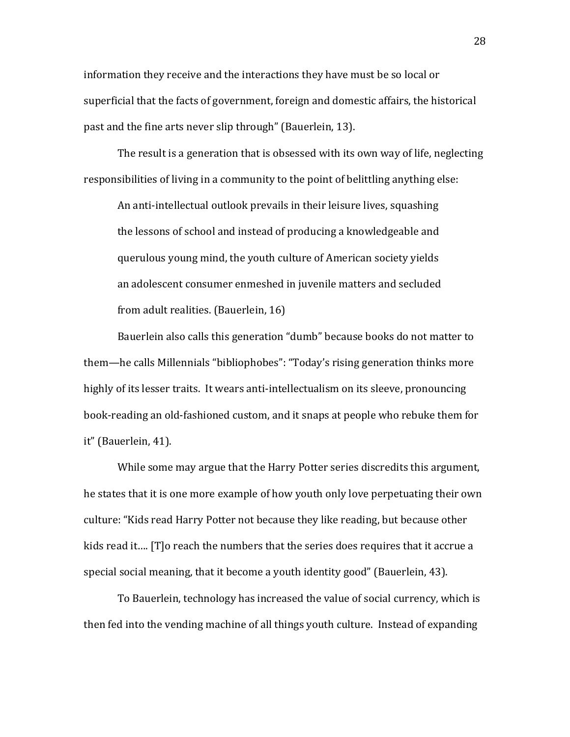information they receive and the interactions they have must be so local or superficial that the facts of government, foreign and domestic affairs, the historical past and the fine arts never slip through" (Bauerlein, 13).

The result is a generation that is obsessed with its own way of life, neglecting responsibilities of living in a community to the point of belittling anything else:

> An anti-intellectual outlook prevails in their leisure lives, squashing the lessons of school and instead of producing a knowledgeable and querulous young mind, the youth culture of American society yields an adolescent consumer enmeshed in juvenile matters and secluded from adult realities. (Bauerlein, 16)

Bauerlein also calls this generation "dumb" because books do not matter to them—he calls Millennials "bibliophobes": "Today's rising generation thinks more highly of its lesser traits. It wears anti-intellectualism on its sleeve, pronouncing book-reading an old-fashioned custom, and it snaps at people who rebuke them for it" (Bauerlein, 41).

While some may argue that the Harry Potter series discredits this argument, he states that it is one more example of how youth only love perpetuating their own culture: "Kids read Harry Potter not because they like reading, but because other kids read it…. [T]o reach the numbers that the series does requires that it accrue a special social meaning, that it become a youth identity good" (Bauerlein, 43).

To Bauerlein, technology has increased the value of social currency, which is then fed into the vending machine of all things youth culture. Instead of expanding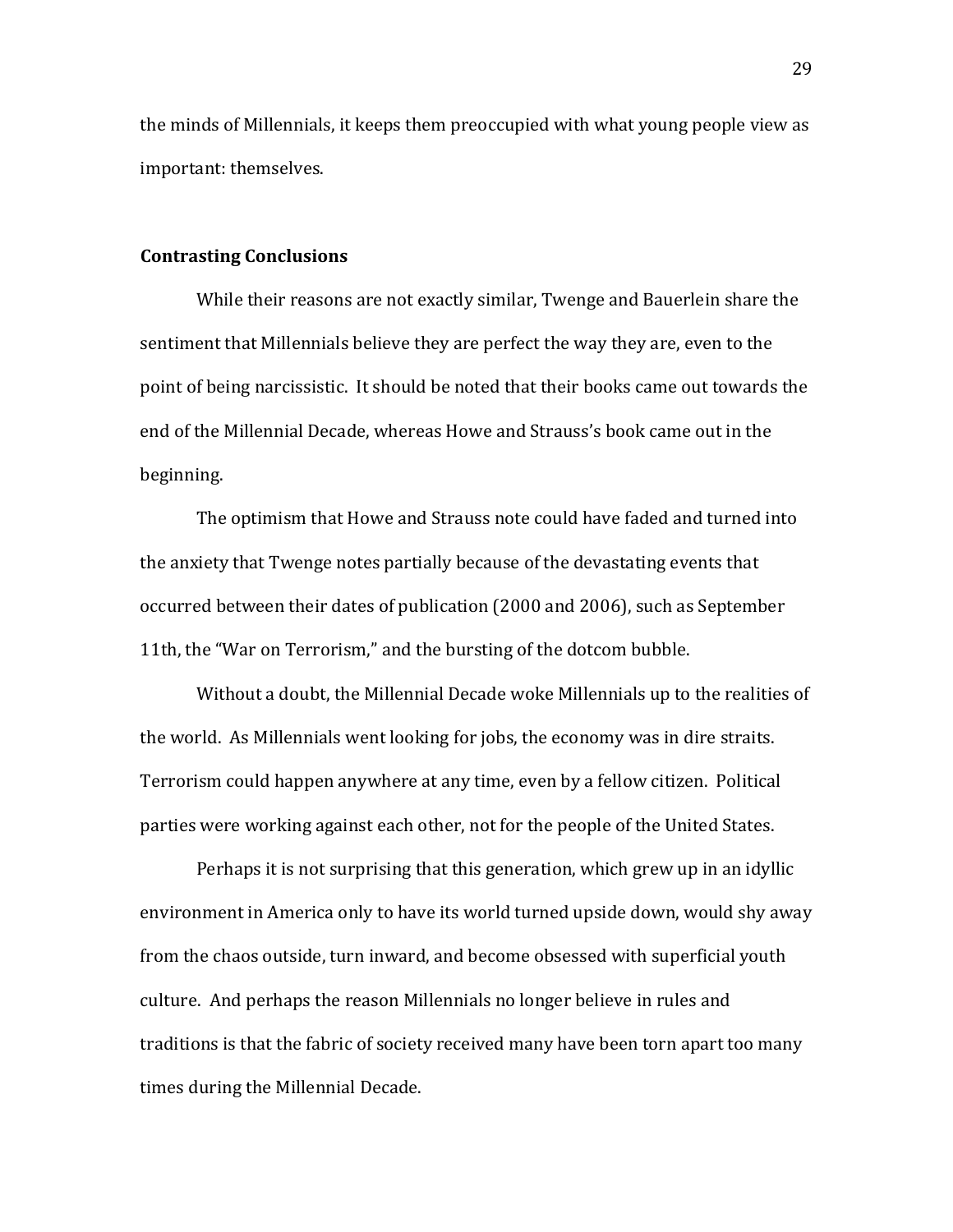the minds of Millennials, it keeps them preoccupied with what young people view as important: themselves.

**Contrasting Conclusions**

While their reasons are not exactly similar, Twenge and Bauerlein share the sentiment that Millennials believe they are perfect the way they are, even to the point of being narcissistic. It should be noted that their books came out towards the end of the Millennial Decade, whereas Howe and Strauss's book came out in the beginning.

The optimism that Howe and Strauss note could have faded and turned into the anxiety that Twenge notes partially because of the devastating events that occurred between their dates of publication (2000 and 2006), such as September 11th, the "War on Terrorism," and the bursting of the dotcom bubble.

Without a doubt, the Millennial Decade woke Millennials up to the realities of the world. As Millennials went looking for jobs, the economy was in dire straits. Terrorism could happen anywhere at any time, even by a fellow citizen. Political parties were working against each other, not for the people of the United States.

Perhaps it is not surprising that this generation, which grew up in an idyllic environment in America only to have its world turned upside down, would shy away from the chaos outside, turn inward, and become obsessed with superficial youth culture. And perhaps the reason Millennials no longer believe in rules and traditions is that the fabric of society received many have been torn apart too many times during the Millennial Decade.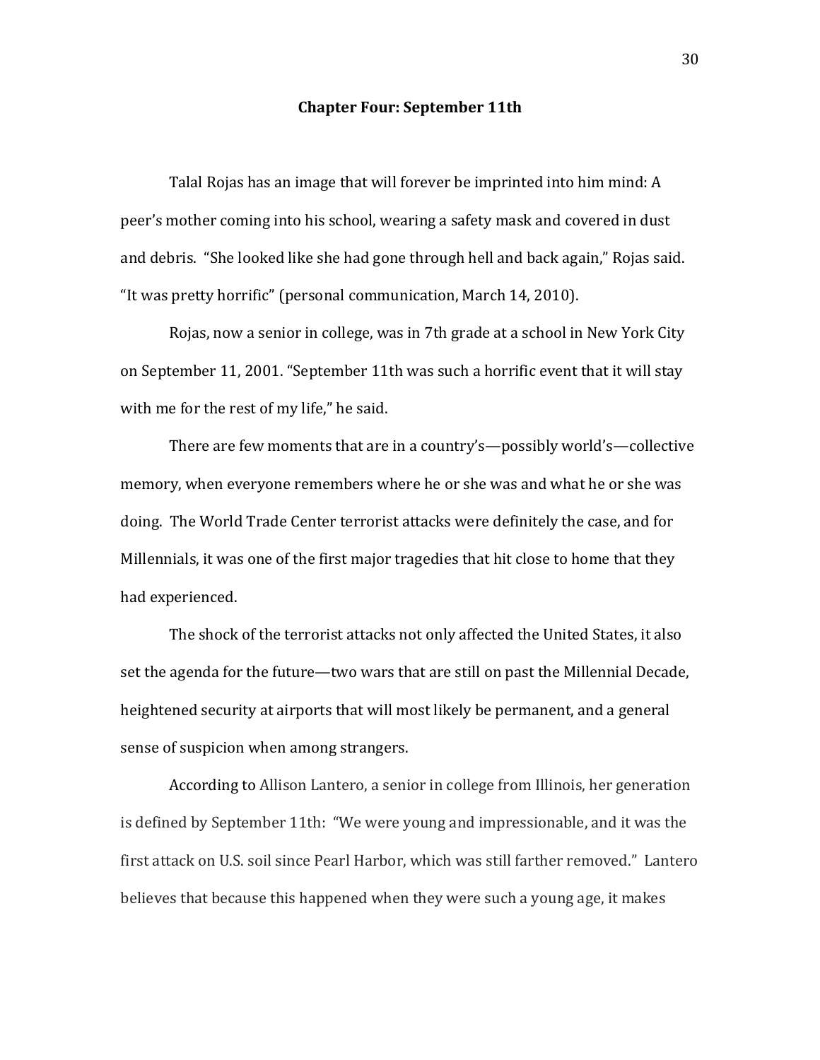## Chapter Four: September 11th

Talal Rojas has an image that will forever be imprinted into him mind: A peer's mother coming into his school, wearing a safety mask and covered in dust and debris. "She looked like she had gone through hell and back again," Rojas said. "It was pretty horrific" (personal communication, March 14, 2010).

Rojas, now a senior in college, was in 7th grade at a school in New York City on September 11, 2001. "September 11th was such a horrific event that it will stay with me for the rest of my life," he said.

There are few moments that are in a country's—possibly world's—collective memory, when everyone remembers where he or she was and what he or she was doing. The World Trade Center terrorist attacks were definitely the case, and for Millennials, it was one of the first major tragedies that hit close to home that they had experienced.

The shock of the terrorist attacks not only affected the United States, it also set the agenda for the future—two wars that are still on past the Millennial Decade, heightened security at airports that will most likely be permanent, and a general sense of suspicion when among strangers.

According to Allison Lantero, a senior in college from Illinois, her generation is defined by September 11th: "We were young and impressionable, and it was the first attack on U.S. soil since Pearl Harbor, which was still farther removed." Lantero believes that because this happened when they were such a young age, it makes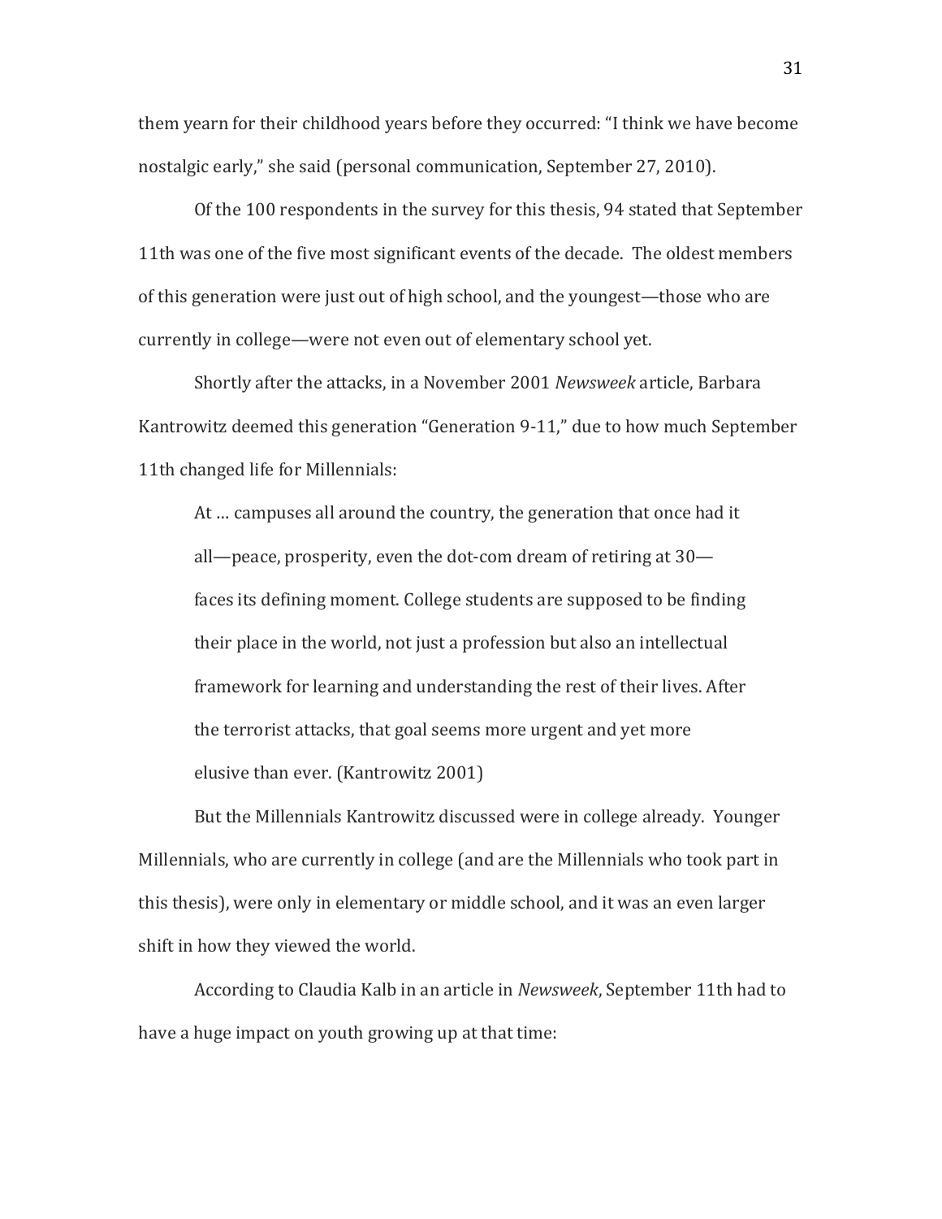them yearn for their childhood years before they occurred: "I think we have become nostalgic early," she said (personal communication, September 27, 2010).

Of the 100 respondents in the survey for this thesis, 94 stated that September 11th was one of the five most significant events of the decade. The oldest members of this generation were just out of high school, and the youngest—those who are currently in college—were not even out of elementary school yet.

Shortly after the attacks, in a November 2001 *Newsweek* article, Barbara Kantrowitz deemed this generation "Generation 9-11," due to how much September 11th changed life for Millennials:

> At … campuses all around the country, the generation that once had it all—peace, prosperity, even the dot-com dream of retiring at 30—faces its defining moment. College students are supposed to be finding their place in the world, not just a profession but also an intellectual framework for learning and understanding the rest of their lives. After the terrorist attacks, that goal seems more urgent and yet more elusive than ever. (Kantrowitz 2001)

But the Millennials Kantrowitz discussed were in college already. Younger Millennials, who are currently in college (and are the Millennials who took part in this thesis), were only in elementary or middle school, and it was an even larger shift in how they viewed the world.

According to Claudia Kalb in an article in *Newsweek*, September 11th had to have a huge impact on youth growing up at that time: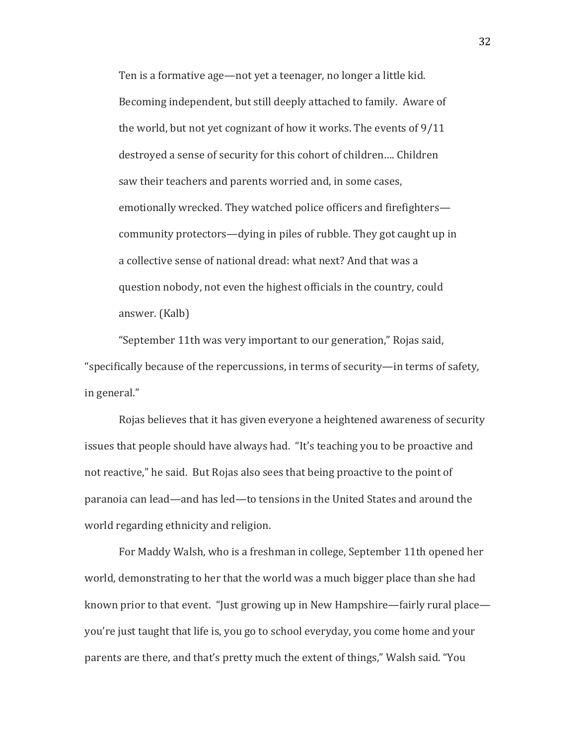> Ten is a formative age—not yet a teenager, no longer a little kid. Becoming independent, but still deeply attached to family. Aware of the world, but not yet cognizant of how it works. The events of 9/11 destroyed a sense of security for this cohort of children…. Children saw their teachers and parents worried and, in some cases, emotionally wrecked. They watched police officers and firefighters—community protectors—dying in piles of rubble. They got caught up in a collective sense of national dread: what next? And that was a question nobody, not even the highest officials in the country, could answer. (Kalb)

"September 11th was very important to our generation," Rojas said, "specifically because of the repercussions, in terms of security—in terms of safety, in general."

Rojas believes that it has given everyone a heightened awareness of security issues that people should have always had. "It's teaching you to be proactive and not reactive," he said. But Rojas also sees that being proactive to the point of paranoia can lead—and has led—to tensions in the United States and around the world regarding ethnicity and religion.

For Maddy Walsh, who is a freshman in college, September 11th opened her world, demonstrating to her that the world was a much bigger place than she had known prior to that event. "Just growing up in New Hampshire—fairly rural place—you're just taught that life is, you go to school everyday, you come home and your parents are there, and that's pretty much the extent of things," Walsh said. "You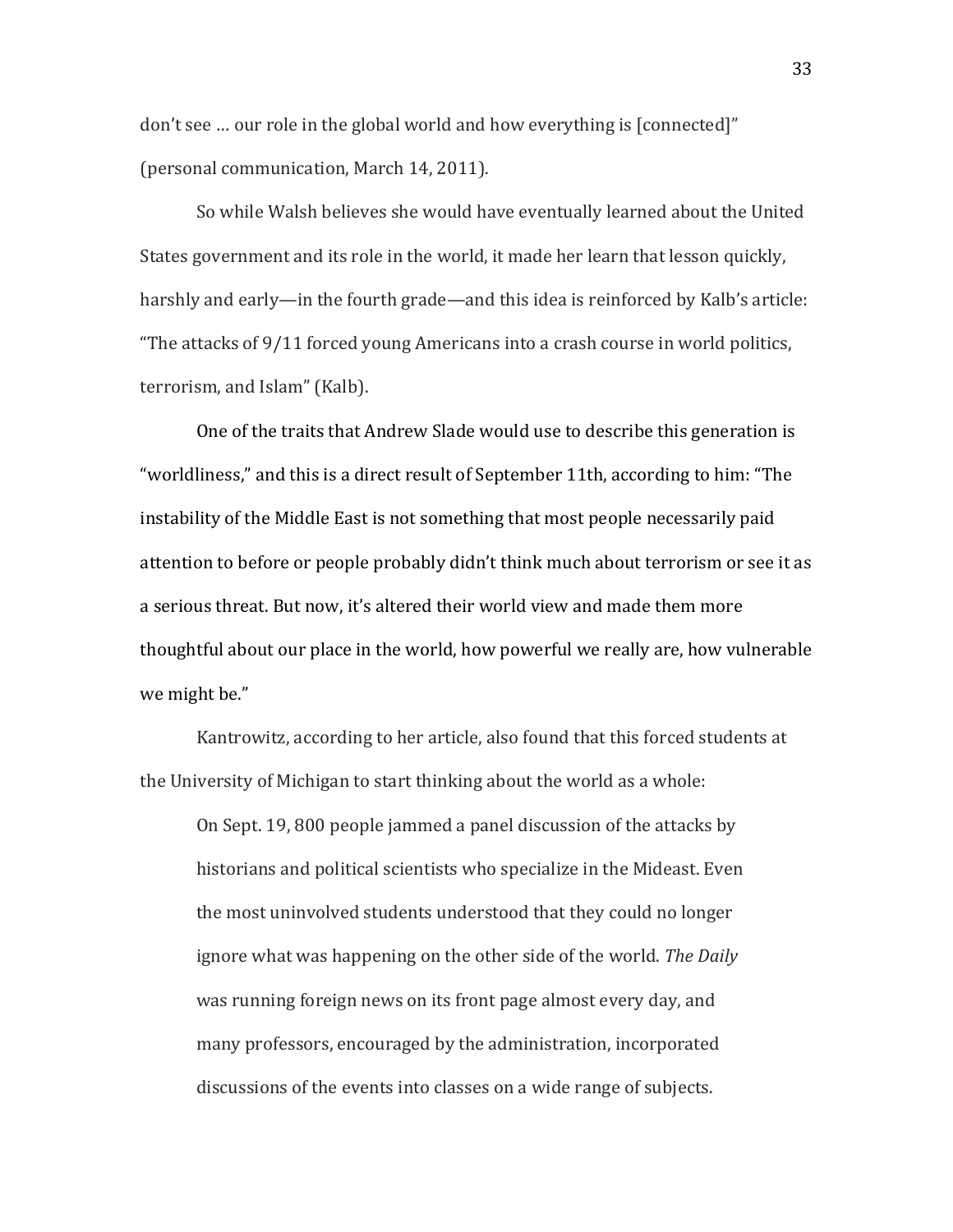don't see … our role in the global world and how everything is [connected]" (personal communication, March 14, 2011).

So while Walsh believes she would have eventually learned about the United States government and its role in the world, it made her learn that lesson quickly, harshly and early—in the fourth grade—and this idea is reinforced by Kalb's article: "The attacks of 9/11 forced young Americans into a crash course in world politics, terrorism, and Islam" (Kalb).

One of the traits that Andrew Slade would use to describe this generation is "worldliness," and this is a direct result of September 11th, according to him: "The instability of the Middle East is not something that most people necessarily paid attention to before or people probably didn't think much about terrorism or see it as a serious threat. But now, it's altered their world view and made them more thoughtful about our place in the world, how powerful we really are, how vulnerable we might be."

Kantrowitz, according to her article, also found that this forced students at the University of Michigan to start thinking about the world as a whole:

> On Sept. 19, 800 people jammed a panel discussion of the attacks by historians and political scientists who specialize in the Mideast. Even the most uninvolved students understood that they could no longer ignore what was happening on the other side of the world. *The Daily* was running foreign news on its front page almost every day, and many professors, encouraged by the administration, incorporated discussions of the events into classes on a wide range of subjects.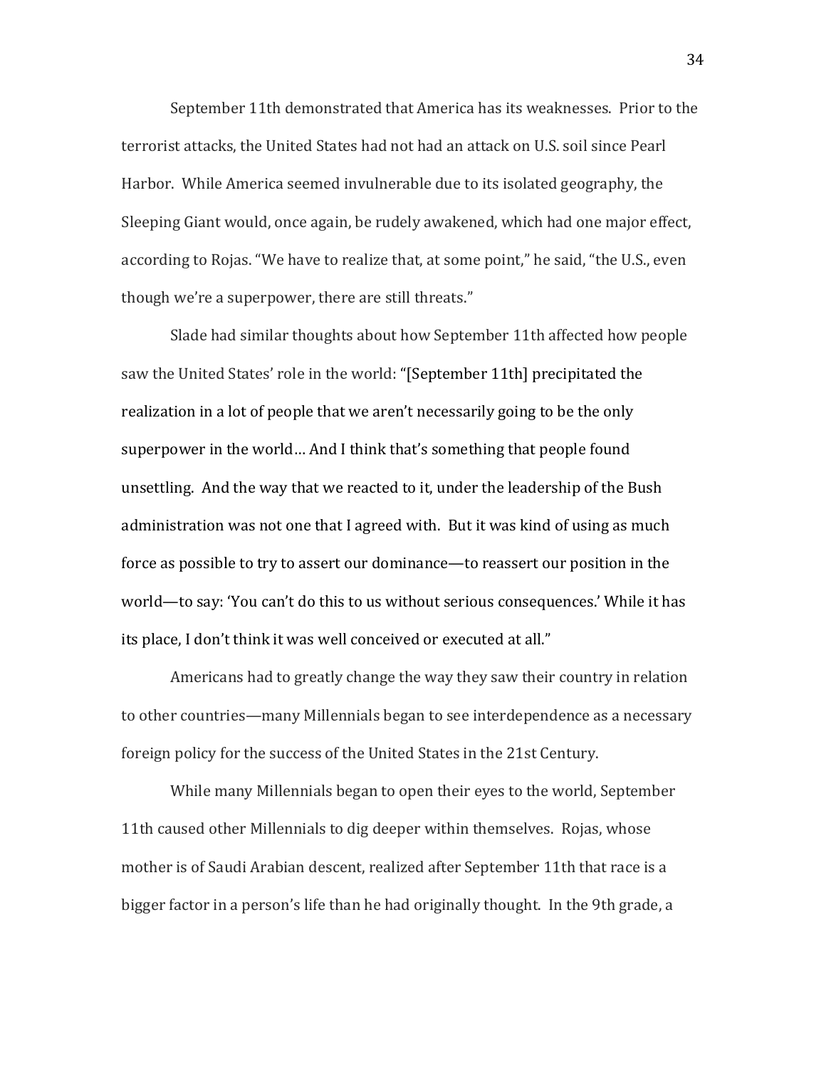September 11th demonstrated that America has its weaknesses. Prior to the terrorist attacks, the United States had not had an attack on U.S. soil since Pearl Harbor. While America seemed invulnerable due to its isolated geography, the Sleeping Giant would, once again, be rudely awakened, which had one major effect, according to Rojas. "We have to realize that, at some point," he said, "the U.S., even though we're a superpower, there are still threats."

Slade had similar thoughts about how September 11th affected how people saw the United States' role in the world: "[September 11th] precipitated the realization in a lot of people that we aren't necessarily going to be the only superpower in the world… And I think that's something that people found unsettling. And the way that we reacted to it, under the leadership of the Bush administration was not one that I agreed with. But it was kind of using as much force as possible to try to assert our dominance—to reassert our position in the world—to say: 'You can't do this to us without serious consequences.' While it has its place, I don't think it was well conceived or executed at all."

Americans had to greatly change the way they saw their country in relation to other countries—many Millennials began to see interdependence as a necessary foreign policy for the success of the United States in the 21st Century.

While many Millennials began to open their eyes to the world, September 11th caused other Millennials to dig deeper within themselves. Rojas, whose mother is of Saudi Arabian descent, realized after September 11th that race is a bigger factor in a person's life than he had originally thought. In the 9th grade, a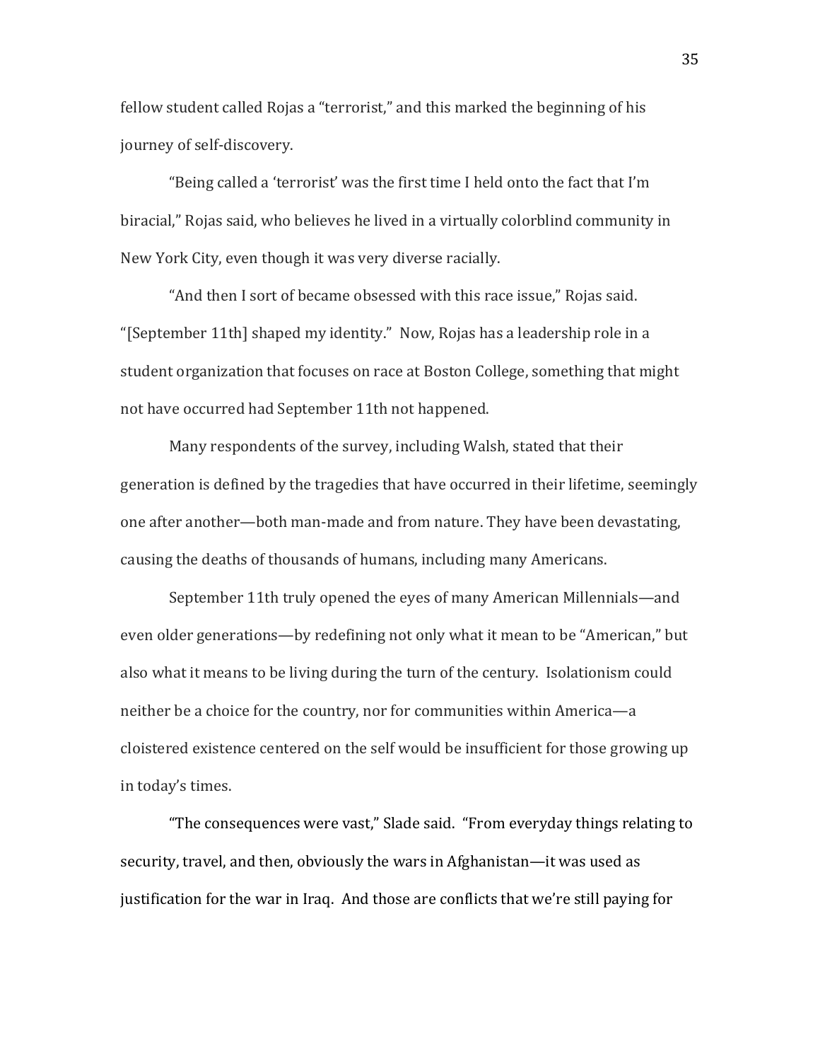fellow student called Rojas a "terrorist," and this marked the beginning of his journey of self-discovery.

"Being called a 'terrorist' was the first time I held onto the fact that I'm biracial," Rojas said, who believes he lived in a virtually colorblind community in New York City, even though it was very diverse racially.

"And then I sort of became obsessed with this race issue," Rojas said. "[September 11th] shaped my identity." Now, Rojas has a leadership role in a student organization that focuses on race at Boston College, something that might not have occurred had September 11th not happened.

Many respondents of the survey, including Walsh, stated that their generation is defined by the tragedies that have occurred in their lifetime, seemingly one after another—both man-made and from nature. They have been devastating, causing the deaths of thousands of humans, including many Americans.

September 11th truly opened the eyes of many American Millennials—and even older generations—by redefining not only what it mean to be "American," but also what it means to be living during the turn of the century. Isolationism could neither be a choice for the country, nor for communities within America—a cloistered existence centered on the self would be insufficient for those growing up in today's times.

"The consequences were vast," Slade said. "From everyday things relating to security, travel, and then, obviously the wars in Afghanistan—it was used as justification for the war in Iraq. And those are conflicts that we're still paying for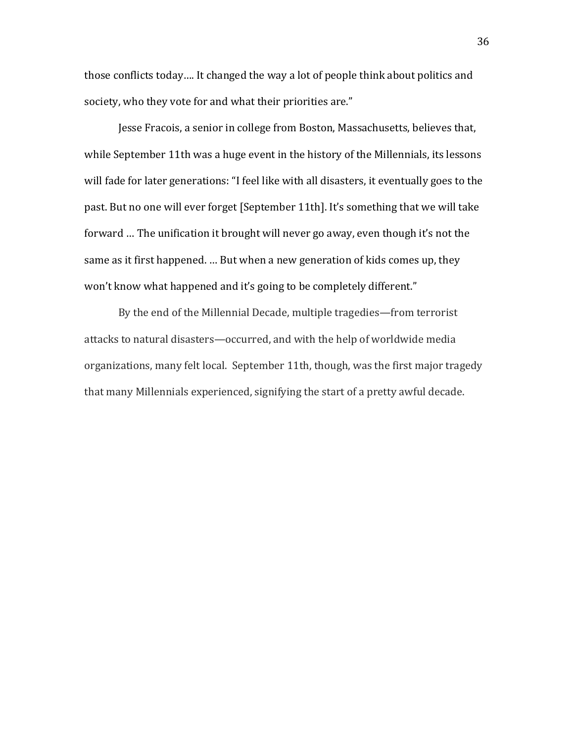those conflicts today…. It changed the way a lot of people think about politics and society, who they vote for and what their priorities are."

Jesse Fracois, a senior in college from Boston, Massachusetts, believes that, while September 11th was a huge event in the history of the Millennials, its lessons will fade for later generations: "I feel like with all disasters, it eventually goes to the past. But no one will ever forget [September 11th]. It's something that we will take forward … The unification it brought will never go away, even though it's not the same as it first happened. … But when a new generation of kids comes up, they won't know what happened and it's going to be completely different."

By the end of the Millennial Decade, multiple tragedies—from terrorist attacks to natural disasters—occurred, and with the help of worldwide media organizations, many felt local. September 11th, though, was the first major tragedy that many Millennials experienced, signifying the start of a pretty awful decade.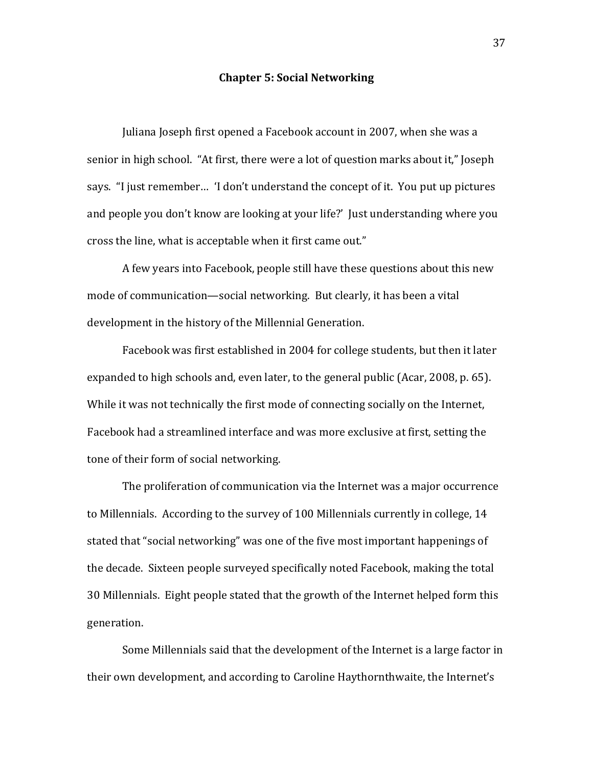## Chapter 5: Social Networking

Juliana Joseph first opened a Facebook account in 2007, when she was a senior in high school. "At first, there were a lot of question marks about it," Joseph says. "I just remember… 'I don't understand the concept of it. You put up pictures and people you don't know are looking at your life?' Just understanding where you cross the line, what is acceptable when it first came out."

A few years into Facebook, people still have these questions about this new mode of communication—social networking. But clearly, it has been a vital development in the history of the Millennial Generation.

Facebook was first established in 2004 for college students, but then it later expanded to high schools and, even later, to the general public (Acar, 2008, p. 65). While it was not technically the first mode of connecting socially on the Internet, Facebook had a streamlined interface and was more exclusive at first, setting the tone of their form of social networking.

The proliferation of communication via the Internet was a major occurrence to Millennials. According to the survey of 100 Millennials currently in college, 14 stated that "social networking" was one of the five most important happenings of the decade. Sixteen people surveyed specifically noted Facebook, making the total 30 Millennials. Eight people stated that the growth of the Internet helped form this generation.

Some Millennials said that the development of the Internet is a large factor in their own development, and according to Caroline Haythornthwaite, the Internet's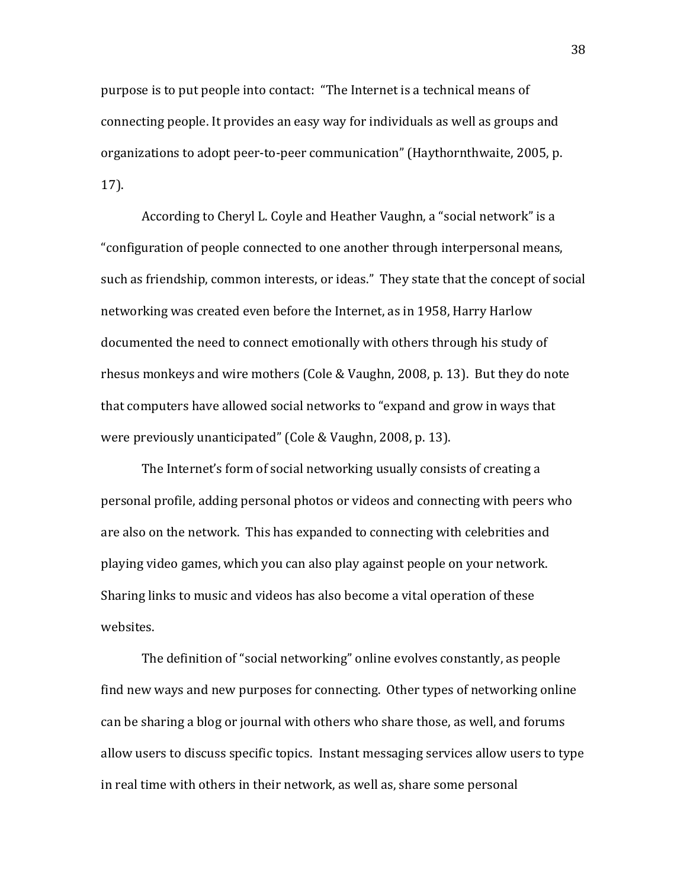purpose is to put people into contact: "The Internet is a technical means of connecting people. It provides an easy way for individuals as well as groups and organizations to adopt peer-to-peer communication" (Haythornthwaite, 2005, p. 17).

According to Cheryl L. Coyle and Heather Vaughn, a "social network" is a "configuration of people connected to one another through interpersonal means, such as friendship, common interests, or ideas." They state that the concept of social networking was created even before the Internet, as in 1958, Harry Harlow documented the need to connect emotionally with others through his study of rhesus monkeys and wire mothers (Cole & Vaughn, 2008, p. 13). But they do note that computers have allowed social networks to "expand and grow in ways that were previously unanticipated" (Cole & Vaughn, 2008, p. 13).

The Internet's form of social networking usually consists of creating a personal profile, adding personal photos or videos and connecting with peers who are also on the network. This has expanded to connecting with celebrities and playing video games, which you can also play against people on your network. Sharing links to music and videos has also become a vital operation of these websites.

The definition of "social networking" online evolves constantly, as people find new ways and new purposes for connecting. Other types of networking online can be sharing a blog or journal with others who share those, as well, and forums allow users to discuss specific topics. Instant messaging services allow users to type in real time with others in their network, as well as, share some personal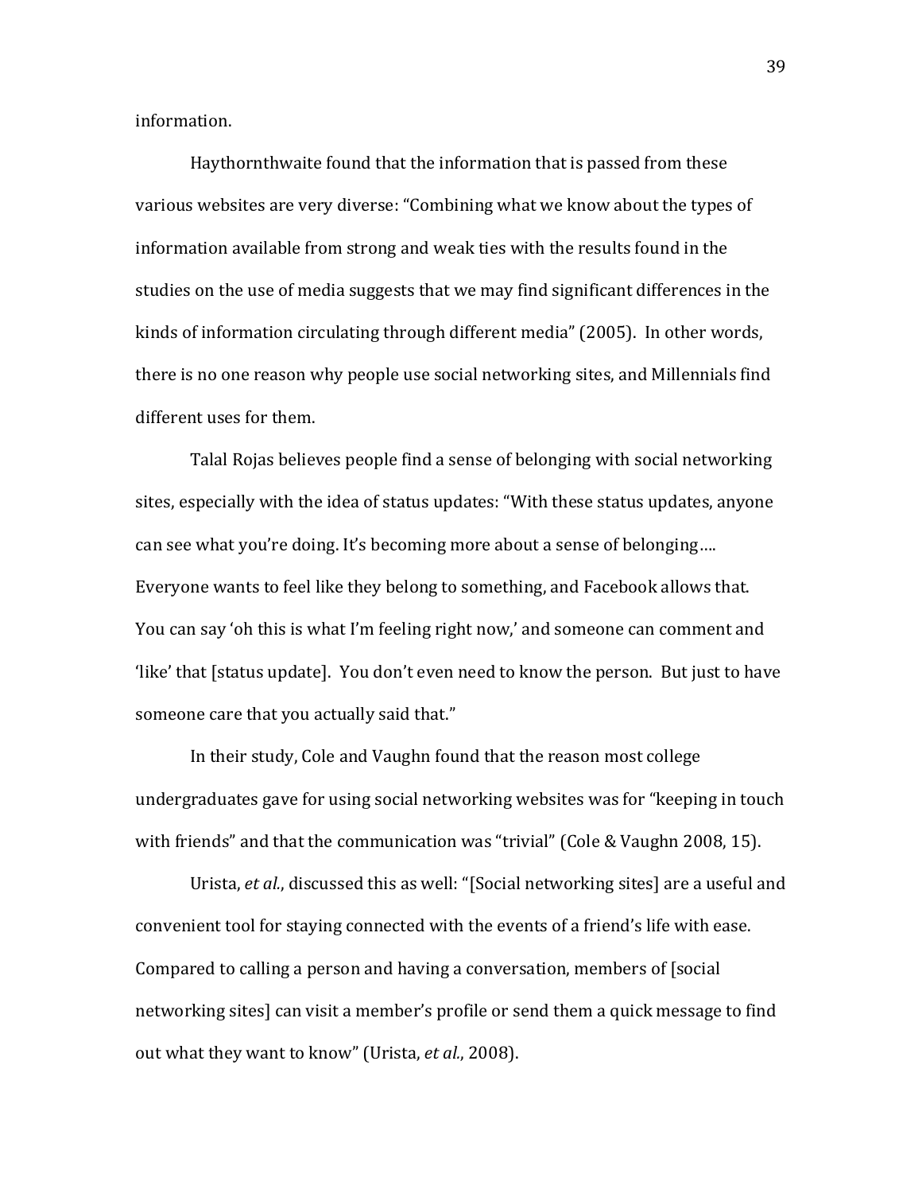information.

Haythornthwaite found that the information that is passed from these various websites are very diverse: "Combining what we know about the types of information available from strong and weak ties with the results found in the studies on the use of media suggests that we may find significant differences in the kinds of information circulating through different media" (2005). In other words, there is no one reason why people use social networking sites, and Millennials find different uses for them.

Talal Rojas believes people find a sense of belonging with social networking sites, especially with the idea of status updates: "With these status updates, anyone can see what you're doing. It's becoming more about a sense of belonging…. Everyone wants to feel like they belong to something, and Facebook allows that. You can say 'oh this is what I'm feeling right now,' and someone can comment and 'like' that [status update]. You don't even need to know the person. But just to have someone care that you actually said that."

In their study, Cole and Vaughn found that the reason most college undergraduates gave for using social networking websites was for "keeping in touch with friends" and that the communication was "trivial" (Cole & Vaughn 2008, 15).

Urista, *et al.*, discussed this as well: "[Social networking sites] are a useful and convenient tool for staying connected with the events of a friend's life with ease. Compared to calling a person and having a conversation, members of [social networking sites] can visit a member's profile or send them a quick message to find out what they want to know" (Urista, *et al.*, 2008).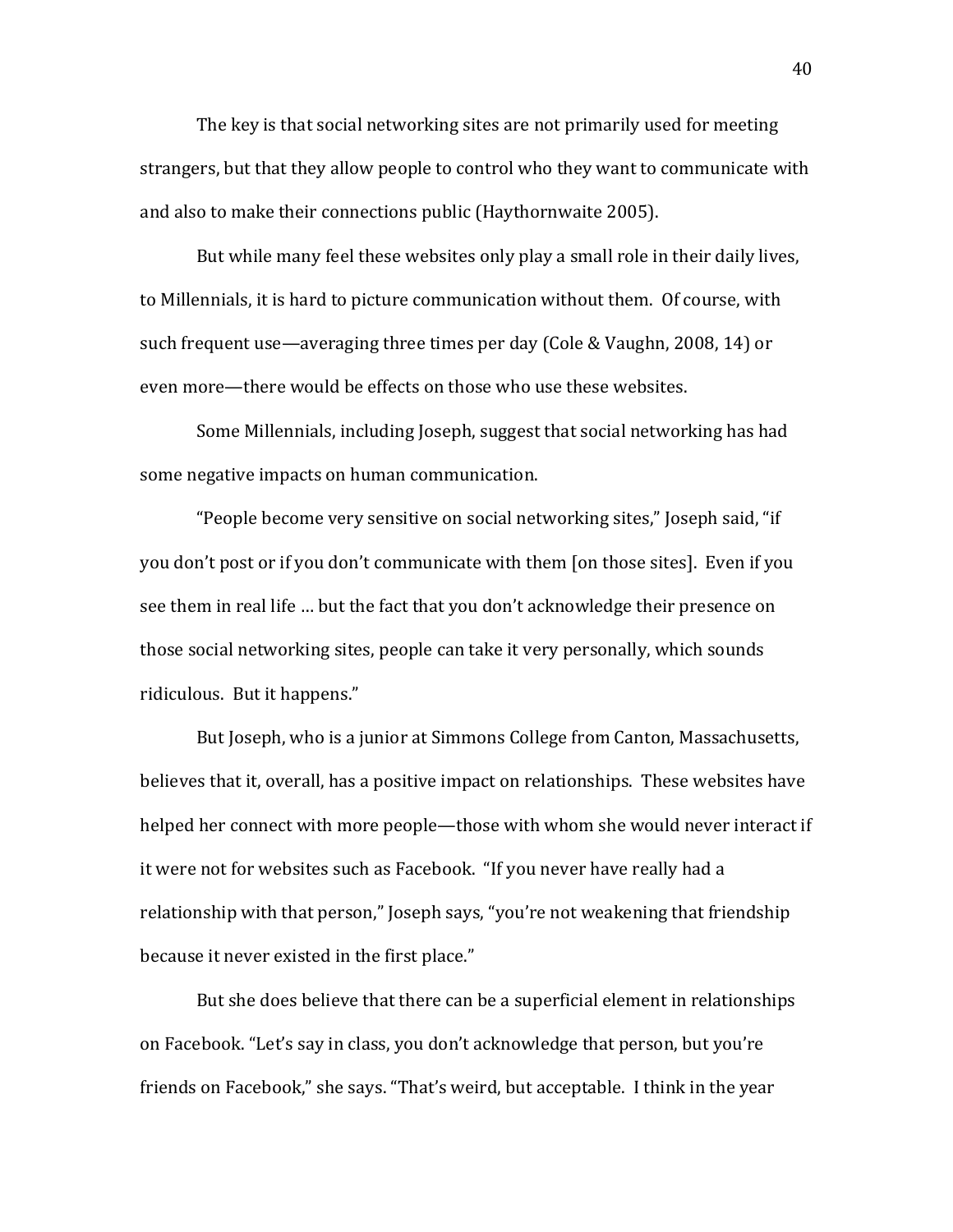The key is that social networking sites are not primarily used for meeting strangers, but that they allow people to control who they want to communicate with and also to make their connections public (Haythornwaite 2005).

But while many feel these websites only play a small role in their daily lives, to Millennials, it is hard to picture communication without them. Of course, with such frequent use—averaging three times per day (Cole & Vaughn, 2008, 14) or even more—there would be effects on those who use these websites.

Some Millennials, including Joseph, suggest that social networking has had some negative impacts on human communication.

"People become very sensitive on social networking sites," Joseph said, "if you don't post or if you don't communicate with them [on those sites]. Even if you see them in real life … but the fact that you don't acknowledge their presence on those social networking sites, people can take it very personally, which sounds ridiculous. But it happens."

But Joseph, who is a junior at Simmons College from Canton, Massachusetts, believes that it, overall, has a positive impact on relationships. These websites have helped her connect with more people—those with whom she would never interact if it were not for websites such as Facebook. "If you never have really had a relationship with that person," Joseph says, "you're not weakening that friendship because it never existed in the first place."

But she does believe that there can be a superficial element in relationships on Facebook. "Let's say in class, you don't acknowledge that person, but you're friends on Facebook," she says. "That's weird, but acceptable. I think in the year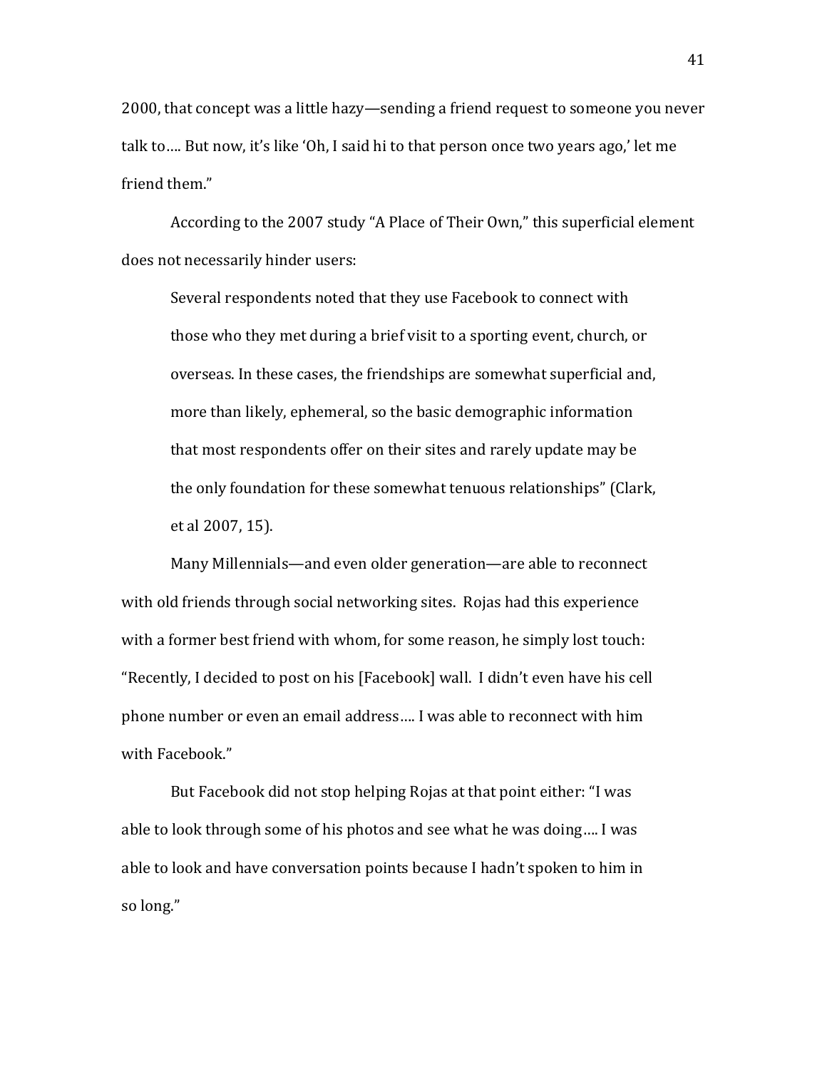2000, that concept was a little hazy—sending a friend request to someone you never talk to…. But now, it's like 'Oh, I said hi to that person once two years ago,' let me friend them."

According to the 2007 study "A Place of Their Own," this superficial element does not necessarily hinder users:

> Several respondents noted that they use Facebook to connect with those who they met during a brief visit to a sporting event, church, or overseas. In these cases, the friendships are somewhat superficial and, more than likely, ephemeral, so the basic demographic information that most respondents offer on their sites and rarely update may be the only foundation for these somewhat tenuous relationships" (Clark, et al 2007, 15).

Many Millennials—and even older generation—are able to reconnect with old friends through social networking sites. Rojas had this experience with a former best friend with whom, for some reason, he simply lost touch: "Recently, I decided to post on his [Facebook] wall. I didn't even have his cell phone number or even an email address…. I was able to reconnect with him with Facebook."

But Facebook did not stop helping Rojas at that point either: "I was able to look through some of his photos and see what he was doing…. I was able to look and have conversation points because I hadn't spoken to him in so long."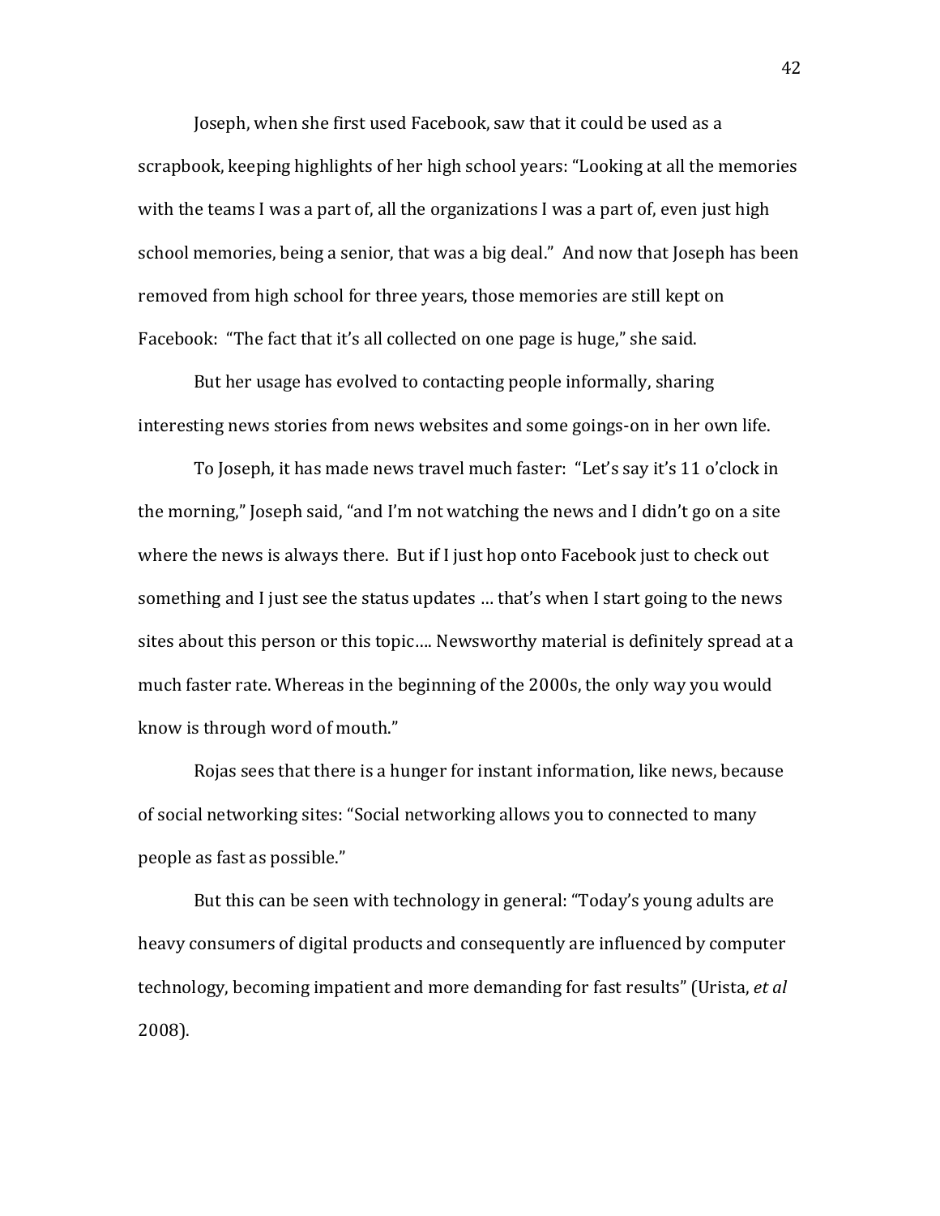Joseph, when she first used Facebook, saw that it could be used as a scrapbook, keeping highlights of her high school years: "Looking at all the memories with the teams I was a part of, all the organizations I was a part of, even just high school memories, being a senior, that was a big deal." And now that Joseph has been removed from high school for three years, those memories are still kept on Facebook: "The fact that it's all collected on one page is huge," she said.

But her usage has evolved to contacting people informally, sharing interesting news stories from news websites and some goings-on in her own life.

To Joseph, it has made news travel much faster: "Let's say it's 11 o'clock in the morning," Joseph said, "and I'm not watching the news and I didn't go on a site where the news is always there. But if I just hop onto Facebook just to check out something and I just see the status updates … that's when I start going to the news sites about this person or this topic…. Newsworthy material is definitely spread at a much faster rate. Whereas in the beginning of the 2000s, the only way you would know is through word of mouth."

Rojas sees that there is a hunger for instant information, like news, because of social networking sites: "Social networking allows you to connected to many people as fast as possible."

But this can be seen with technology in general: "Today's young adults are heavy consumers of digital products and consequently are influenced by computer technology, becoming impatient and more demanding for fast results" (Urista, *et al* 2008).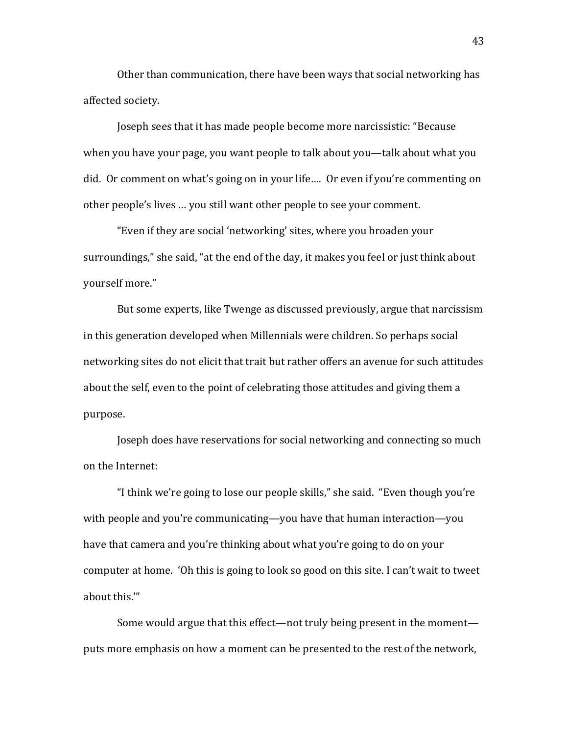Other than communication, there have been ways that social networking has affected society.

Joseph sees that it has made people become more narcissistic: "Because when you have your page, you want people to talk about you—talk about what you did. Or comment on what's going on in your life…. Or even if you're commenting on other people's lives … you still want other people to see your comment.

"Even if they are social 'networking' sites, where you broaden your surroundings," she said, "at the end of the day, it makes you feel or just think about yourself more."

But some experts, like Twenge as discussed previously, argue that narcissism in this generation developed when Millennials were children. So perhaps social networking sites do not elicit that trait but rather offers an avenue for such attitudes about the self, even to the point of celebrating those attitudes and giving them a purpose.

Joseph does have reservations for social networking and connecting so much on the Internet:

"I think we're going to lose our people skills," she said. "Even though you're with people and you're communicating—you have that human interaction—you have that camera and you're thinking about what you're going to do on your computer at home. 'Oh this is going to look so good on this site. I can't wait to tweet about this.'"

Some would argue that this effect—not truly being present in the moment—puts more emphasis on how a moment can be presented to the rest of the network,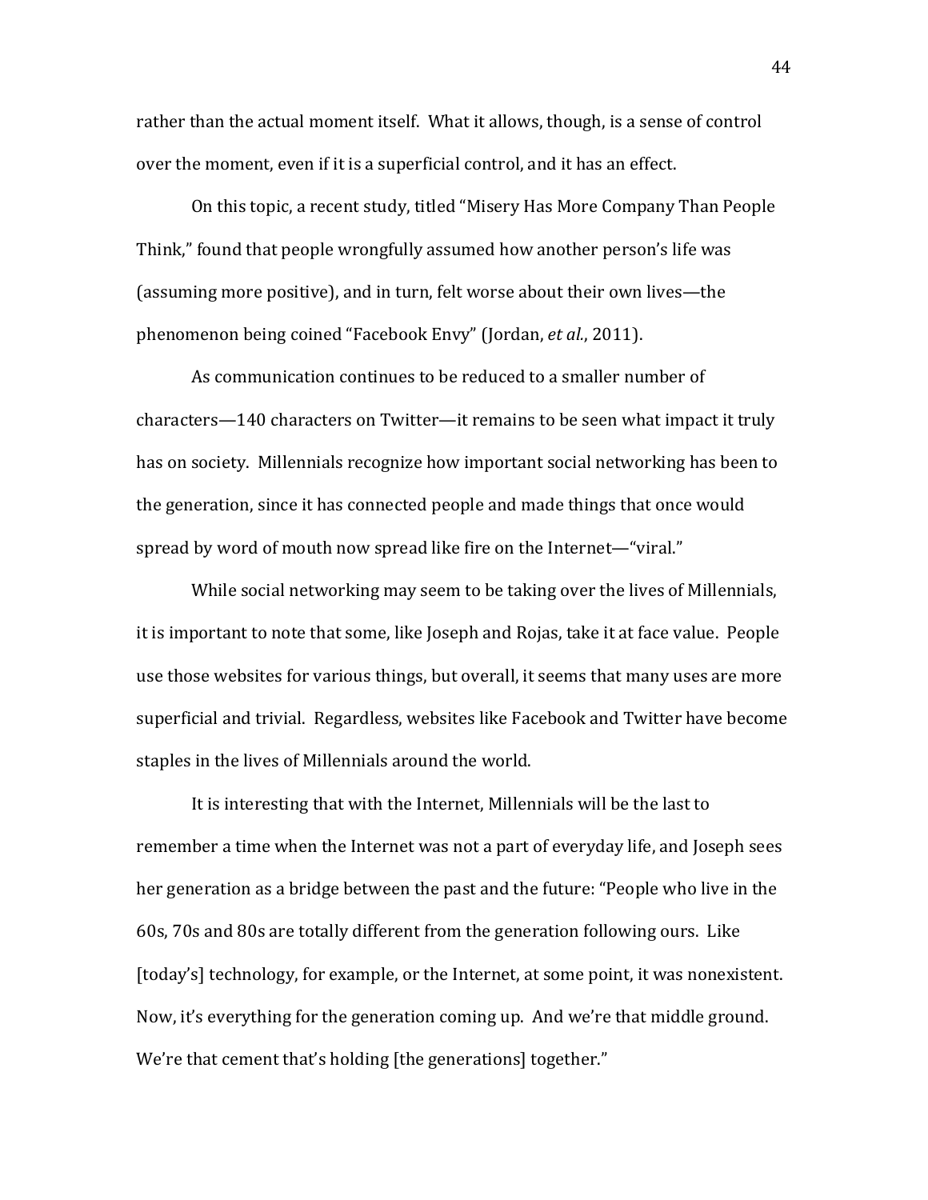rather than the actual moment itself. What it allows, though, is a sense of control over the moment, even if it is a superficial control, and it has an effect.

On this topic, a recent study, titled "Misery Has More Company Than People Think," found that people wrongfully assumed how another person's life was (assuming more positive), and in turn, felt worse about their own lives—the phenomenon being coined "Facebook Envy" (Jordan, *et al.*, 2011).

As communication continues to be reduced to a smaller number of characters—140 characters on Twitter—it remains to be seen what impact it truly has on society. Millennials recognize how important social networking has been to the generation, since it has connected people and made things that once would spread by word of mouth now spread like fire on the Internet—"viral."

While social networking may seem to be taking over the lives of Millennials, it is important to note that some, like Joseph and Rojas, take it at face value. People use those websites for various things, but overall, it seems that many uses are more superficial and trivial. Regardless, websites like Facebook and Twitter have become staples in the lives of Millennials around the world.

It is interesting that with the Internet, Millennials will be the last to remember a time when the Internet was not a part of everyday life, and Joseph sees her generation as a bridge between the past and the future: "People who live in the 60s, 70s and 80s are totally different from the generation following ours. Like [today's] technology, for example, or the Internet, at some point, it was nonexistent. Now, it's everything for the generation coming up. And we're that middle ground. We're that cement that's holding [the generations] together."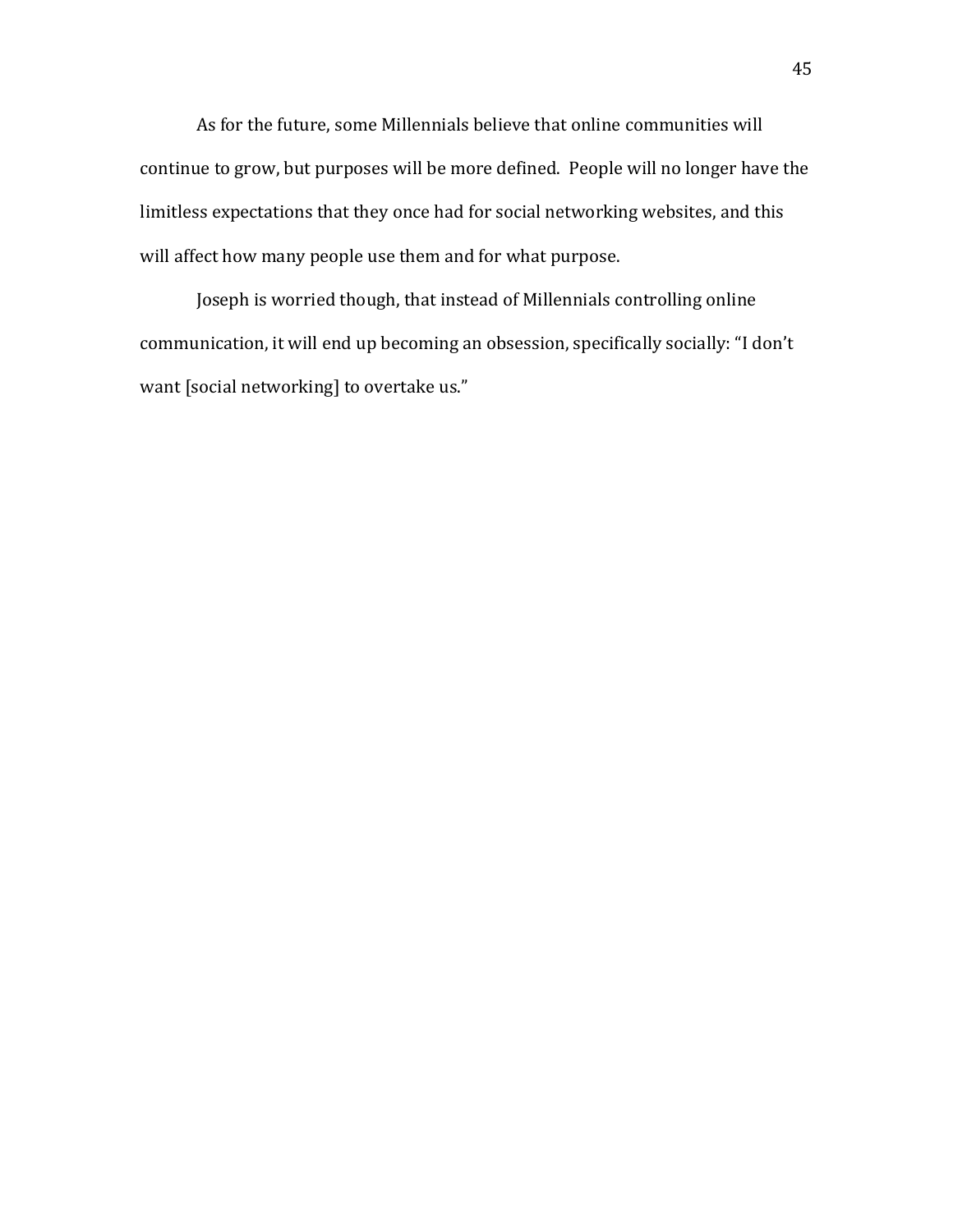As for the future, some Millennials believe that online communities will continue to grow, but purposes will be more defined. People will no longer have the limitless expectations that they once had for social networking websites, and this will affect how many people use them and for what purpose.

Joseph is worried though, that instead of Millennials controlling online communication, it will end up becoming an obsession, specifically socially: “I don’t want [social networking] to overtake us.”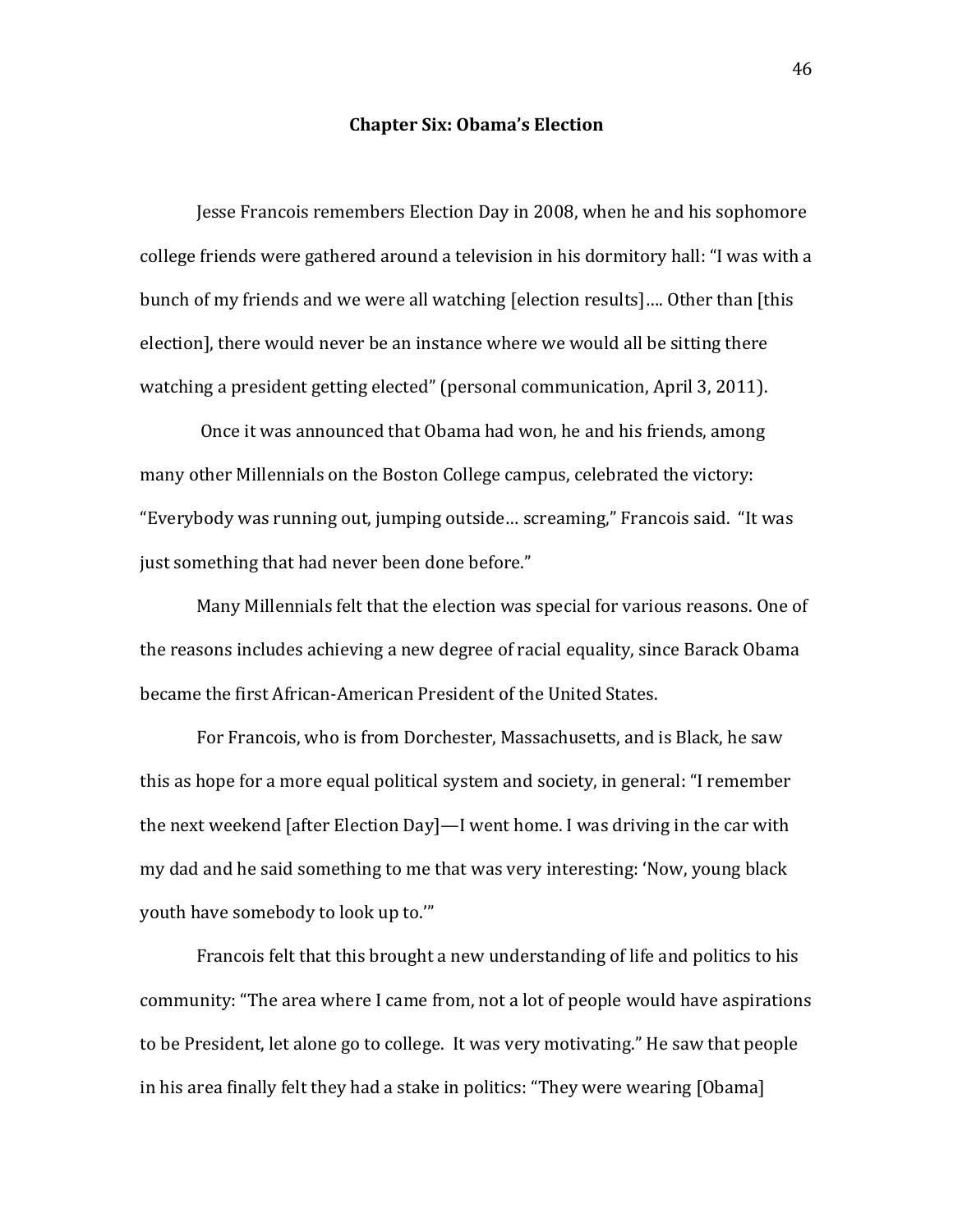## Chapter Six: Obama's Election

Jesse Francois remembers Election Day in 2008, when he and his sophomore college friends were gathered around a television in his dormitory hall: "I was with a bunch of my friends and we were all watching [election results]…. Other than [this election], there would never be an instance where we would all be sitting there watching a president getting elected" (personal communication, April 3, 2011).

Once it was announced that Obama had won, he and his friends, among many other Millennials on the Boston College campus, celebrated the victory: "Everybody was running out, jumping outside… screaming," Francois said. "It was just something that had never been done before."

Many Millennials felt that the election was special for various reasons. One of the reasons includes achieving a new degree of racial equality, since Barack Obama became the first African-American President of the United States.

For Francois, who is from Dorchester, Massachusetts, and is Black, he saw this as hope for a more equal political system and society, in general: "I remember the next weekend [after Election Day]—I went home. I was driving in the car with my dad and he said something to me that was very interesting: 'Now, young black youth have somebody to look up to.'"

Francois felt that this brought a new understanding of life and politics to his community: "The area where I came from, not a lot of people would have aspirations to be President, let alone go to college. It was very motivating." He saw that people in his area finally felt they had a stake in politics: "They were wearing [Obama]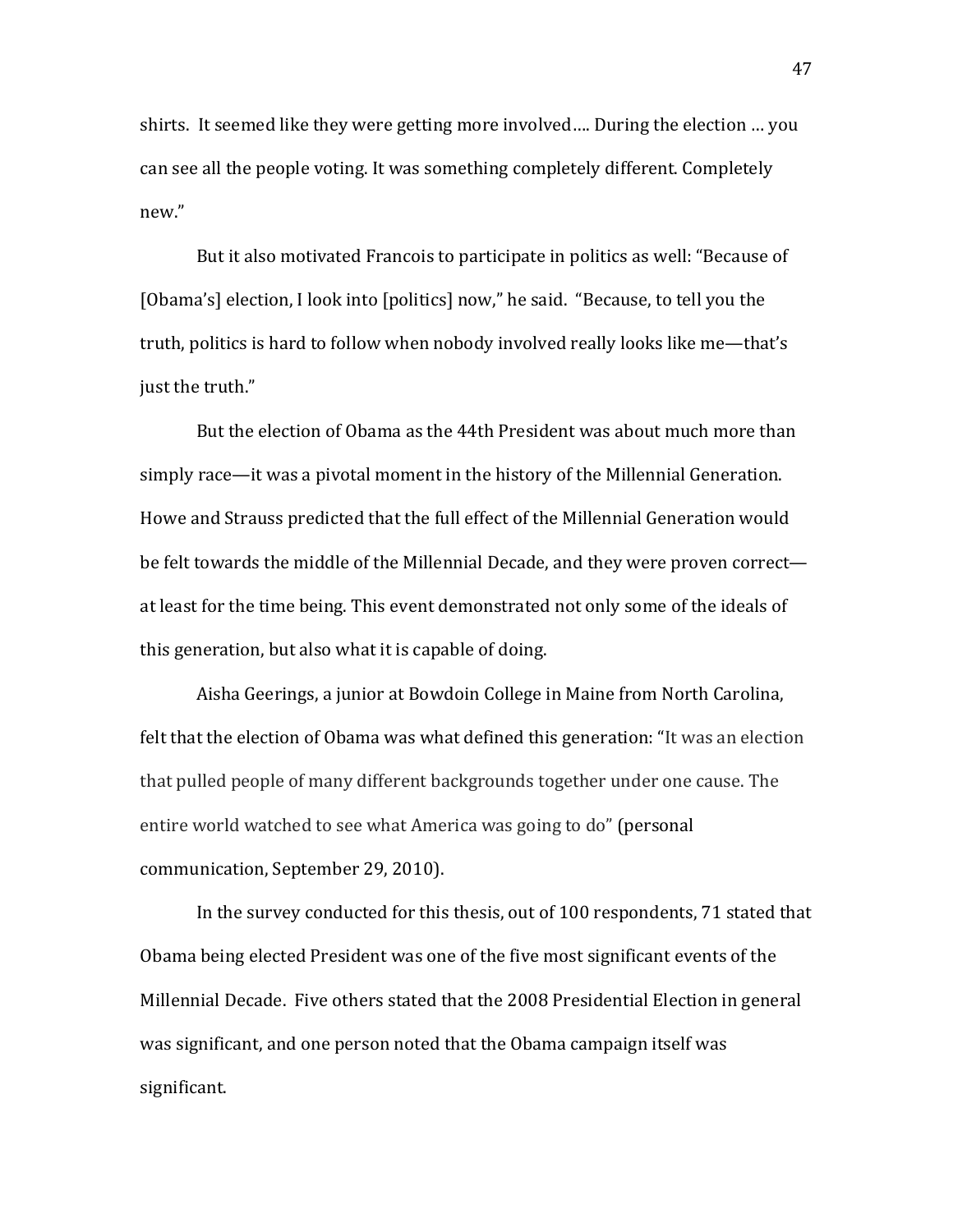shirts. It seemed like they were getting more involved…. During the election … you can see all the people voting. It was something completely different. Completely new."

But it also motivated Francois to participate in politics as well: "Because of [Obama's] election, I look into [politics] now," he said. "Because, to tell you the truth, politics is hard to follow when nobody involved really looks like me—that's just the truth."

But the election of Obama as the 44th President was about much more than simply race—it was a pivotal moment in the history of the Millennial Generation. Howe and Strauss predicted that the full effect of the Millennial Generation would be felt towards the middle of the Millennial Decade, and they were proven correct—at least for the time being. This event demonstrated not only some of the ideals of this generation, but also what it is capable of doing.

Aisha Geerings, a junior at Bowdoin College in Maine from North Carolina, felt that the election of Obama was what defined this generation: "It was an election that pulled people of many different backgrounds together under one cause. The entire world watched to see what America was going to do" (personal communication, September 29, 2010).

In the survey conducted for this thesis, out of 100 respondents, 71 stated that Obama being elected President was one of the five most significant events of the Millennial Decade. Five others stated that the 2008 Presidential Election in general was significant, and one person noted that the Obama campaign itself was significant.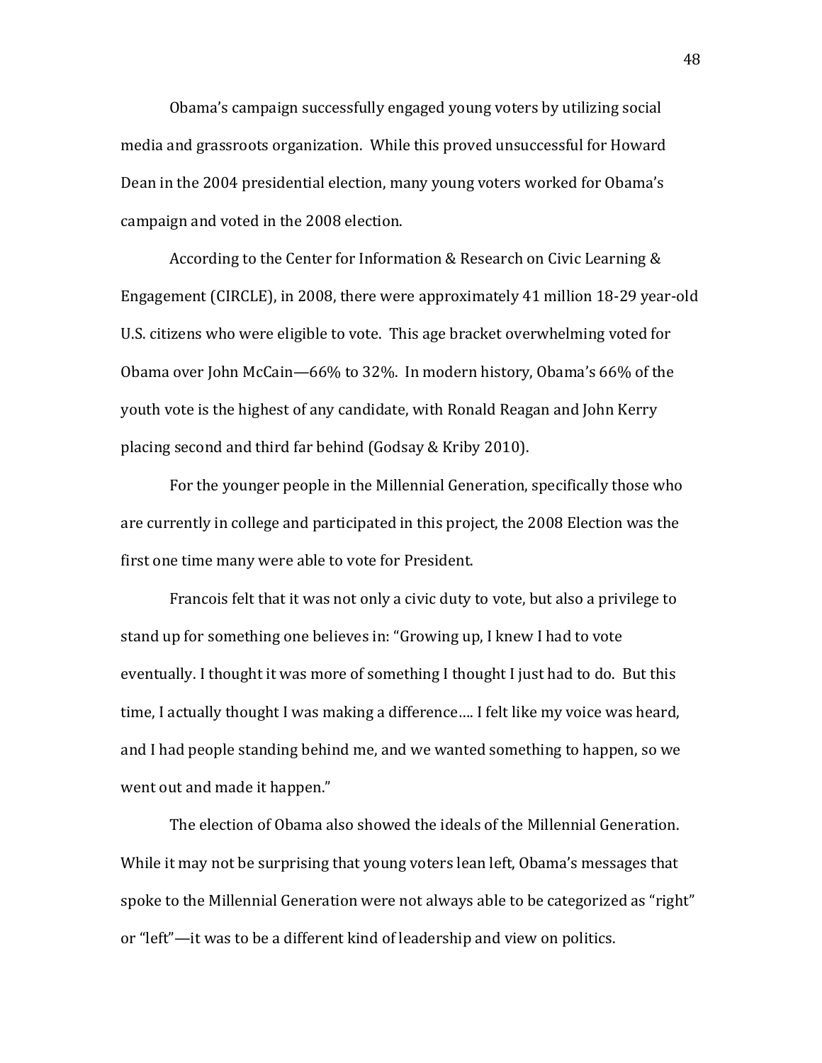Obama's campaign successfully engaged young voters by utilizing social media and grassroots organization. While this proved unsuccessful for Howard Dean in the 2004 presidential election, many young voters worked for Obama's campaign and voted in the 2008 election.

According to the Center for Information & Research on Civic Learning & Engagement (CIRCLE), in 2008, there were approximately 41 million 18-29 year-old U.S. citizens who were eligible to vote. This age bracket overwhelming voted for Obama over John McCain—66% to 32%. In modern history, Obama's 66% of the youth vote is the highest of any candidate, with Ronald Reagan and John Kerry placing second and third far behind (Godsay & Kriby 2010).

For the younger people in the Millennial Generation, specifically those who are currently in college and participated in this project, the 2008 Election was the first one time many were able to vote for President.

Francois felt that it was not only a civic duty to vote, but also a privilege to stand up for something one believes in: "Growing up, I knew I had to vote eventually. I thought it was more of something I thought I just had to do. But this time, I actually thought I was making a difference…. I felt like my voice was heard, and I had people standing behind me, and we wanted something to happen, so we went out and made it happen."

The election of Obama also showed the ideals of the Millennial Generation. While it may not be surprising that young voters lean left, Obama's messages that spoke to the Millennial Generation were not always able to be categorized as "right" or "left"—it was to be a different kind of leadership and view on politics.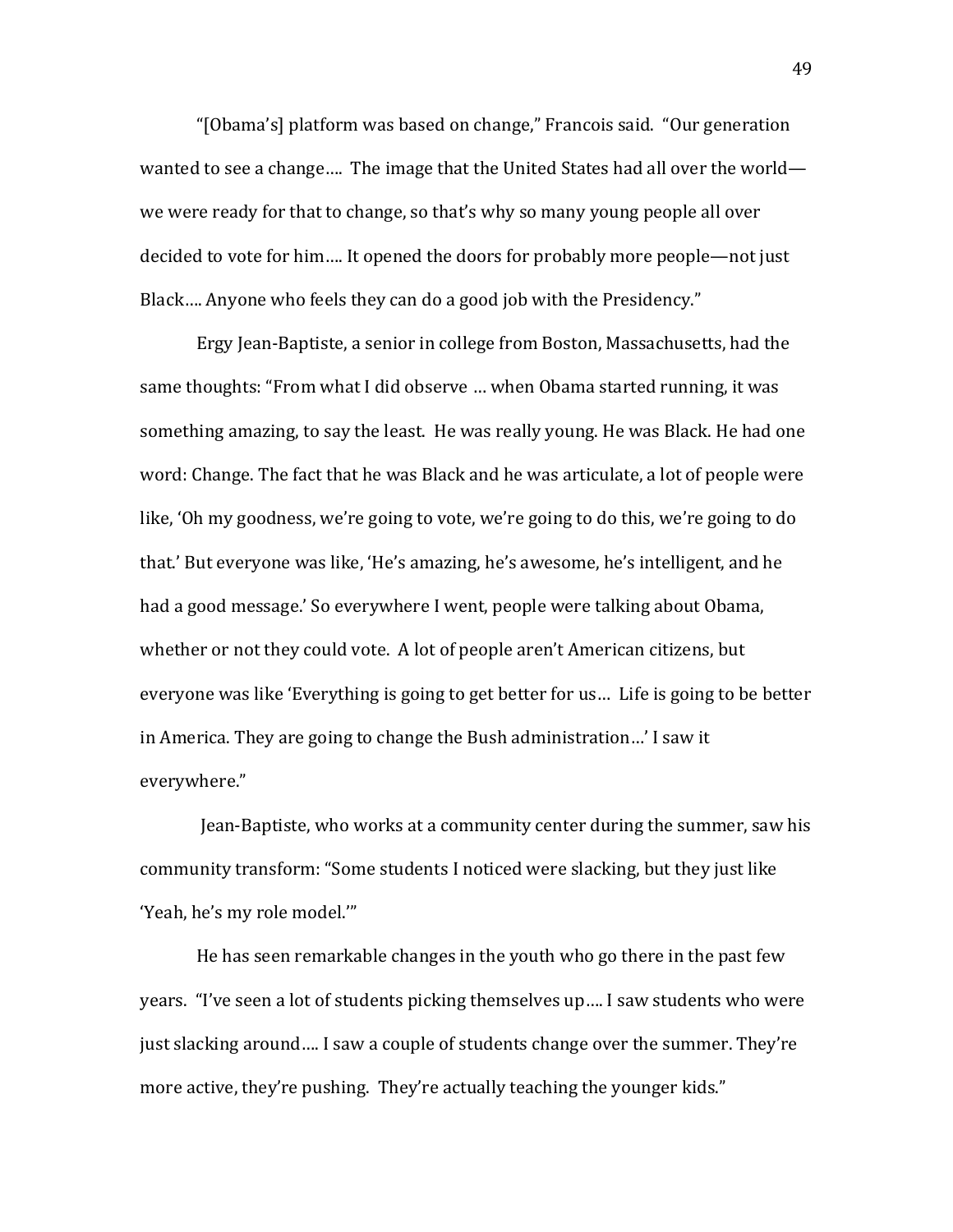"[Obama's] platform was based on change," Francois said. "Our generation wanted to see a change…. The image that the United States had all over the world—we were ready for that to change, so that's why so many young people all over decided to vote for him…. It opened the doors for probably more people—not just Black…. Anyone who feels they can do a good job with the Presidency."

Ergy Jean-Baptiste, a senior in college from Boston, Massachusetts, had the same thoughts: "From what I did observe … when Obama started running, it was something amazing, to say the least. He was really young. He was Black. He had one word: Change. The fact that he was Black and he was articulate, a lot of people were like, 'Oh my goodness, we're going to vote, we're going to do this, we're going to do that.' But everyone was like, 'He's amazing, he's awesome, he's intelligent, and he had a good message.' So everywhere I went, people were talking about Obama, whether or not they could vote. A lot of people aren't American citizens, but everyone was like 'Everything is going to get better for us… Life is going to be better in America. They are going to change the Bush administration…' I saw it everywhere."

Jean-Baptiste, who works at a community center during the summer, saw his community transform: "Some students I noticed were slacking, but they just like 'Yeah, he's my role model.'"

He has seen remarkable changes in the youth who go there in the past few years. "I've seen a lot of students picking themselves up…. I saw students who were just slacking around…. I saw a couple of students change over the summer. They're more active, they're pushing. They're actually teaching the younger kids."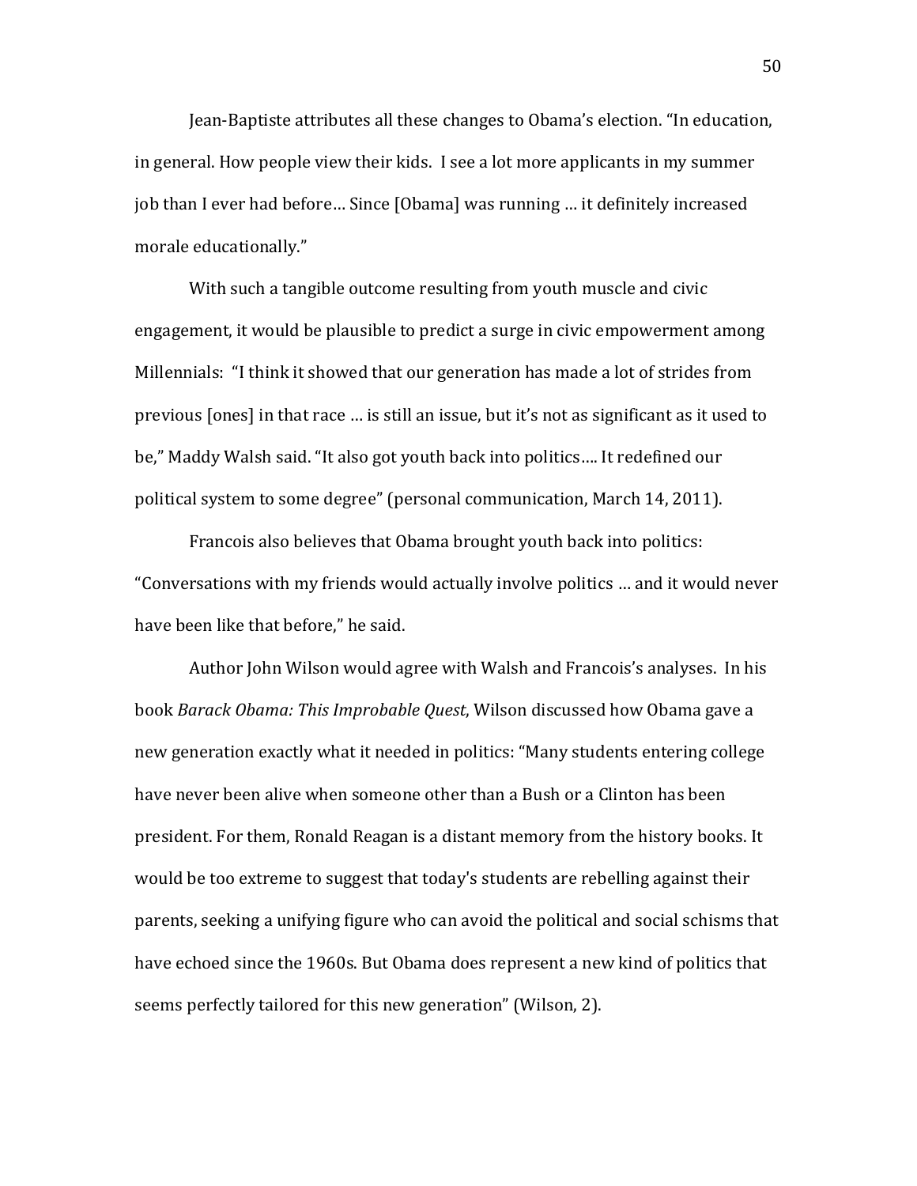Jean-Baptiste attributes all these changes to Obama's election. "In education, in general. How people view their kids. I see a lot more applicants in my summer job than I ever had before… Since [Obama] was running … it definitely increased morale educationally."

With such a tangible outcome resulting from youth muscle and civic engagement, it would be plausible to predict a surge in civic empowerment among Millennials: "I think it showed that our generation has made a lot of strides from previous [ones] in that race … is still an issue, but it's not as significant as it used to be," Maddy Walsh said. "It also got youth back into politics…. It redefined our political system to some degree" (personal communication, March 14, 2011).

Francois also believes that Obama brought youth back into politics: "Conversations with my friends would actually involve politics … and it would never have been like that before," he said.

Author John Wilson would agree with Walsh and Francois's analyses. In his book *Barack Obama: This Improbable Quest*, Wilson discussed how Obama gave a new generation exactly what it needed in politics: "Many students entering college have never been alive when someone other than a Bush or a Clinton has been president. For them, Ronald Reagan is a distant memory from the history books. It would be too extreme to suggest that today's students are rebelling against their parents, seeking a unifying figure who can avoid the political and social schisms that have echoed since the 1960s. But Obama does represent a new kind of politics that seems perfectly tailored for this new generation" (Wilson, 2).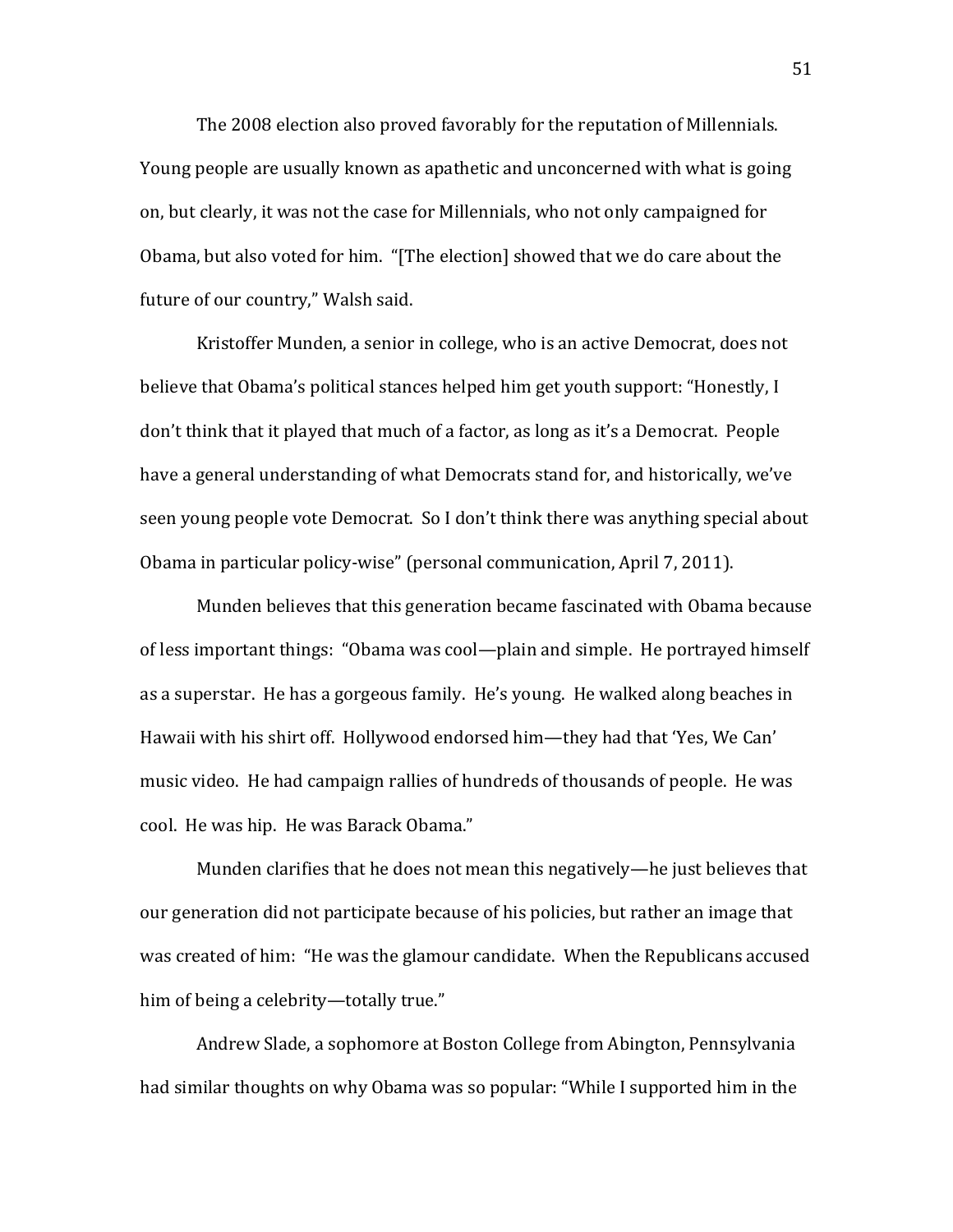The 2008 election also proved favorably for the reputation of Millennials. Young people are usually known as apathetic and unconcerned with what is going on, but clearly, it was not the case for Millennials, who not only campaigned for Obama, but also voted for him. "[The election] showed that we do care about the future of our country," Walsh said.

Kristoffer Munden, a senior in college, who is an active Democrat, does not believe that Obama's political stances helped him get youth support: "Honestly, I don't think that it played that much of a factor, as long as it's a Democrat. People have a general understanding of what Democrats stand for, and historically, we've seen young people vote Democrat. So I don't think there was anything special about Obama in particular policy-wise" (personal communication, April 7, 2011).

Munden believes that this generation became fascinated with Obama because of less important things: "Obama was cool—plain and simple. He portrayed himself as a superstar. He has a gorgeous family. He's young. He walked along beaches in Hawaii with his shirt off. Hollywood endorsed him—they had that 'Yes, We Can' music video. He had campaign rallies of hundreds of thousands of people. He was cool. He was hip. He was Barack Obama."

Munden clarifies that he does not mean this negatively—he just believes that our generation did not participate because of his policies, but rather an image that was created of him: "He was the glamour candidate. When the Republicans accused him of being a celebrity—totally true."

Andrew Slade, a sophomore at Boston College from Abington, Pennsylvania had similar thoughts on why Obama was so popular: "While I supported him in the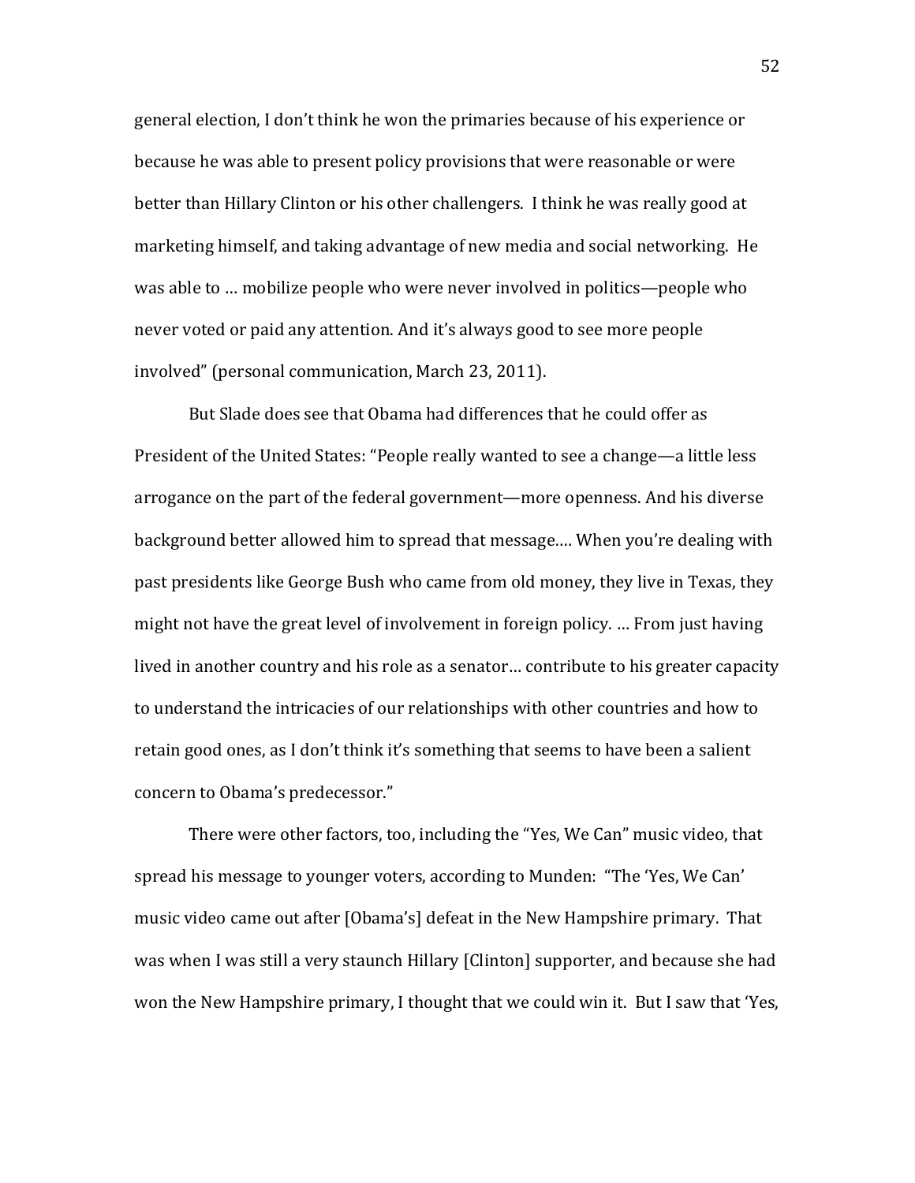general election, I don't think he won the primaries because of his experience or because he was able to present policy provisions that were reasonable or were better than Hillary Clinton or his other challengers. I think he was really good at marketing himself, and taking advantage of new media and social networking. He was able to … mobilize people who were never involved in politics—people who never voted or paid any attention. And it's always good to see more people involved" (personal communication, March 23, 2011).

But Slade does see that Obama had differences that he could offer as President of the United States: "People really wanted to see a change—a little less arrogance on the part of the federal government—more openness. And his diverse background better allowed him to spread that message…. When you're dealing with past presidents like George Bush who came from old money, they live in Texas, they might not have the great level of involvement in foreign policy. … From just having lived in another country and his role as a senator… contribute to his greater capacity to understand the intricacies of our relationships with other countries and how to retain good ones, as I don't think it's something that seems to have been a salient concern to Obama's predecessor."

There were other factors, too, including the "Yes, We Can" music video, that spread his message to younger voters, according to Munden: "The 'Yes, We Can' music video came out after [Obama's] defeat in the New Hampshire primary. That was when I was still a very staunch Hillary [Clinton] supporter, and because she had won the New Hampshire primary, I thought that we could win it. But I saw that 'Yes,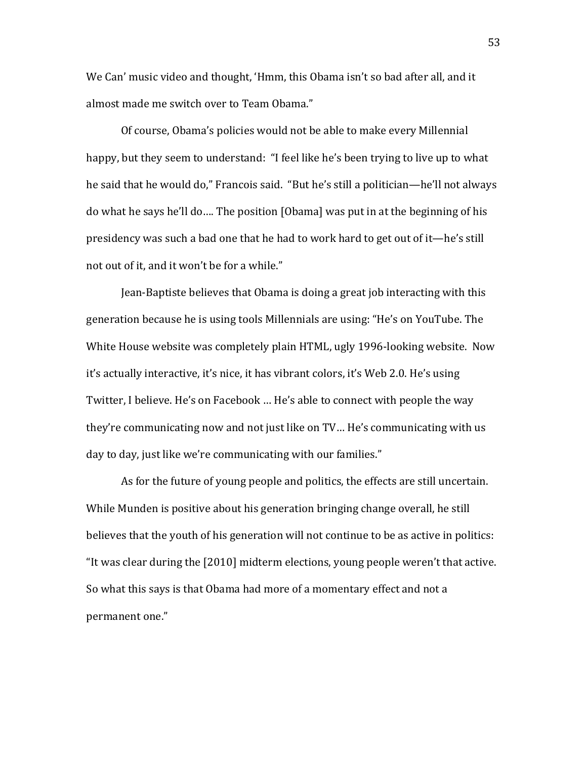We Can' music video and thought, 'Hmm, this Obama isn't so bad after all, and it almost made me switch over to Team Obama."

Of course, Obama's policies would not be able to make every Millennial happy, but they seem to understand: "I feel like he's been trying to live up to what he said that he would do," Francois said. "But he's still a politician—he'll not always do what he says he'll do.... The position [Obama] was put in at the beginning of his presidency was such a bad one that he had to work hard to get out of it—he's still not out of it, and it won't be for a while."

Jean-Baptiste believes that Obama is doing a great job interacting with this generation because he is using tools Millennials are using: "He's on YouTube. The White House website was completely plain HTML, ugly 1996-looking website. Now it's actually interactive, it's nice, it has vibrant colors, it's Web 2.0. He's using Twitter, I believe. He's on Facebook … He's able to connect with people the way they're communicating now and not just like on TV… He's communicating with us day to day, just like we're communicating with our families."

As for the future of young people and politics, the effects are still uncertain. While Munden is positive about his generation bringing change overall, he still believes that the youth of his generation will not continue to be as active in politics: "It was clear during the [2010] midterm elections, young people weren't that active. So what this says is that Obama had more of a momentary effect and not a permanent one."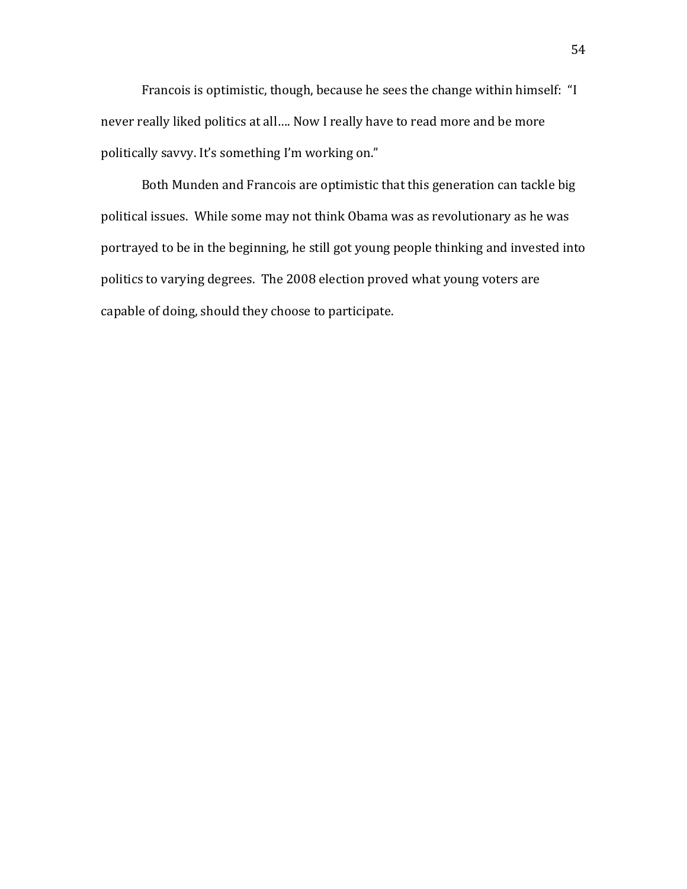Francois is optimistic, though, because he sees the change within himself: "I never really liked politics at all…. Now I really have to read more and be more politically savvy. It's something I'm working on."

Both Munden and Francois are optimistic that this generation can tackle big political issues. While some may not think Obama was as revolutionary as he was portrayed to be in the beginning, he still got young people thinking and invested into politics to varying degrees. The 2008 election proved what young voters are capable of doing, should they choose to participate.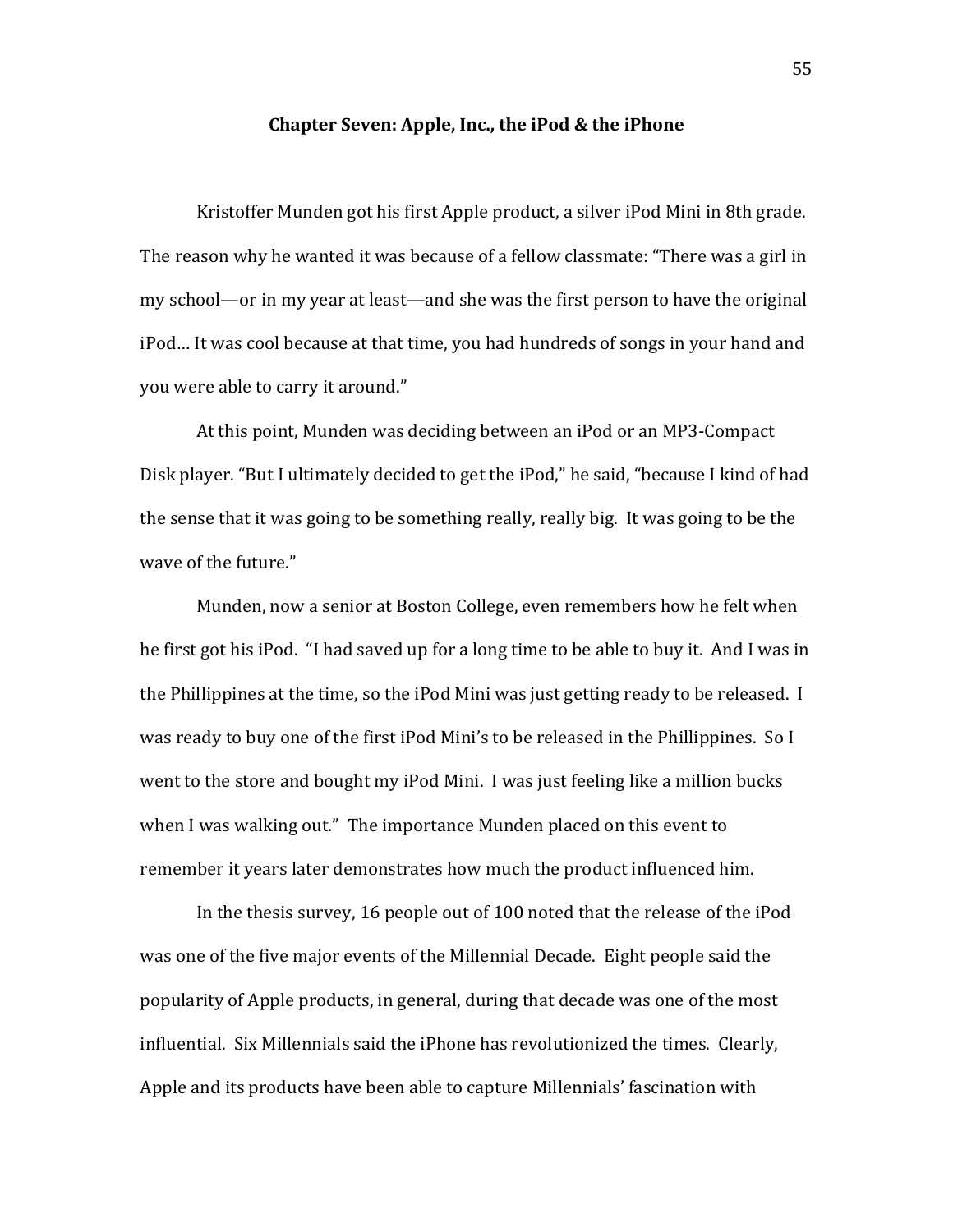# Chapter Seven: Apple, Inc., the iPod & the iPhone

Kristoffer Munden got his first Apple product, a silver iPod Mini in 8th grade. The reason why he wanted it was because of a fellow classmate: "There was a girl in my school—or in my year at least—and she was the first person to have the original iPod… It was cool because at that time, you had hundreds of songs in your hand and you were able to carry it around."

At this point, Munden was deciding between an iPod or an MP3-Compact Disk player. "But I ultimately decided to get the iPod," he said, "because I kind of had the sense that it was going to be something really, really big. It was going to be the wave of the future."

Munden, now a senior at Boston College, even remembers how he felt when he first got his iPod. "I had saved up for a long time to be able to buy it. And I was in the Phillippines at the time, so the iPod Mini was just getting ready to be released. I was ready to buy one of the first iPod Mini's to be released in the Phillippines. So I went to the store and bought my iPod Mini. I was just feeling like a million bucks when I was walking out." The importance Munden placed on this event to remember it years later demonstrates how much the product influenced him.

In the thesis survey, 16 people out of 100 noted that the release of the iPod was one of the five major events of the Millennial Decade. Eight people said the popularity of Apple products, in general, during that decade was one of the most influential. Six Millennials said the iPhone has revolutionized the times. Clearly, Apple and its products have been able to capture Millennials' fascination with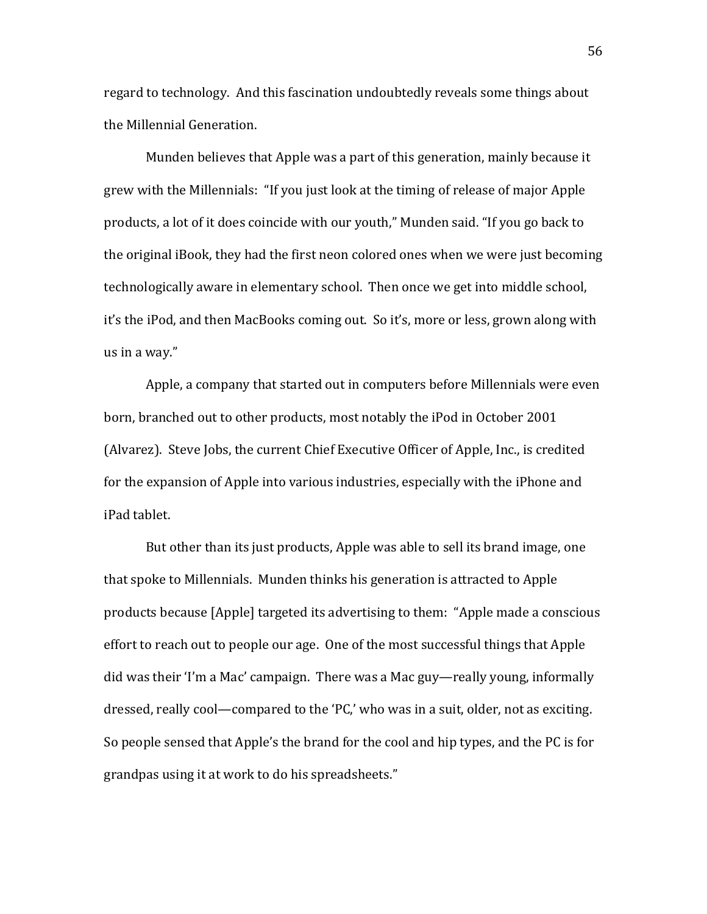regard to technology. And this fascination undoubtedly reveals some things about the Millennial Generation.

Munden believes that Apple was a part of this generation, mainly because it grew with the Millennials: "If you just look at the timing of release of major Apple products, a lot of it does coincide with our youth," Munden said. "If you go back to the original iBook, they had the first neon colored ones when we were just becoming technologically aware in elementary school. Then once we get into middle school, it's the iPod, and then MacBooks coming out. So it's, more or less, grown along with us in a way."

Apple, a company that started out in computers before Millennials were even born, branched out to other products, most notably the iPod in October 2001 (Alvarez). Steve Jobs, the current Chief Executive Officer of Apple, Inc., is credited for the expansion of Apple into various industries, especially with the iPhone and iPad tablet.

But other than its just products, Apple was able to sell its brand image, one that spoke to Millennials. Munden thinks his generation is attracted to Apple products because [Apple] targeted its advertising to them: "Apple made a conscious effort to reach out to people our age. One of the most successful things that Apple did was their 'I'm a Mac' campaign. There was a Mac guy—really young, informally dressed, really cool—compared to the 'PC,' who was in a suit, older, not as exciting. So people sensed that Apple's the brand for the cool and hip types, and the PC is for grandpas using it at work to do his spreadsheets."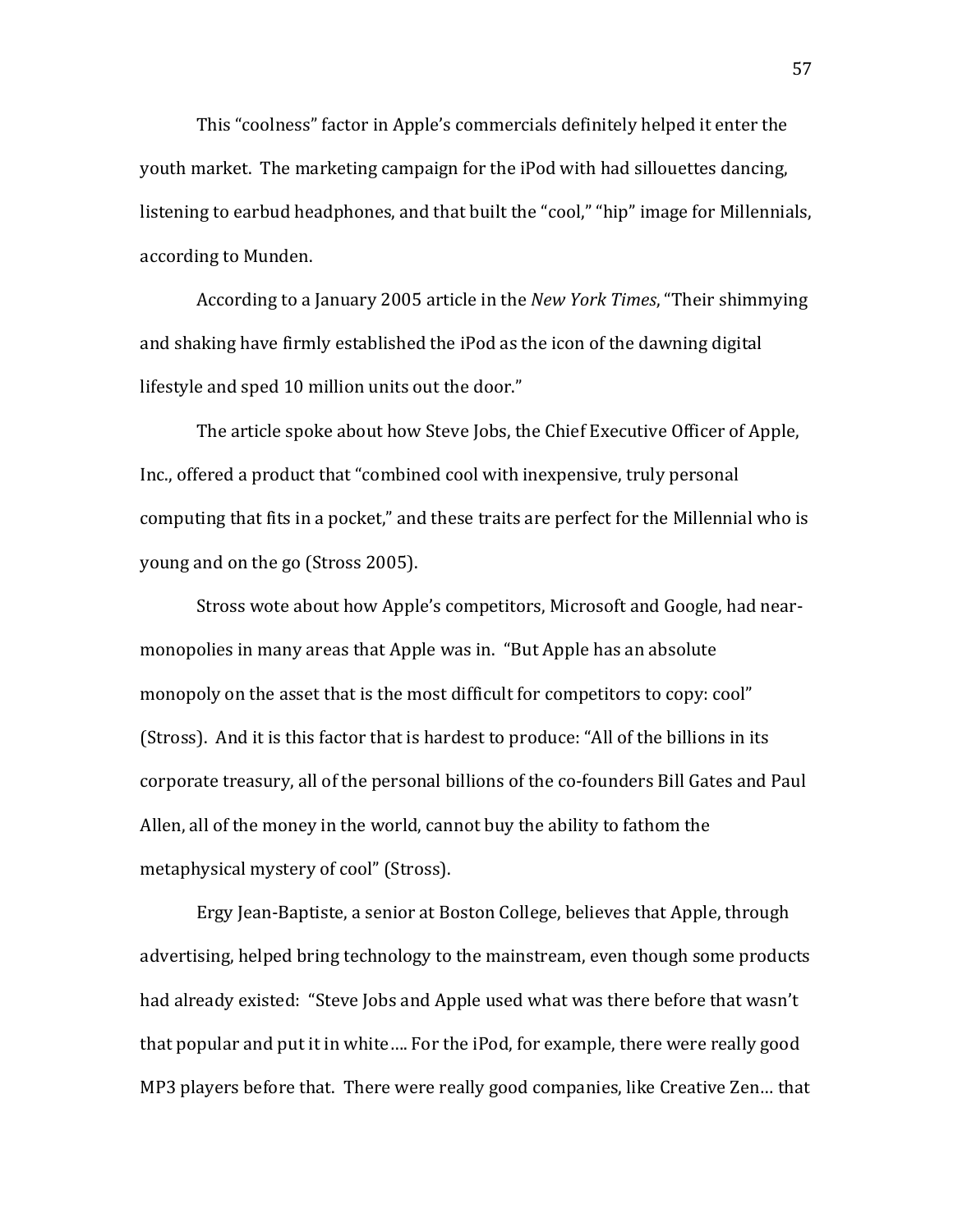This "coolness" factor in Apple's commercials definitely helped it enter the youth market. The marketing campaign for the iPod with had sillouettes dancing, listening to earbud headphones, and that built the "cool," "hip" image for Millennials, according to Munden.

According to a January 2005 article in the *New York Times*, "Their shimmying and shaking have firmly established the iPod as the icon of the dawning digital lifestyle and sped 10 million units out the door."

The article spoke about how Steve Jobs, the Chief Executive Officer of Apple, Inc., offered a product that "combined cool with inexpensive, truly personal computing that fits in a pocket," and these traits are perfect for the Millennial who is young and on the go (Stross 2005).

Stross wote about how Apple's competitors, Microsoft and Google, had near-monopolies in many areas that Apple was in. "But Apple has an absolute monopoly on the asset that is the most difficult for competitors to copy: cool" (Stross). And it is this factor that is hardest to produce: "All of the billions in its corporate treasury, all of the personal billions of the co-founders Bill Gates and Paul Allen, all of the money in the world, cannot buy the ability to fathom the metaphysical mystery of cool" (Stross).

Ergy Jean-Baptiste, a senior at Boston College, believes that Apple, through advertising, helped bring technology to the mainstream, even though some products had already existed: "Steve Jobs and Apple used what was there before that wasn't that popular and put it in white…. For the iPod, for example, there were really good MP3 players before that. There were really good companies, like Creative Zen… that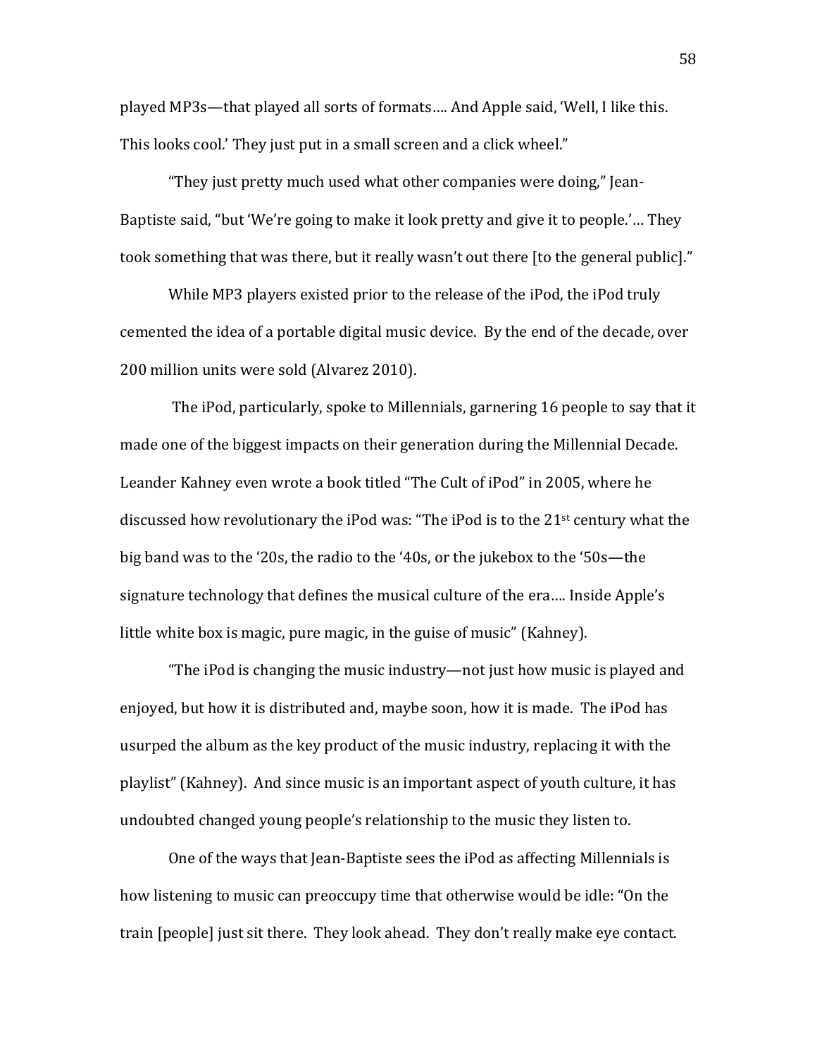played MP3s—that played all sorts of formats…. And Apple said, 'Well, I like this. This looks cool.' They just put in a small screen and a click wheel."

"They just pretty much used what other companies were doing," Jean-Baptiste said, "but 'We're going to make it look pretty and give it to people.'… They took something that was there, but it really wasn't out there [to the general public]."

While MP3 players existed prior to the release of the iPod, the iPod truly cemented the idea of a portable digital music device. By the end of the decade, over 200 million units were sold (Alvarez 2010).

The iPod, particularly, spoke to Millennials, garnering 16 people to say that it made one of the biggest impacts on their generation during the Millennial Decade. Leander Kahney even wrote a book titled "The Cult of iPod" in 2005, where he discussed how revolutionary the iPod was: "The iPod is to the 21st century what the big band was to the '20s, the radio to the '40s, or the jukebox to the '50s—the signature technology that defines the musical culture of the era…. Inside Apple's little white box is magic, pure magic, in the guise of music" (Kahney).

"The iPod is changing the music industry—not just how music is played and enjoyed, but how it is distributed and, maybe soon, how it is made. The iPod has usurped the album as the key product of the music industry, replacing it with the playlist" (Kahney). And since music is an important aspect of youth culture, it has undoubted changed young people's relationship to the music they listen to.

One of the ways that Jean-Baptiste sees the iPod as affecting Millennials is how listening to music can preoccupy time that otherwise would be idle: "On the train [people] just sit there. They look ahead. They don't really make eye contact.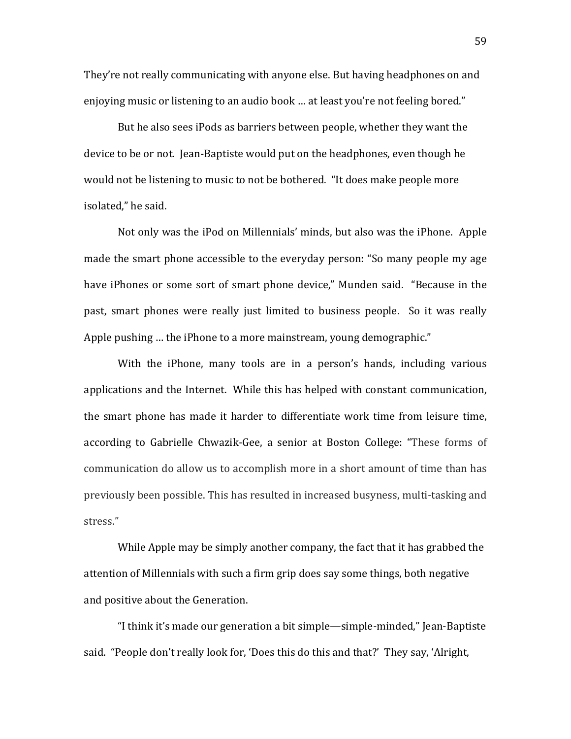They're not really communicating with anyone else. But having headphones on and enjoying music or listening to an audio book … at least you're not feeling bored."

But he also sees iPods as barriers between people, whether they want the device to be or not. Jean-Baptiste would put on the headphones, even though he would not be listening to music to not be bothered. "It does make people more isolated," he said.

Not only was the iPod on Millennials' minds, but also was the iPhone. Apple made the smart phone accessible to the everyday person: "So many people my age have iPhones or some sort of smart phone device," Munden said. "Because in the past, smart phones were really just limited to business people. So it was really Apple pushing … the iPhone to a more mainstream, young demographic."

With the iPhone, many tools are in a person's hands, including various applications and the Internet. While this has helped with constant communication, the smart phone has made it harder to differentiate work time from leisure time, according to Gabrielle Chwazik-Gee, a senior at Boston College: "These forms of communication do allow us to accomplish more in a short amount of time than has previously been possible. This has resulted in increased busyness, multi-tasking and stress."

While Apple may be simply another company, the fact that it has grabbed the attention of Millennials with such a firm grip does say some things, both negative and positive about the Generation.

"I think it's made our generation a bit simple—simple-minded," Jean-Baptiste said. "People don't really look for, 'Does this do this and that?' They say, 'Alright,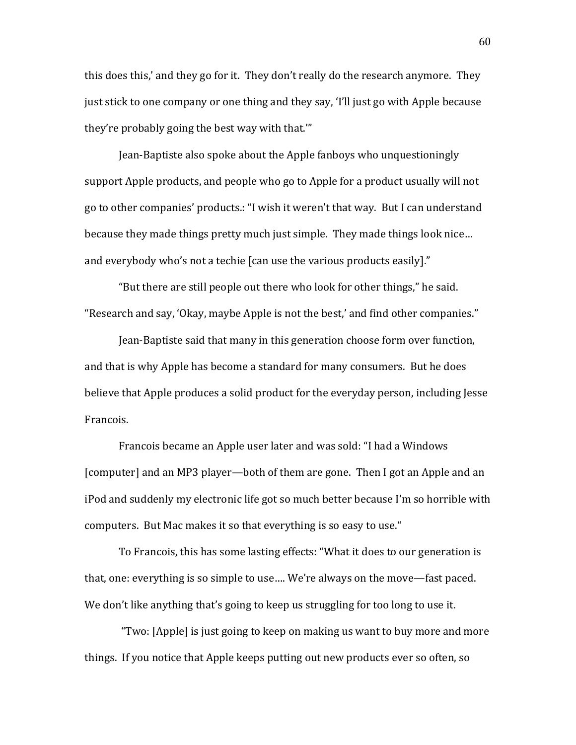this does this,' and they go for it. They don't really do the research anymore. They just stick to one company or one thing and they say, 'I'll just go with Apple because they're probably going the best way with that.'"

Jean-Baptiste also spoke about the Apple fanboys who unquestioningly support Apple products, and people who go to Apple for a product usually will not go to other companies' products.: "I wish it weren't that way. But I can understand because they made things pretty much just simple. They made things look nice… and everybody who's not a techie [can use the various products easily]."

"But there are still people out there who look for other things," he said. "Research and say, 'Okay, maybe Apple is not the best,' and find other companies."

Jean-Baptiste said that many in this generation choose form over function, and that is why Apple has become a standard for many consumers. But he does believe that Apple produces a solid product for the everyday person, including Jesse Francois.

Francois became an Apple user later and was sold: "I had a Windows [computer] and an MP3 player—both of them are gone. Then I got an Apple and an iPod and suddenly my electronic life got so much better because I'm so horrible with computers. But Mac makes it so that everything is so easy to use."

To Francois, this has some lasting effects: "What it does to our generation is that, one: everything is so simple to use…. We're always on the move—fast paced. We don't like anything that's going to keep us struggling for too long to use it.

"Two: [Apple] is just going to keep on making us want to buy more and more things. If you notice that Apple keeps putting out new products ever so often, so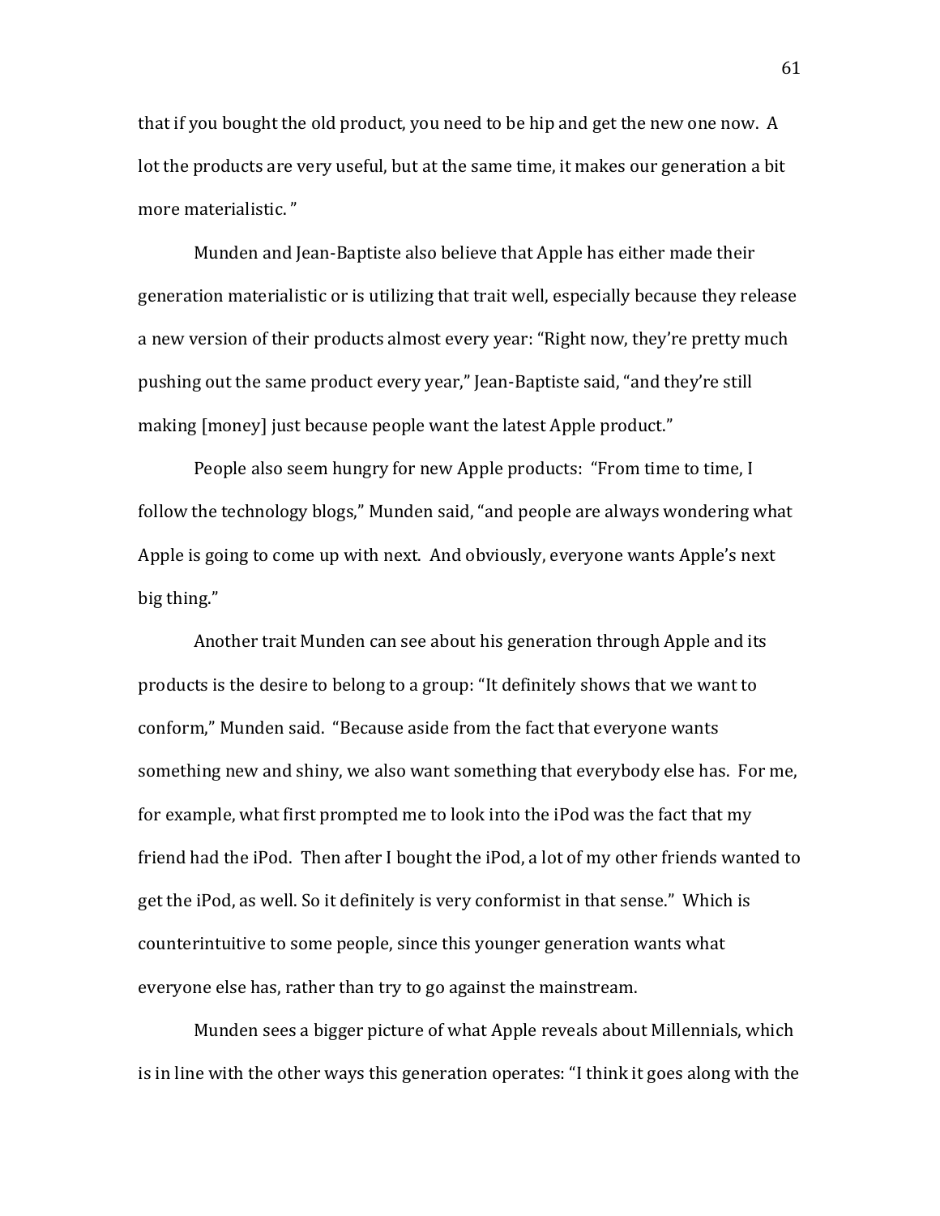that if you bought the old product, you need to be hip and get the new one now. A lot the products are very useful, but at the same time, it makes our generation a bit more materialistic. "

Munden and Jean-Baptiste also believe that Apple has either made their generation materialistic or is utilizing that trait well, especially because they release a new version of their products almost every year: "Right now, they're pretty much pushing out the same product every year," Jean-Baptiste said, "and they're still making [money] just because people want the latest Apple product."

People also seem hungry for new Apple products: "From time to time, I follow the technology blogs," Munden said, "and people are always wondering what Apple is going to come up with next. And obviously, everyone wants Apple's next big thing."

Another trait Munden can see about his generation through Apple and its products is the desire to belong to a group: "It definitely shows that we want to conform," Munden said. "Because aside from the fact that everyone wants something new and shiny, we also want something that everybody else has. For me, for example, what first prompted me to look into the iPod was the fact that my friend had the iPod. Then after I bought the iPod, a lot of my other friends wanted to get the iPod, as well. So it definitely is very conformist in that sense." Which is counterintuitive to some people, since this younger generation wants what everyone else has, rather than try to go against the mainstream.

Munden sees a bigger picture of what Apple reveals about Millennials, which is in line with the other ways this generation operates: "I think it goes along with the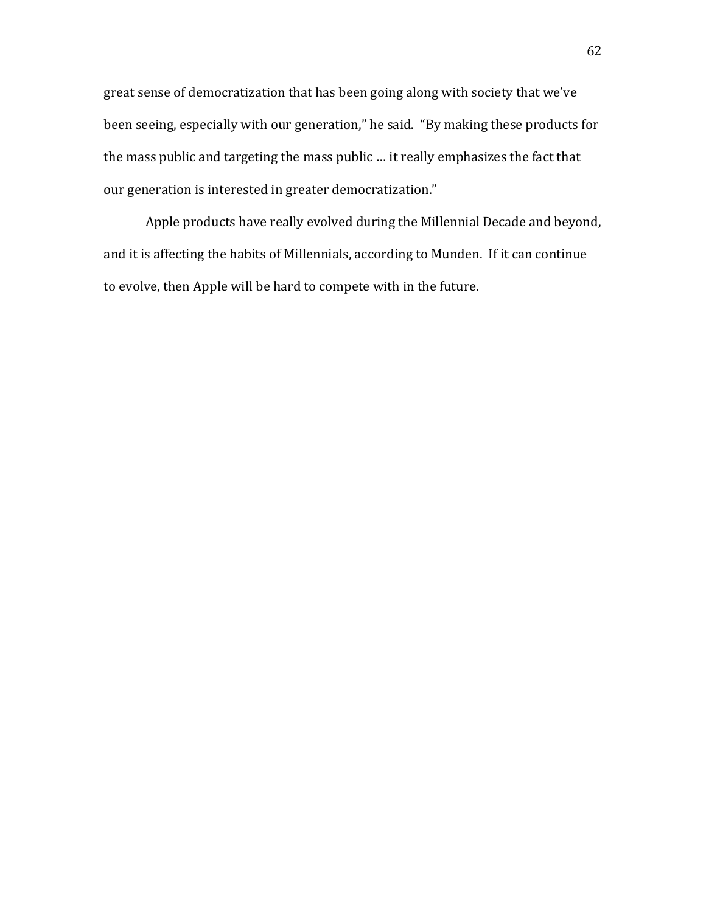great sense of democratization that has been going along with society that we've been seeing, especially with our generation," he said. "By making these products for the mass public and targeting the mass public … it really emphasizes the fact that our generation is interested in greater democratization."

Apple products have really evolved during the Millennial Decade and beyond, and it is affecting the habits of Millennials, according to Munden. If it can continue to evolve, then Apple will be hard to compete with in the future.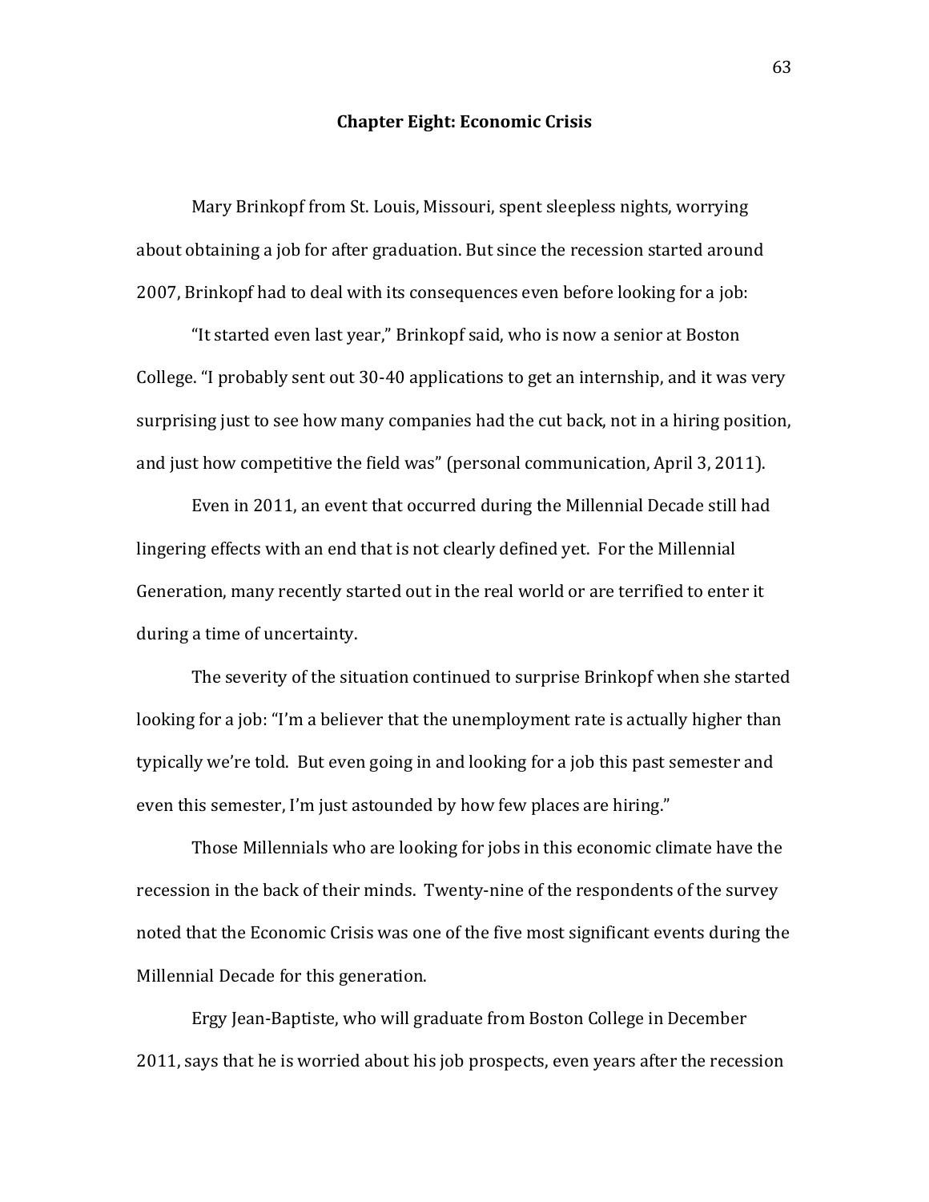## Chapter Eight: Economic Crisis

Mary Brinkopf from St. Louis, Missouri, spent sleepless nights, worrying about obtaining a job for after graduation. But since the recession started around 2007, Brinkopf had to deal with its consequences even before looking for a job:

"It started even last year," Brinkopf said, who is now a senior at Boston College. "I probably sent out 30-40 applications to get an internship, and it was very surprising just to see how many companies had the cut back, not in a hiring position, and just how competitive the field was" (personal communication, April 3, 2011).

Even in 2011, an event that occurred during the Millennial Decade still had lingering effects with an end that is not clearly defined yet. For the Millennial Generation, many recently started out in the real world or are terrified to enter it during a time of uncertainty.

The severity of the situation continued to surprise Brinkopf when she started looking for a job: "I'm a believer that the unemployment rate is actually higher than typically we're told. But even going in and looking for a job this past semester and even this semester, I'm just astounded by how few places are hiring."

Those Millennials who are looking for jobs in this economic climate have the recession in the back of their minds. Twenty-nine of the respondents of the survey noted that the Economic Crisis was one of the five most significant events during the Millennial Decade for this generation.

Ergy Jean-Baptiste, who will graduate from Boston College in December 2011, says that he is worried about his job prospects, even years after the recession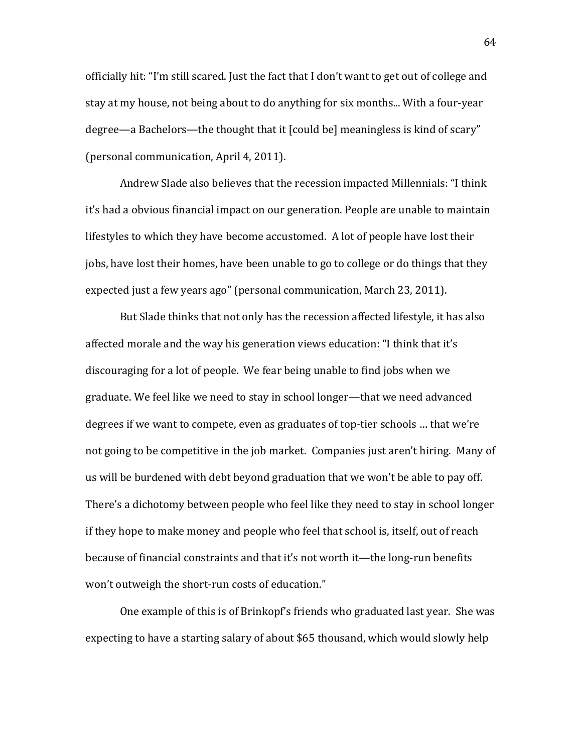officially hit: "I'm still scared. Just the fact that I don't want to get out of college and stay at my house, not being about to do anything for six months... With a four-year degree—a Bachelors—the thought that it [could be] meaningless is kind of scary" (personal communication, April 4, 2011).

Andrew Slade also believes that the recession impacted Millennials: "I think it's had a obvious financial impact on our generation. People are unable to maintain lifestyles to which they have become accustomed. A lot of people have lost their jobs, have lost their homes, have been unable to go to college or do things that they expected just a few years ago" (personal communication, March 23, 2011).

But Slade thinks that not only has the recession affected lifestyle, it has also affected morale and the way his generation views education: "I think that it's discouraging for a lot of people. We fear being unable to find jobs when we graduate. We feel like we need to stay in school longer—that we need advanced degrees if we want to compete, even as graduates of top-tier schools … that we're not going to be competitive in the job market. Companies just aren't hiring. Many of us will be burdened with debt beyond graduation that we won't be able to pay off. There's a dichotomy between people who feel like they need to stay in school longer if they hope to make money and people who feel that school is, itself, out of reach because of financial constraints and that it's not worth it—the long-run benefits won't outweigh the short-run costs of education."

One example of this is of Brinkopf's friends who graduated last year. She was expecting to have a starting salary of about $65 thousand, which would slowly help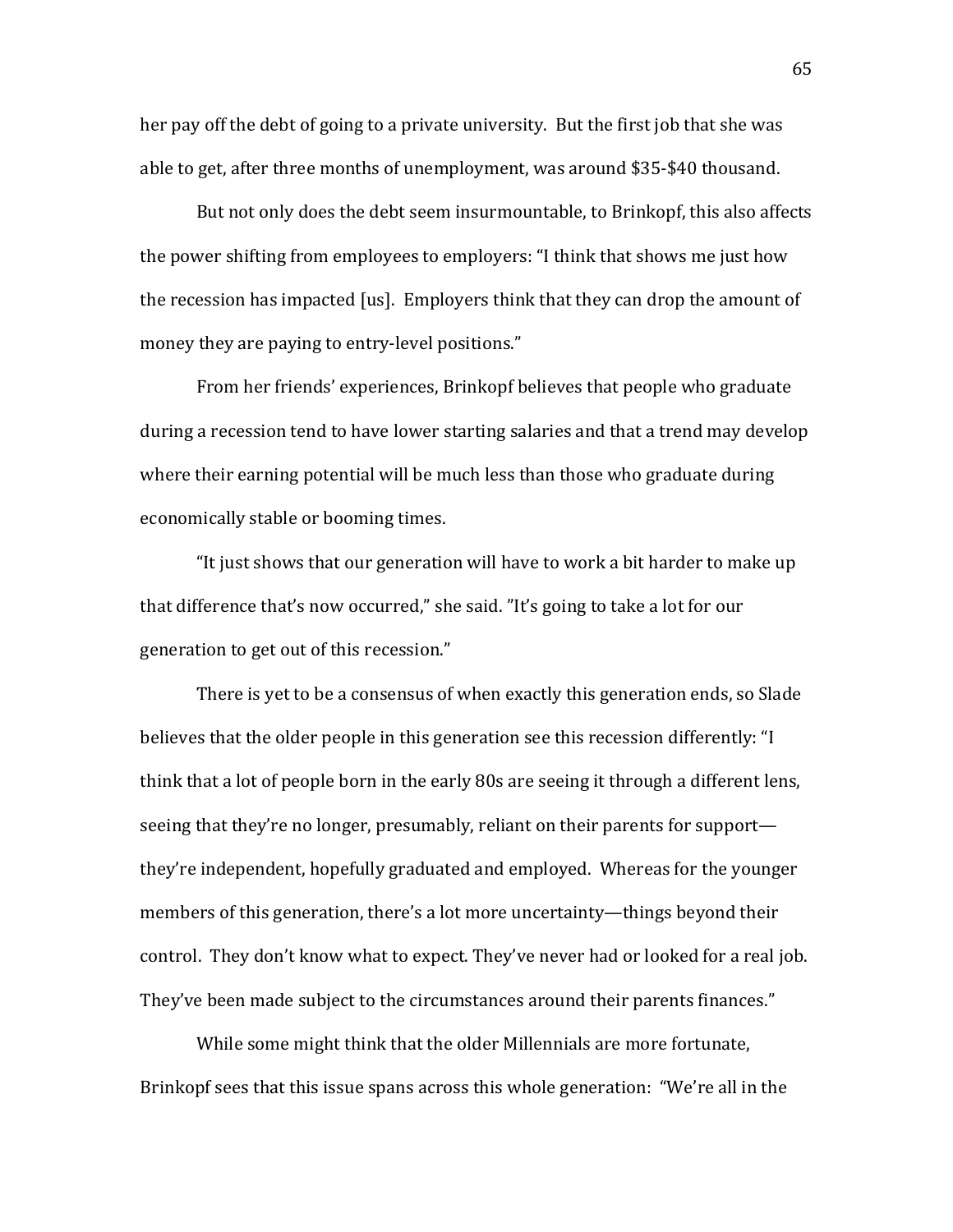her pay off the debt of going to a private university. But the first job that she was able to get, after three months of unemployment, was around $35-$40 thousand.

But not only does the debt seem insurmountable, to Brinkopf, this also affects the power shifting from employees to employers: "I think that shows me just how the recession has impacted [us]. Employers think that they can drop the amount of money they are paying to entry-level positions."

From her friends' experiences, Brinkopf believes that people who graduate during a recession tend to have lower starting salaries and that a trend may develop where their earning potential will be much less than those who graduate during economically stable or booming times.

"It just shows that our generation will have to work a bit harder to make up that difference that's now occurred," she said. "It's going to take a lot for our generation to get out of this recession."

There is yet to be a consensus of when exactly this generation ends, so Slade believes that the older people in this generation see this recession differently: "I think that a lot of people born in the early 80s are seeing it through a different lens, seeing that they're no longer, presumably, reliant on their parents for support—they're independent, hopefully graduated and employed. Whereas for the younger members of this generation, there's a lot more uncertainty—things beyond their control. They don't know what to expect. They've never had or looked for a real job. They've been made subject to the circumstances around their parents finances."

While some might think that the older Millennials are more fortunate, Brinkopf sees that this issue spans across this whole generation: "We're all in the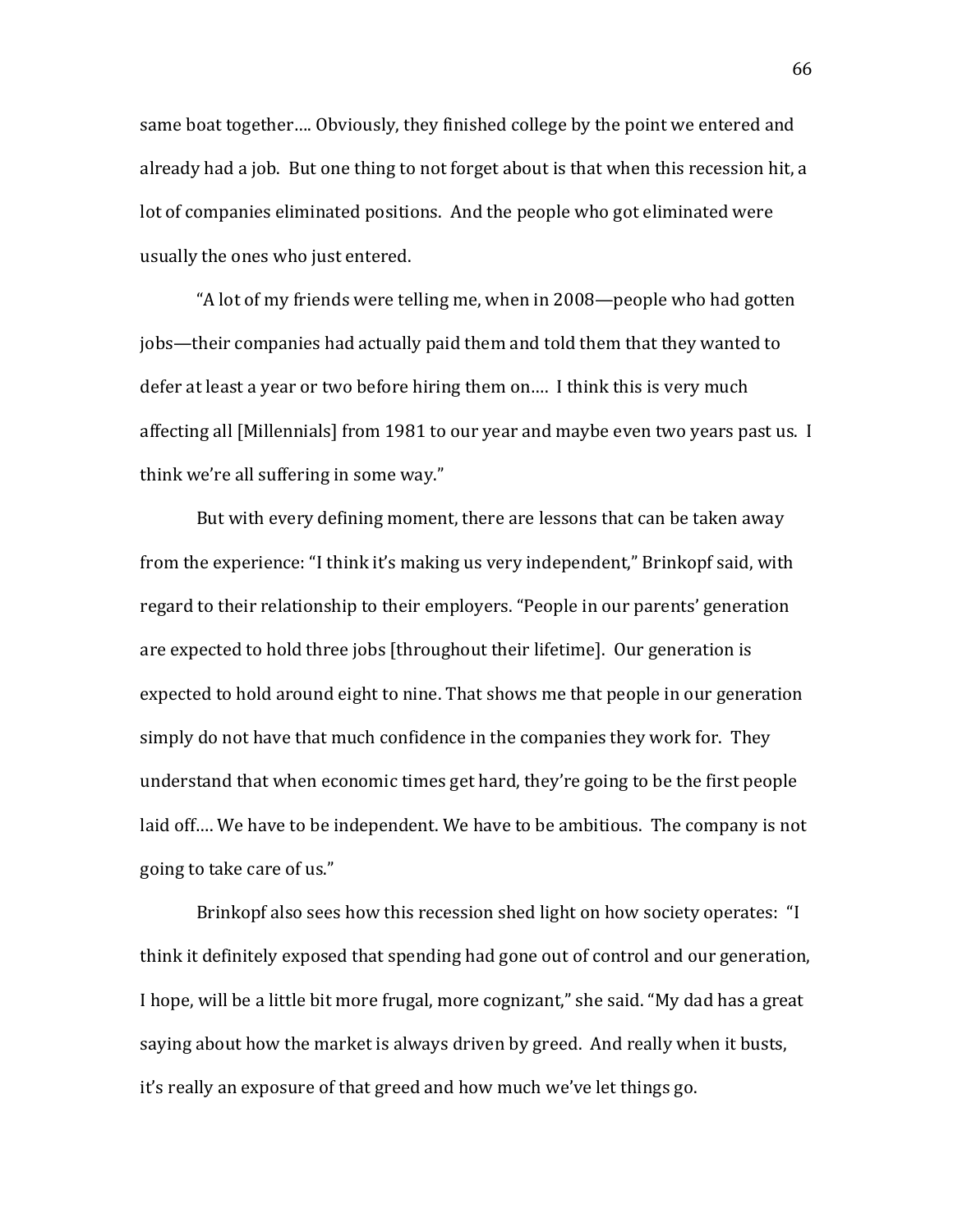same boat together…. Obviously, they finished college by the point we entered and already had a job. But one thing to not forget about is that when this recession hit, a lot of companies eliminated positions. And the people who got eliminated were usually the ones who just entered.

"A lot of my friends were telling me, when in 2008—people who had gotten jobs—their companies had actually paid them and told them that they wanted to defer at least a year or two before hiring them on…. I think this is very much affecting all [Millennials] from 1981 to our year and maybe even two years past us. I think we're all suffering in some way."

But with every defining moment, there are lessons that can be taken away from the experience: "I think it's making us very independent," Brinkopf said, with regard to their relationship to their employers. "People in our parents' generation are expected to hold three jobs [throughout their lifetime]. Our generation is expected to hold around eight to nine. That shows me that people in our generation simply do not have that much confidence in the companies they work for. They understand that when economic times get hard, they're going to be the first people laid off…. We have to be independent. We have to be ambitious. The company is not going to take care of us."

Brinkopf also sees how this recession shed light on how society operates: "I think it definitely exposed that spending had gone out of control and our generation, I hope, will be a little bit more frugal, more cognizant," she said. "My dad has a great saying about how the market is always driven by greed. And really when it busts, it's really an exposure of that greed and how much we've let things go.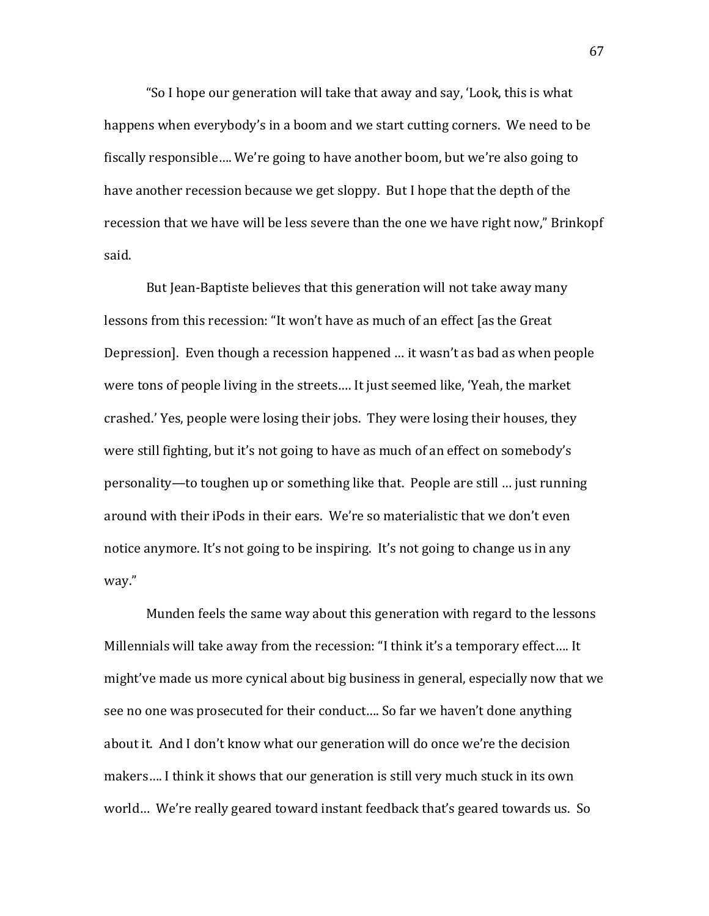"So I hope our generation will take that away and say, 'Look, this is what happens when everybody's in a boom and we start cutting corners. We need to be fiscally responsible…. We're going to have another boom, but we're also going to have another recession because we get sloppy. But I hope that the depth of the recession that we have will be less severe than the one we have right now," Brinkopf said.

But Jean-Baptiste believes that this generation will not take away many lessons from this recession: "It won't have as much of an effect [as the Great Depression]. Even though a recession happened … it wasn't as bad as when people were tons of people living in the streets…. It just seemed like, 'Yeah, the market crashed.' Yes, people were losing their jobs. They were losing their houses, they were still fighting, but it's not going to have as much of an effect on somebody's personality—to toughen up or something like that. People are still … just running around with their iPods in their ears. We're so materialistic that we don't even notice anymore. It's not going to be inspiring. It's not going to change us in any way."

Munden feels the same way about this generation with regard to the lessons Millennials will take away from the recession: "I think it's a temporary effect…. It might've made us more cynical about big business in general, especially now that we see no one was prosecuted for their conduct…. So far we haven't done anything about it. And I don't know what our generation will do once we're the decision makers…. I think it shows that our generation is still very much stuck in its own world… We're really geared toward instant feedback that's geared towards us. So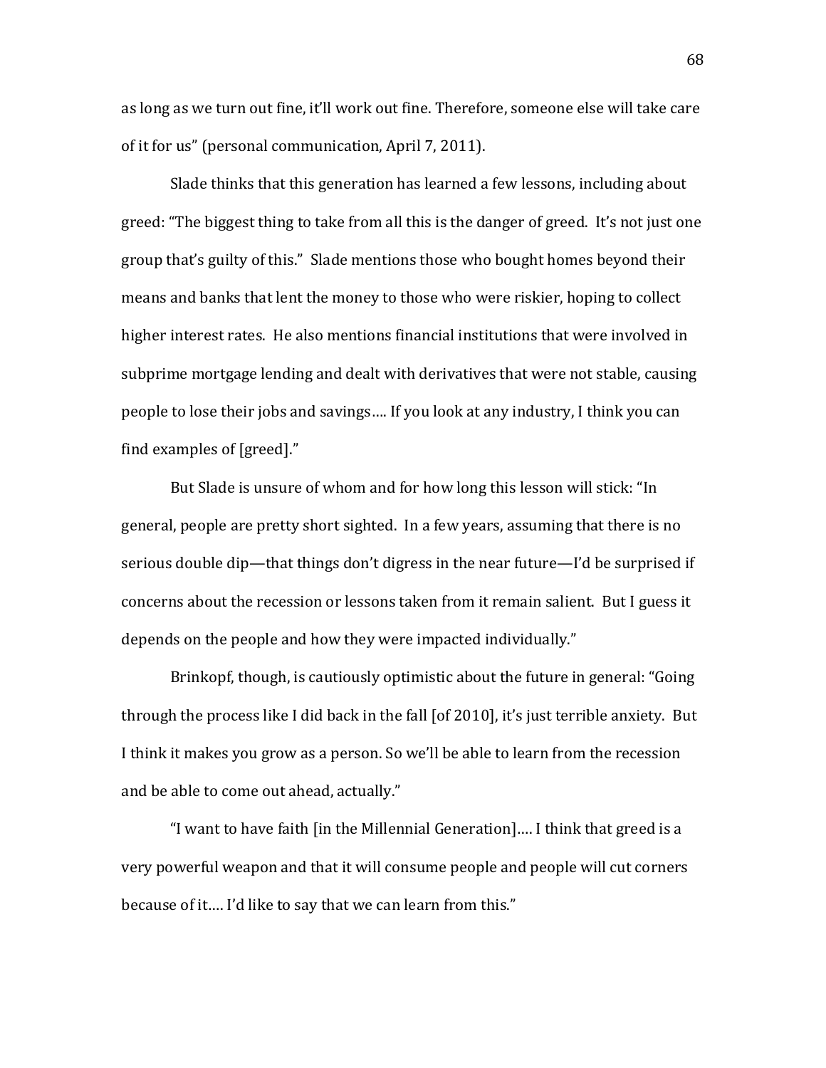as long as we turn out fine, it'll work out fine. Therefore, someone else will take care of it for us" (personal communication, April 7, 2011).

Slade thinks that this generation has learned a few lessons, including about greed: "The biggest thing to take from all this is the danger of greed. It's not just one group that's guilty of this." Slade mentions those who bought homes beyond their means and banks that lent the money to those who were riskier, hoping to collect higher interest rates. He also mentions financial institutions that were involved in subprime mortgage lending and dealt with derivatives that were not stable, causing people to lose their jobs and savings…. If you look at any industry, I think you can find examples of [greed]."

But Slade is unsure of whom and for how long this lesson will stick: "In general, people are pretty short sighted. In a few years, assuming that there is no serious double dip—that things don't digress in the near future—I'd be surprised if concerns about the recession or lessons taken from it remain salient. But I guess it depends on the people and how they were impacted individually."

Brinkopf, though, is cautiously optimistic about the future in general: "Going through the process like I did back in the fall [of 2010], it's just terrible anxiety. But I think it makes you grow as a person. So we'll be able to learn from the recession and be able to come out ahead, actually."

"I want to have faith [in the Millennial Generation]…. I think that greed is a very powerful weapon and that it will consume people and people will cut corners because of it…. I'd like to say that we can learn from this."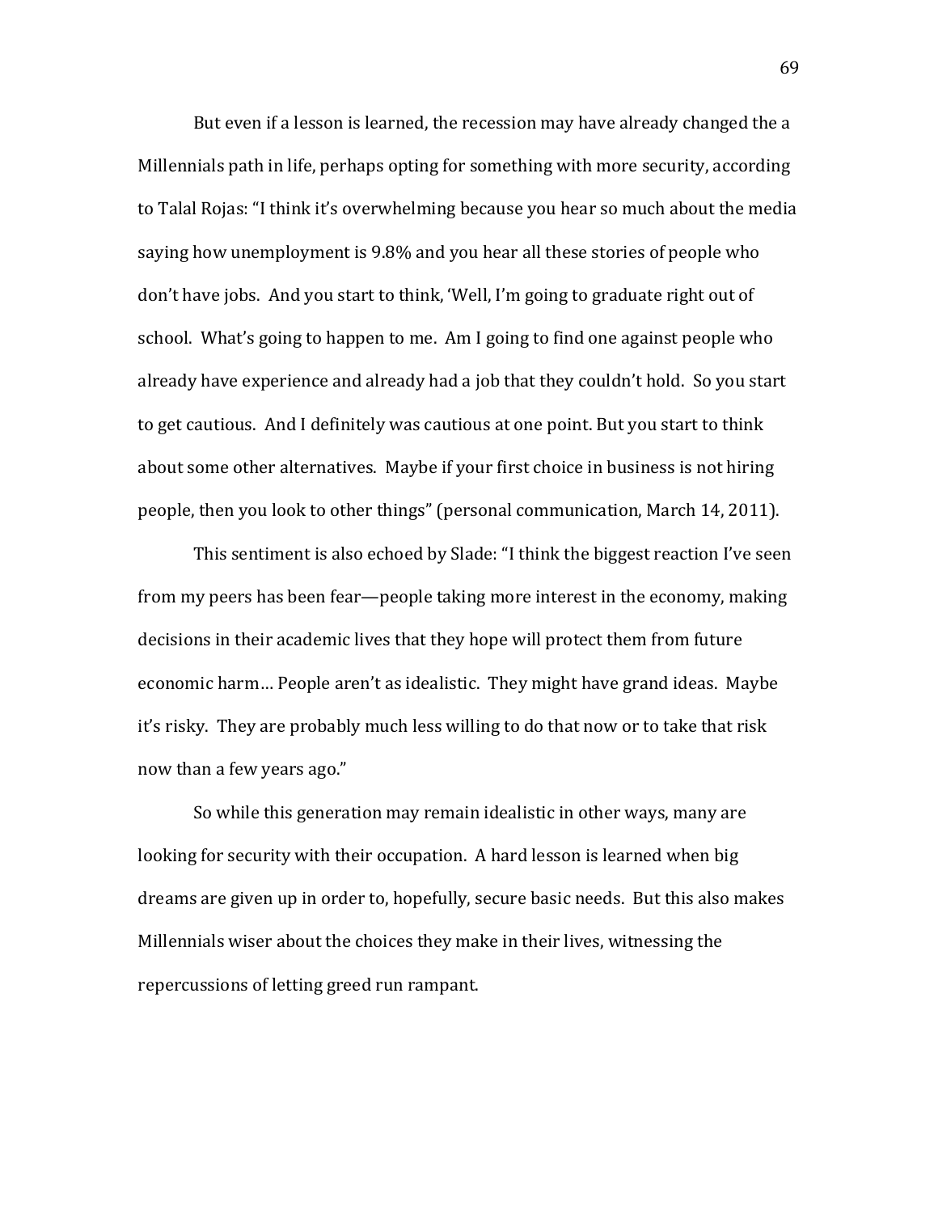But even if a lesson is learned, the recession may have already changed the a Millennials path in life, perhaps opting for something with more security, according to Talal Rojas: "I think it's overwhelming because you hear so much about the media saying how unemployment is 9.8% and you hear all these stories of people who don't have jobs. And you start to think, 'Well, I'm going to graduate right out of school. What's going to happen to me. Am I going to find one against people who already have experience and already had a job that they couldn't hold. So you start to get cautious. And I definitely was cautious at one point. But you start to think about some other alternatives. Maybe if your first choice in business is not hiring people, then you look to other things" (personal communication, March 14, 2011).

This sentiment is also echoed by Slade: "I think the biggest reaction I've seen from my peers has been fear—people taking more interest in the economy, making decisions in their academic lives that they hope will protect them from future economic harm… People aren't as idealistic. They might have grand ideas. Maybe it's risky. They are probably much less willing to do that now or to take that risk now than a few years ago."

So while this generation may remain idealistic in other ways, many are looking for security with their occupation. A hard lesson is learned when big dreams are given up in order to, hopefully, secure basic needs. But this also makes Millennials wiser about the choices they make in their lives, witnessing the repercussions of letting greed run rampant.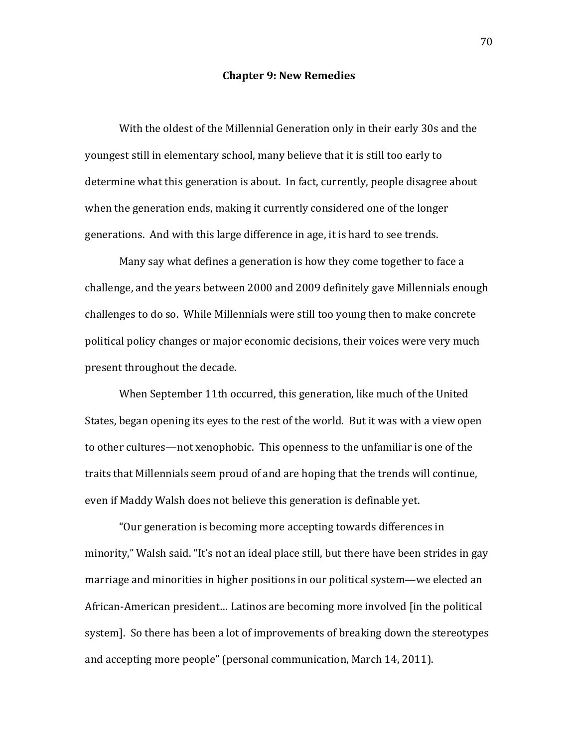# Chapter 9: New Remedies

With the oldest of the Millennial Generation only in their early 30s and the youngest still in elementary school, many believe that it is still too early to determine what this generation is about. In fact, currently, people disagree about when the generation ends, making it currently considered one of the longer generations. And with this large difference in age, it is hard to see trends.

Many say what defines a generation is how they come together to face a challenge, and the years between 2000 and 2009 definitely gave Millennials enough challenges to do so. While Millennials were still too young then to make concrete political policy changes or major economic decisions, their voices were very much present throughout the decade.

When September 11th occurred, this generation, like much of the United States, began opening its eyes to the rest of the world. But it was with a view open to other cultures—not xenophobic. This openness to the unfamiliar is one of the traits that Millennials seem proud of and are hoping that the trends will continue, even if Maddy Walsh does not believe this generation is definable yet.

"Our generation is becoming more accepting towards differences in minority," Walsh said. "It's not an ideal place still, but there have been strides in gay marriage and minorities in higher positions in our political system—we elected an African-American president… Latinos are becoming more involved [in the political system]. So there has been a lot of improvements of breaking down the stereotypes and accepting more people" (personal communication, March 14, 2011).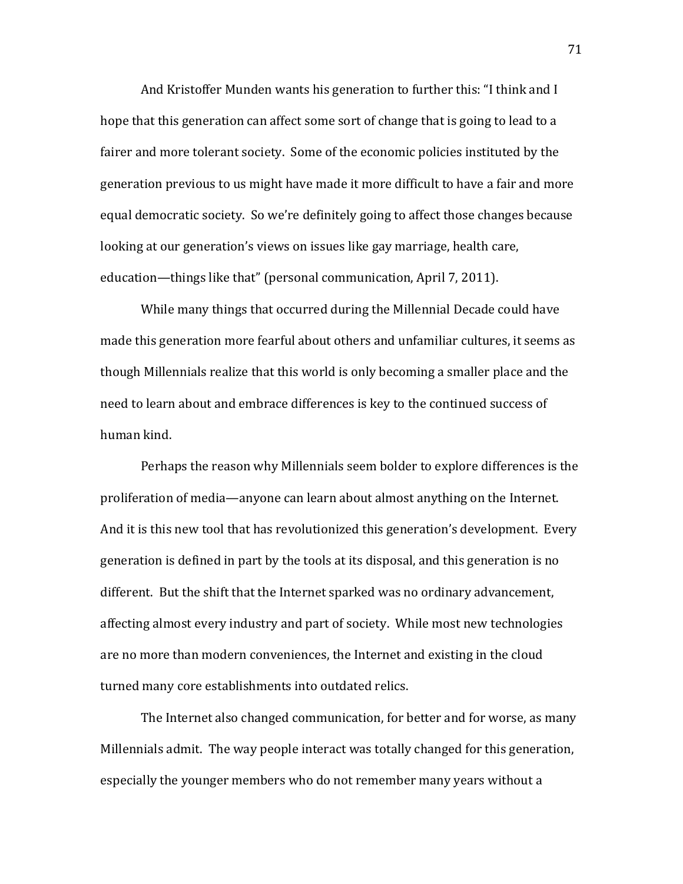And Kristoffer Munden wants his generation to further this: "I think and I hope that this generation can affect some sort of change that is going to lead to a fairer and more tolerant society. Some of the economic policies instituted by the generation previous to us might have made it more difficult to have a fair and more equal democratic society. So we're definitely going to affect those changes because looking at our generation's views on issues like gay marriage, health care, education—things like that" (personal communication, April 7, 2011).

While many things that occurred during the Millennial Decade could have made this generation more fearful about others and unfamiliar cultures, it seems as though Millennials realize that this world is only becoming a smaller place and the need to learn about and embrace differences is key to the continued success of human kind.

Perhaps the reason why Millennials seem bolder to explore differences is the proliferation of media—anyone can learn about almost anything on the Internet. And it is this new tool that has revolutionized this generation's development. Every generation is defined in part by the tools at its disposal, and this generation is no different. But the shift that the Internet sparked was no ordinary advancement, affecting almost every industry and part of society. While most new technologies are no more than modern conveniences, the Internet and existing in the cloud turned many core establishments into outdated relics.

The Internet also changed communication, for better and for worse, as many Millennials admit. The way people interact was totally changed for this generation, especially the younger members who do not remember many years without a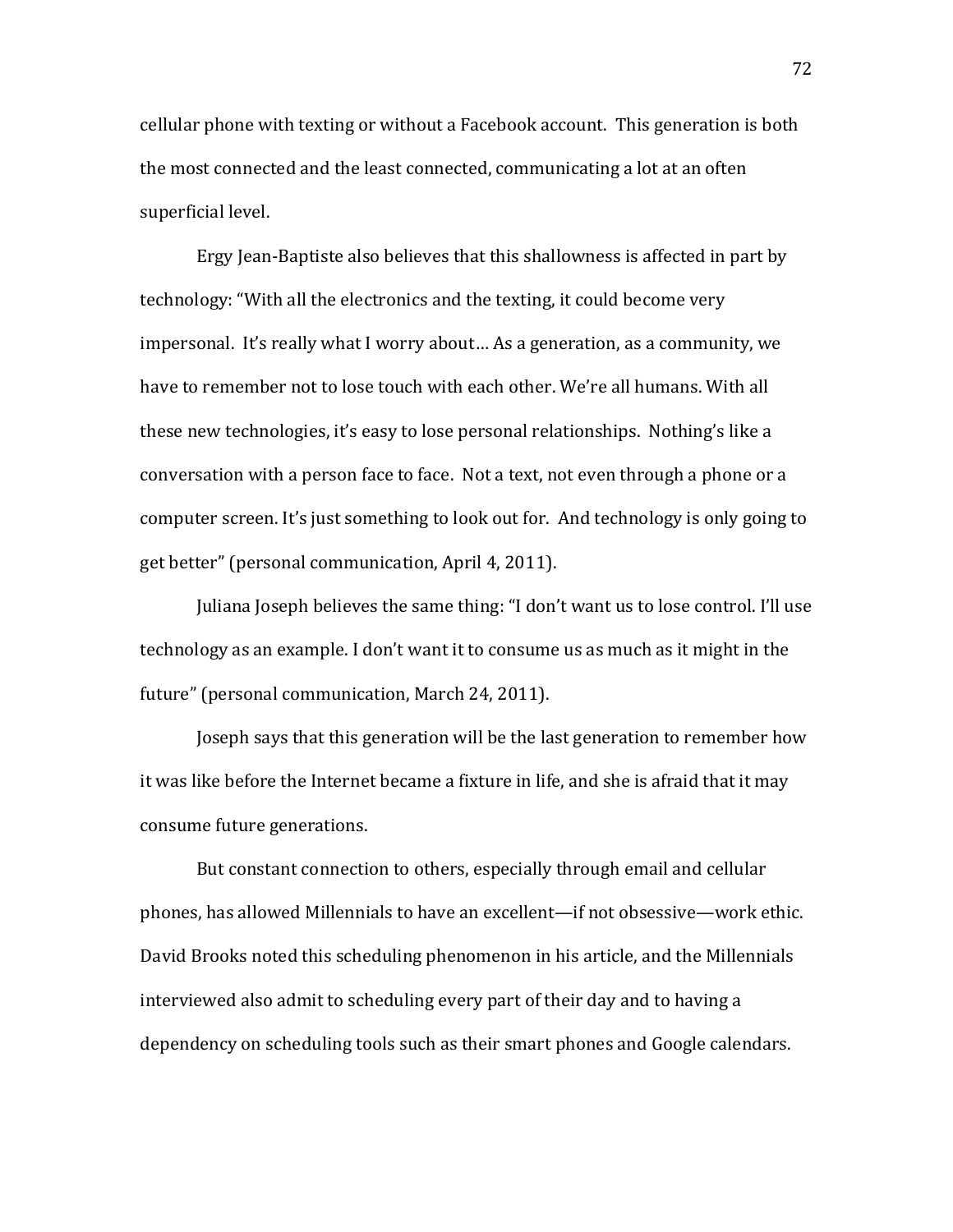cellular phone with texting or without a Facebook account. This generation is both the most connected and the least connected, communicating a lot at an often superficial level.

Ergy Jean-Baptiste also believes that this shallowness is affected in part by technology: "With all the electronics and the texting, it could become very impersonal. It's really what I worry about… As a generation, as a community, we have to remember not to lose touch with each other. We're all humans. With all these new technologies, it's easy to lose personal relationships. Nothing's like a conversation with a person face to face. Not a text, not even through a phone or a computer screen. It's just something to look out for. And technology is only going to get better" (personal communication, April 4, 2011).

Juliana Joseph believes the same thing: "I don't want us to lose control. I'll use technology as an example. I don't want it to consume us as much as it might in the future" (personal communication, March 24, 2011).

Joseph says that this generation will be the last generation to remember how it was like before the Internet became a fixture in life, and she is afraid that it may consume future generations.

But constant connection to others, especially through email and cellular phones, has allowed Millennials to have an excellent—if not obsessive—work ethic. David Brooks noted this scheduling phenomenon in his article, and the Millennials interviewed also admit to scheduling every part of their day and to having a dependency on scheduling tools such as their smart phones and Google calendars.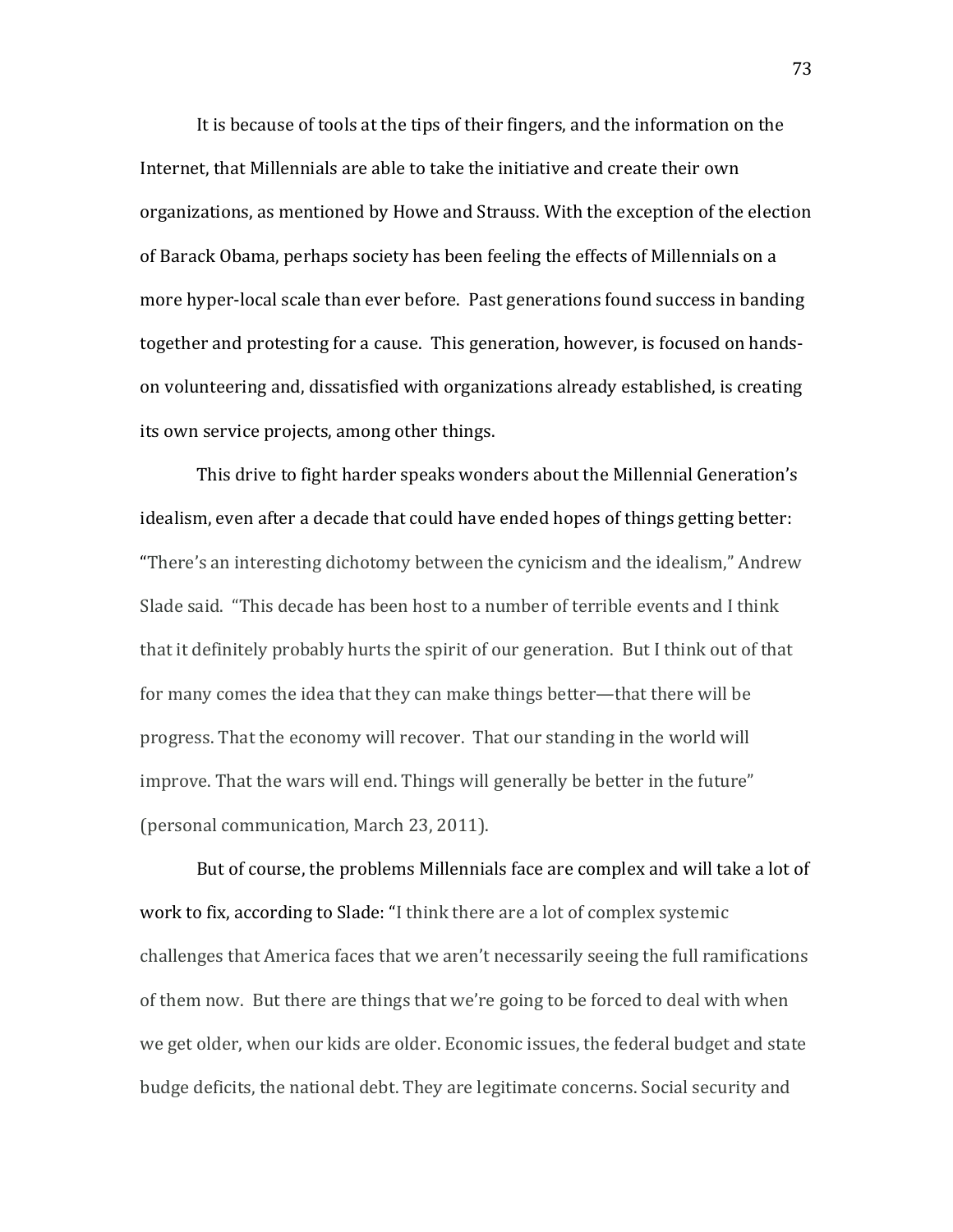It is because of tools at the tips of their fingers, and the information on the Internet, that Millennials are able to take the initiative and create their own organizations, as mentioned by Howe and Strauss. With the exception of the election of Barack Obama, perhaps society has been feeling the effects of Millennials on a more hyper-local scale than ever before. Past generations found success in banding together and protesting for a cause. This generation, however, is focused on hands-on volunteering and, dissatisfied with organizations already established, is creating its own service projects, among other things.

This drive to fight harder speaks wonders about the Millennial Generation's idealism, even after a decade that could have ended hopes of things getting better: "There's an interesting dichotomy between the cynicism and the idealism," Andrew Slade said. "This decade has been host to a number of terrible events and I think that it definitely probably hurts the spirit of our generation. But I think out of that for many comes the idea that they can make things better—that there will be progress. That the economy will recover. That our standing in the world will improve. That the wars will end. Things will generally be better in the future" (personal communication, March 23, 2011).

But of course, the problems Millennials face are complex and will take a lot of work to fix, according to Slade: "I think there are a lot of complex systemic challenges that America faces that we aren't necessarily seeing the full ramifications of them now. But there are things that we're going to be forced to deal with when we get older, when our kids are older. Economic issues, the federal budget and state budge deficits, the national debt. They are legitimate concerns. Social security and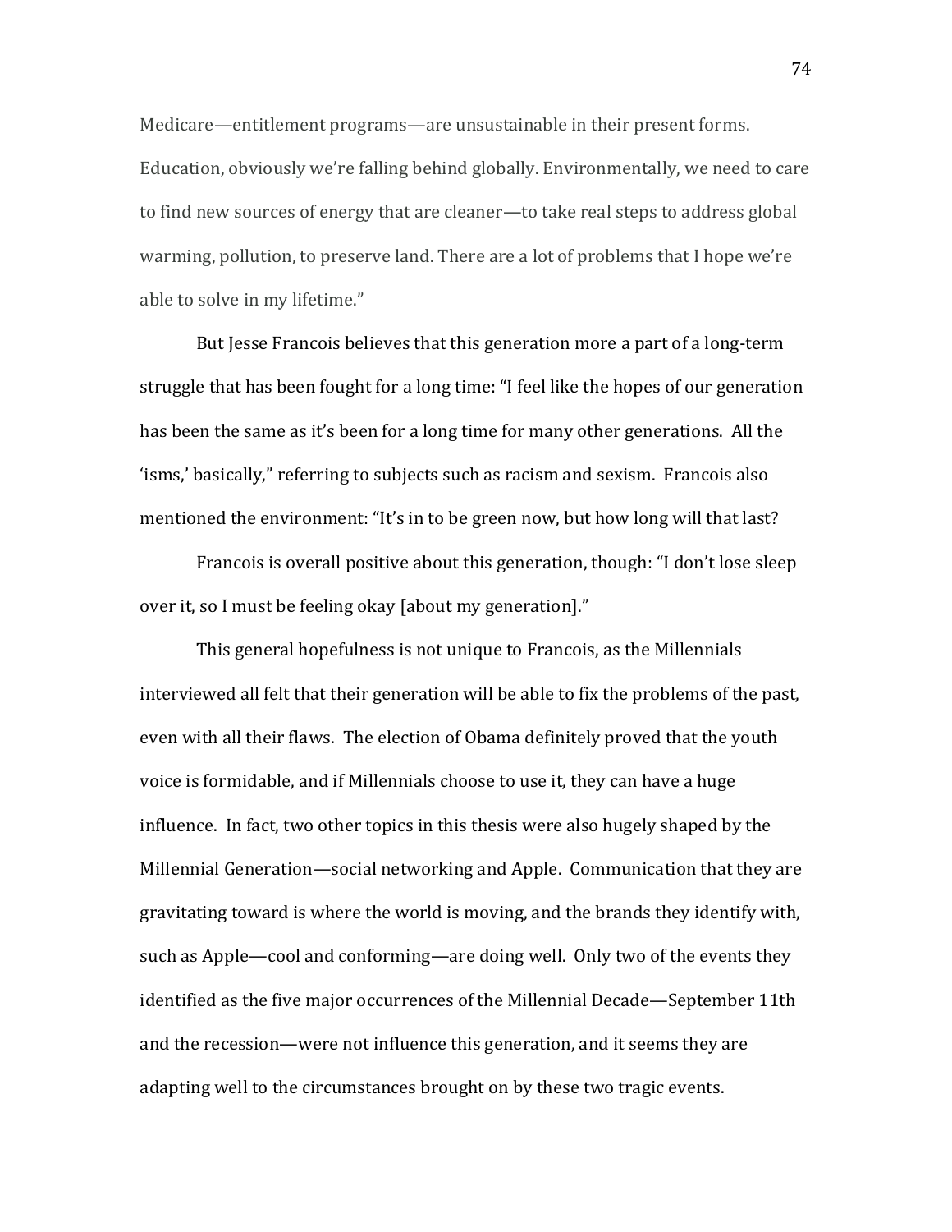Medicare—entitlement programs—are unsustainable in their present forms. Education, obviously we're falling behind globally. Environmentally, we need to care to find new sources of energy that are cleaner—to take real steps to address global warming, pollution, to preserve land. There are a lot of problems that I hope we're able to solve in my lifetime."

But Jesse Francois believes that this generation more a part of a long-term struggle that has been fought for a long time: "I feel like the hopes of our generation has been the same as it's been for a long time for many other generations. All the 'isms,' basically," referring to subjects such as racism and sexism. Francois also mentioned the environment: "It's in to be green now, but how long will that last?

Francois is overall positive about this generation, though: "I don't lose sleep over it, so I must be feeling okay [about my generation]."

This general hopefulness is not unique to Francois, as the Millennials interviewed all felt that their generation will be able to fix the problems of the past, even with all their flaws. The election of Obama definitely proved that the youth voice is formidable, and if Millennials choose to use it, they can have a huge influence. In fact, two other topics in this thesis were also hugely shaped by the Millennial Generation—social networking and Apple. Communication that they are gravitating toward is where the world is moving, and the brands they identify with, such as Apple—cool and conforming—are doing well. Only two of the events they identified as the five major occurrences of the Millennial Decade—September 11th and the recession—were not influence this generation, and it seems they are adapting well to the circumstances brought on by these two tragic events.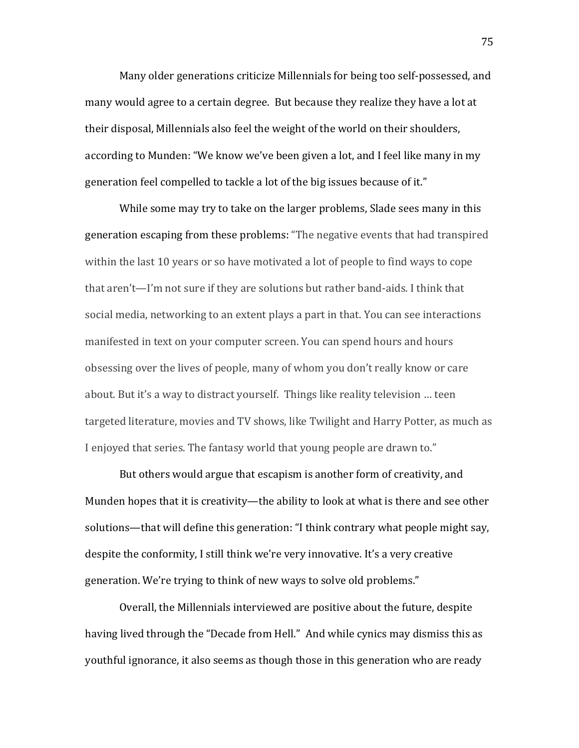Many older generations criticize Millennials for being too self-possessed, and many would agree to a certain degree. But because they realize they have a lot at their disposal, Millennials also feel the weight of the world on their shoulders, according to Munden: "We know we've been given a lot, and I feel like many in my generation feel compelled to tackle a lot of the big issues because of it."

While some may try to take on the larger problems, Slade sees many in this generation escaping from these problems: "The negative events that had transpired within the last 10 years or so have motivated a lot of people to find ways to cope that aren't—I'm not sure if they are solutions but rather band-aids. I think that social media, networking to an extent plays a part in that. You can see interactions manifested in text on your computer screen. You can spend hours and hours obsessing over the lives of people, many of whom you don't really know or care about. But it's a way to distract yourself. Things like reality television … teen targeted literature, movies and TV shows, like Twilight and Harry Potter, as much as I enjoyed that series. The fantasy world that young people are drawn to."

But others would argue that escapism is another form of creativity, and Munden hopes that it is creativity—the ability to look at what is there and see other solutions—that will define this generation: "I think contrary what people might say, despite the conformity, I still think we're very innovative. It's a very creative generation. We're trying to think of new ways to solve old problems."

Overall, the Millennials interviewed are positive about the future, despite having lived through the "Decade from Hell." And while cynics may dismiss this as youthful ignorance, it also seems as though those in this generation who are ready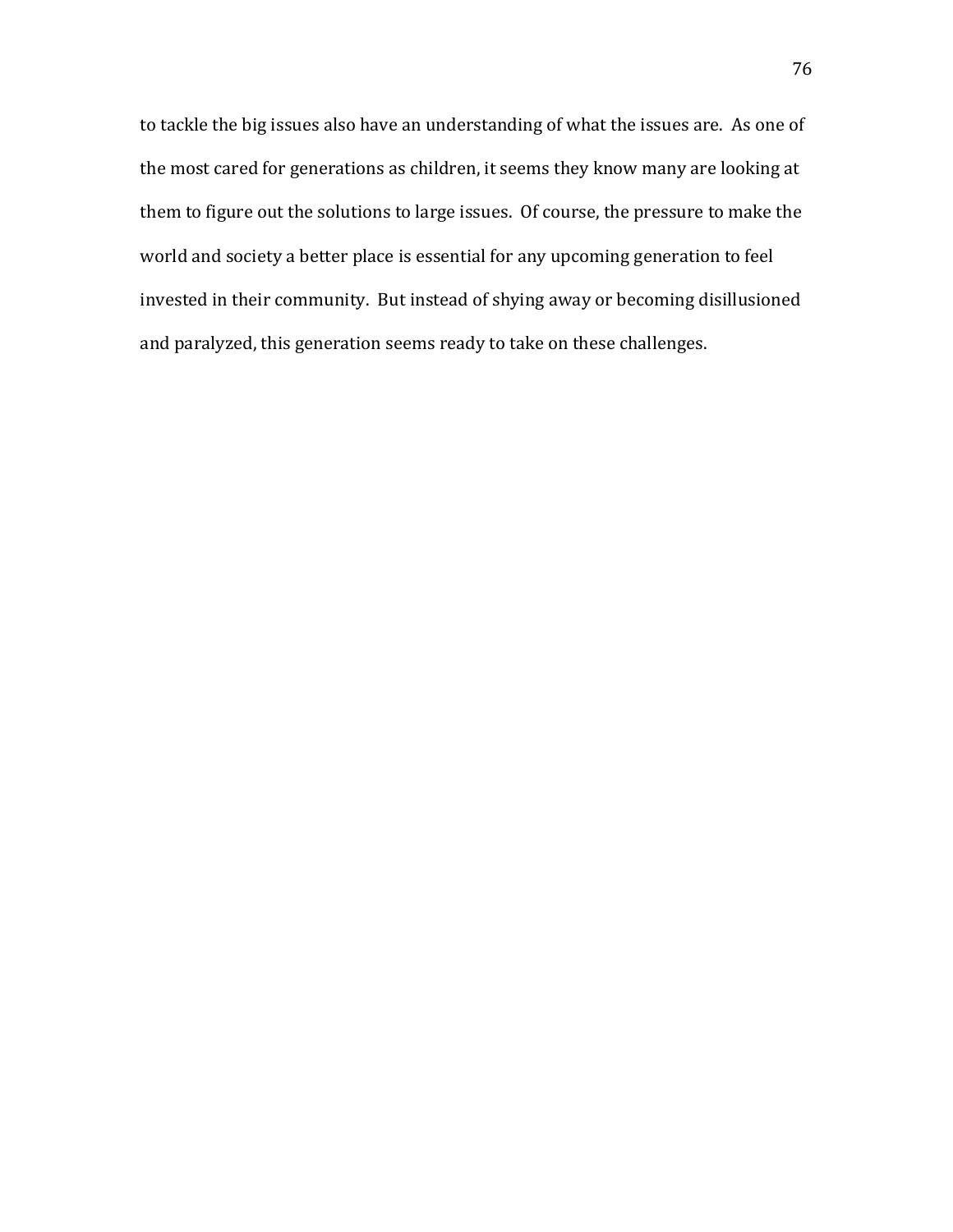to tackle the big issues also have an understanding of what the issues are. As one of the most cared for generations as children, it seems they know many are looking at them to figure out the solutions to large issues. Of course, the pressure to make the world and society a better place is essential for any upcoming generation to feel invested in their community. But instead of shying away or becoming disillusioned and paralyzed, this generation seems ready to take on these challenges.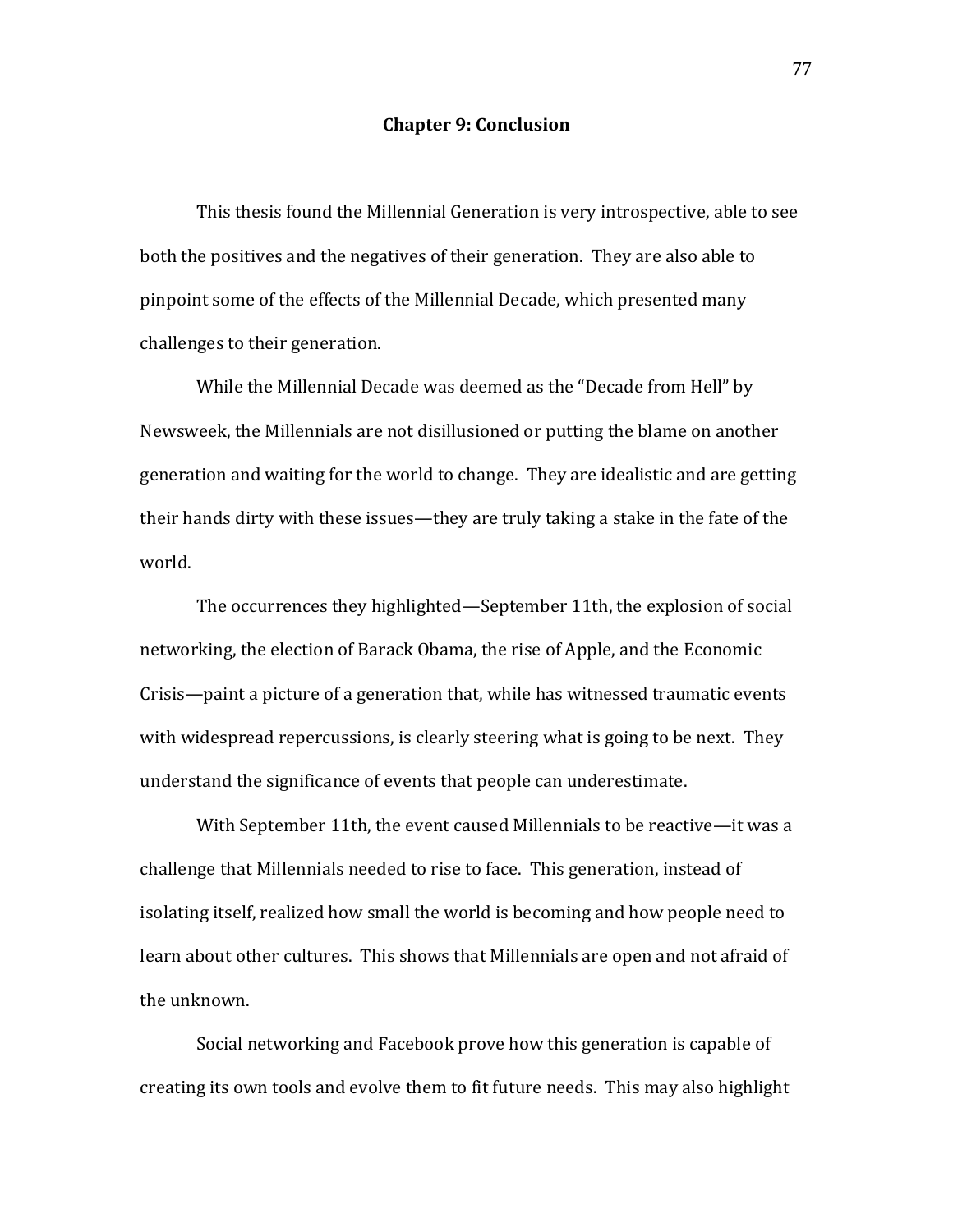# Chapter 9: Conclusion

This thesis found the Millennial Generation is very introspective, able to see both the positives and the negatives of their generation. They are also able to pinpoint some of the effects of the Millennial Decade, which presented many challenges to their generation.

While the Millennial Decade was deemed as the "Decade from Hell" by Newsweek, the Millennials are not disillusioned or putting the blame on another generation and waiting for the world to change. They are idealistic and are getting their hands dirty with these issues—they are truly taking a stake in the fate of the world.

The occurrences they highlighted—September 11th, the explosion of social networking, the election of Barack Obama, the rise of Apple, and the Economic Crisis—paint a picture of a generation that, while has witnessed traumatic events with widespread repercussions, is clearly steering what is going to be next. They understand the significance of events that people can underestimate.

With September 11th, the event caused Millennials to be reactive—it was a challenge that Millennials needed to rise to face. This generation, instead of isolating itself, realized how small the world is becoming and how people need to learn about other cultures. This shows that Millennials are open and not afraid of the unknown.

Social networking and Facebook prove how this generation is capable of creating its own tools and evolve them to fit future needs. This may also highlight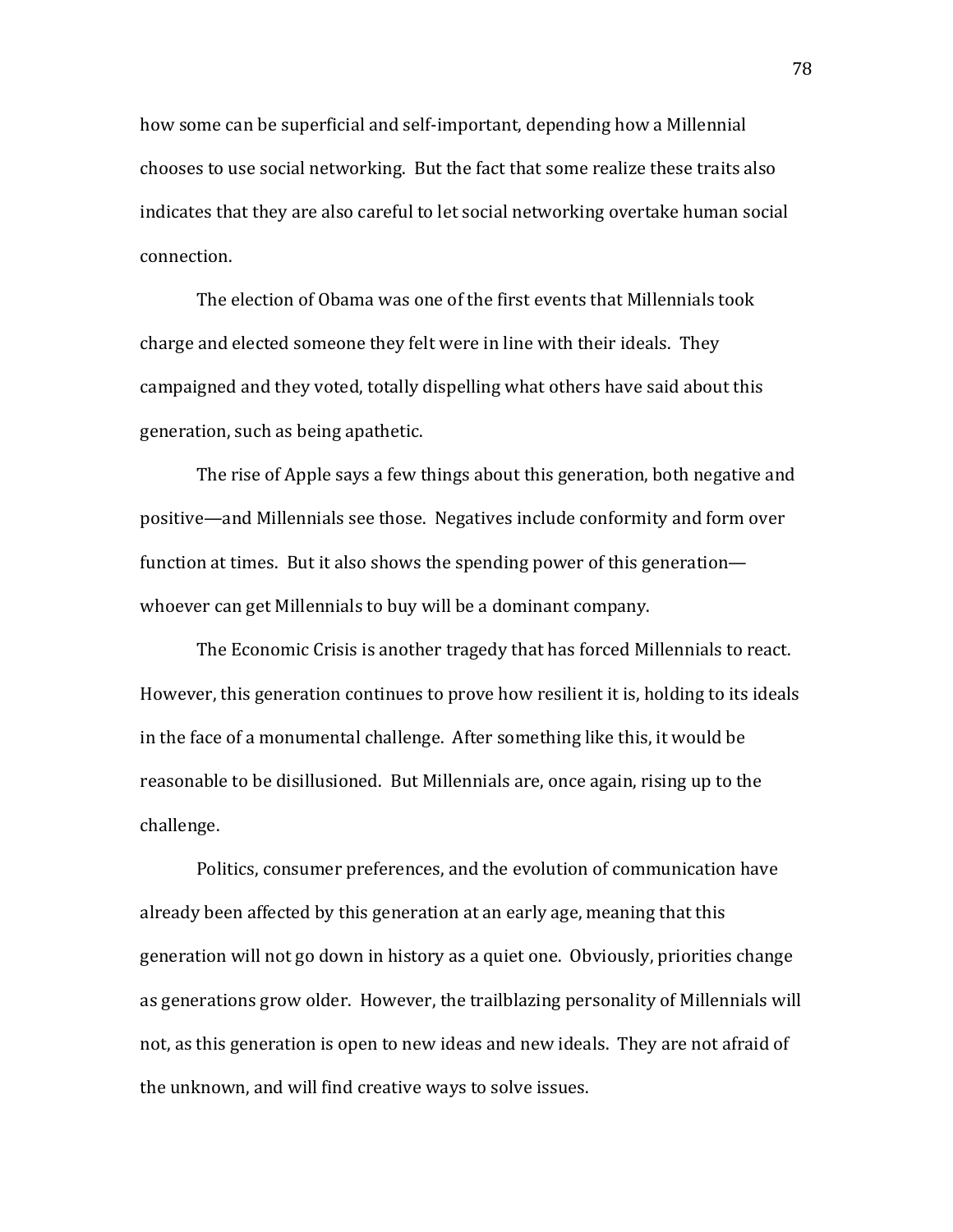how some can be superficial and self-important, depending how a Millennial chooses to use social networking. But the fact that some realize these traits also indicates that they are also careful to let social networking overtake human social connection.

The election of Obama was one of the first events that Millennials took charge and elected someone they felt were in line with their ideals. They campaigned and they voted, totally dispelling what others have said about this generation, such as being apathetic.

The rise of Apple says a few things about this generation, both negative and positive—and Millennials see those. Negatives include conformity and form over function at times. But it also shows the spending power of this generation—whoever can get Millennials to buy will be a dominant company.

The Economic Crisis is another tragedy that has forced Millennials to react. However, this generation continues to prove how resilient it is, holding to its ideals in the face of a monumental challenge. After something like this, it would be reasonable to be disillusioned. But Millennials are, once again, rising up to the challenge.

Politics, consumer preferences, and the evolution of communication have already been affected by this generation at an early age, meaning that this generation will not go down in history as a quiet one. Obviously, priorities change as generations grow older. However, the trailblazing personality of Millennials will not, as this generation is open to new ideas and new ideals. They are not afraid of the unknown, and will find creative ways to solve issues.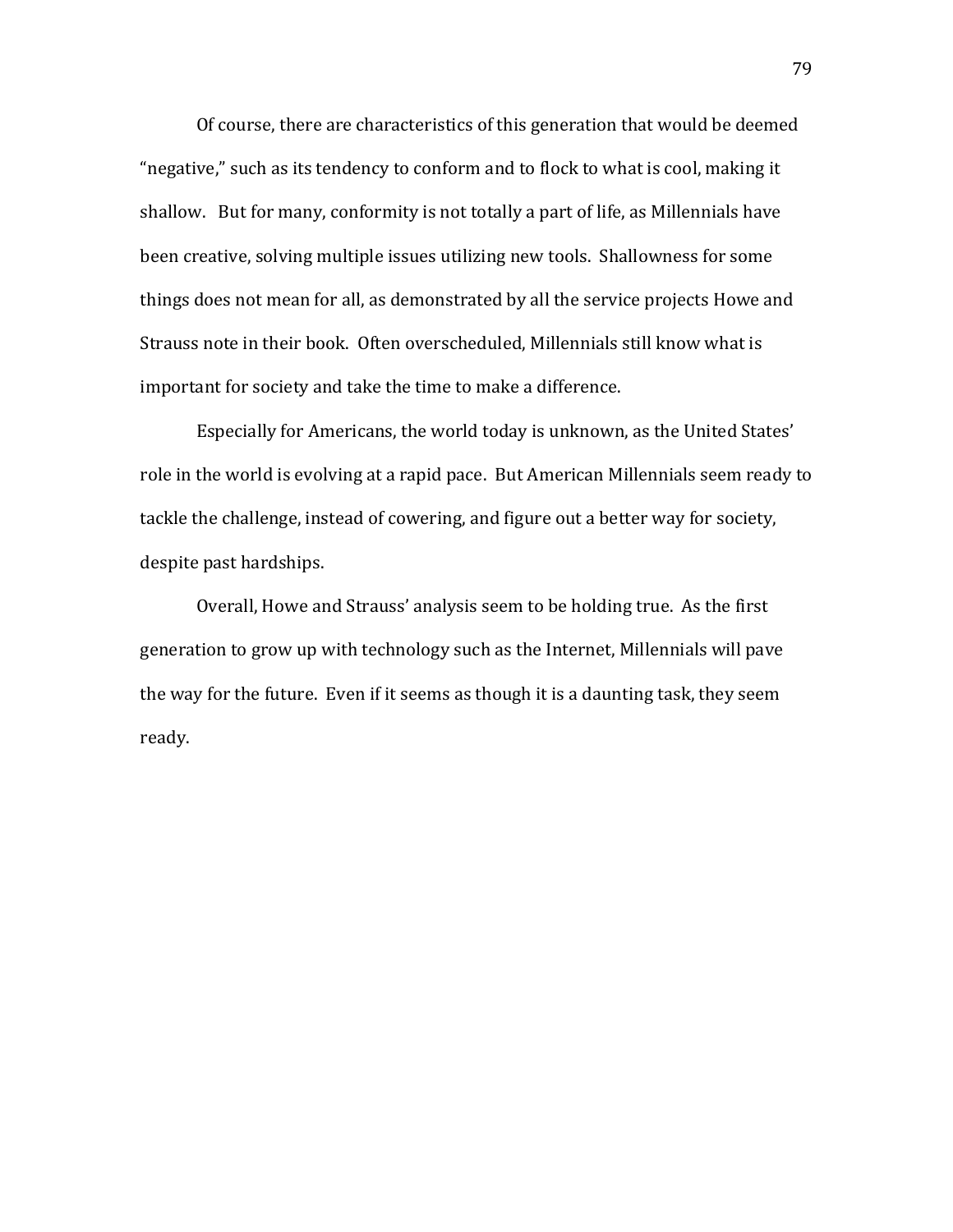Of course, there are characteristics of this generation that would be deemed "negative," such as its tendency to conform and to flock to what is cool, making it shallow. But for many, conformity is not totally a part of life, as Millennials have been creative, solving multiple issues utilizing new tools. Shallowness for some things does not mean for all, as demonstrated by all the service projects Howe and Strauss note in their book. Often overscheduled, Millennials still know what is important for society and take the time to make a difference.

Especially for Americans, the world today is unknown, as the United States' role in the world is evolving at a rapid pace. But American Millennials seem ready to tackle the challenge, instead of cowering, and figure out a better way for society, despite past hardships.

Overall, Howe and Strauss' analysis seem to be holding true. As the first generation to grow up with technology such as the Internet, Millennials will pave the way for the future. Even if it seems as though it is a daunting task, they seem ready.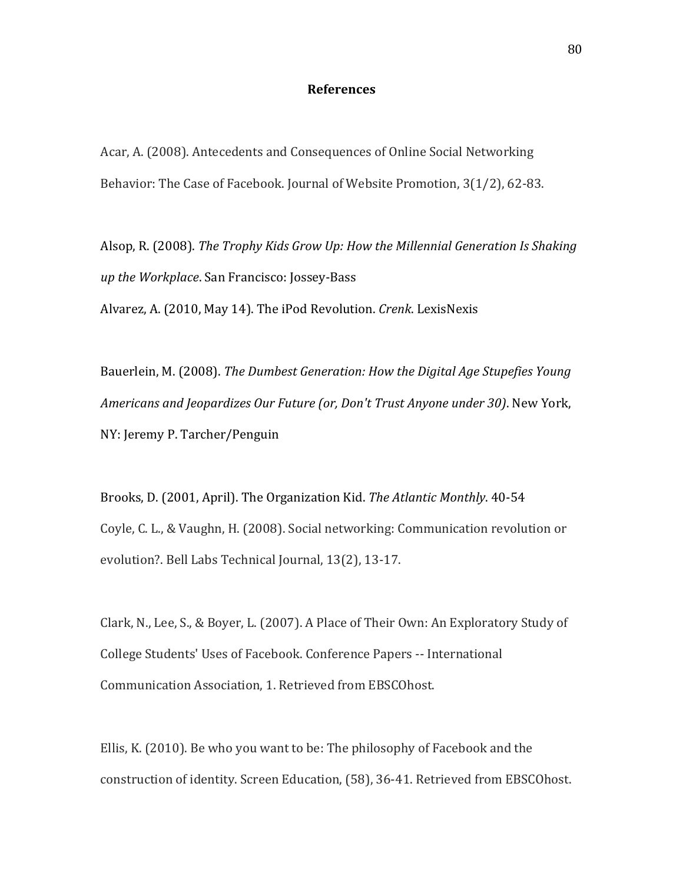## References

Acar, A. (2008). Antecedents and Consequences of Online Social Networking Behavior: The Case of Facebook. Journal of Website Promotion, 3(1/2), 62-83.

Alsop, R. (2008). *The Trophy Kids Grow Up: How the Millennial Generation Is Shaking up the Workplace*. San Francisco: Jossey-Bass

Alvarez, A. (2010, May 14). The iPod Revolution. *Crenk*. LexisNexis

Bauerlein, M. (2008). *The Dumbest Generation: How the Digital Age Stupefies Young Americans and Jeopardizes Our Future (or, Don't Trust Anyone under 30)*. New York, NY: Jeremy P. Tarcher/Penguin

Brooks, D. (2001, April). The Organization Kid. *The Atlantic Monthly*. 40-54

Coyle, C. L., & Vaughn, H. (2008). Social networking: Communication revolution or evolution?. Bell Labs Technical Journal, 13(2), 13-17.

Clark, N., Lee, S., & Boyer, L. (2007). A Place of Their Own: An Exploratory Study of College Students' Uses of Facebook. Conference Papers -- International Communication Association, 1. Retrieved from EBSCOhost.

Ellis, K. (2010). Be who you want to be: The philosophy of Facebook and the construction of identity. Screen Education, (58), 36-41. Retrieved from EBSCOhost.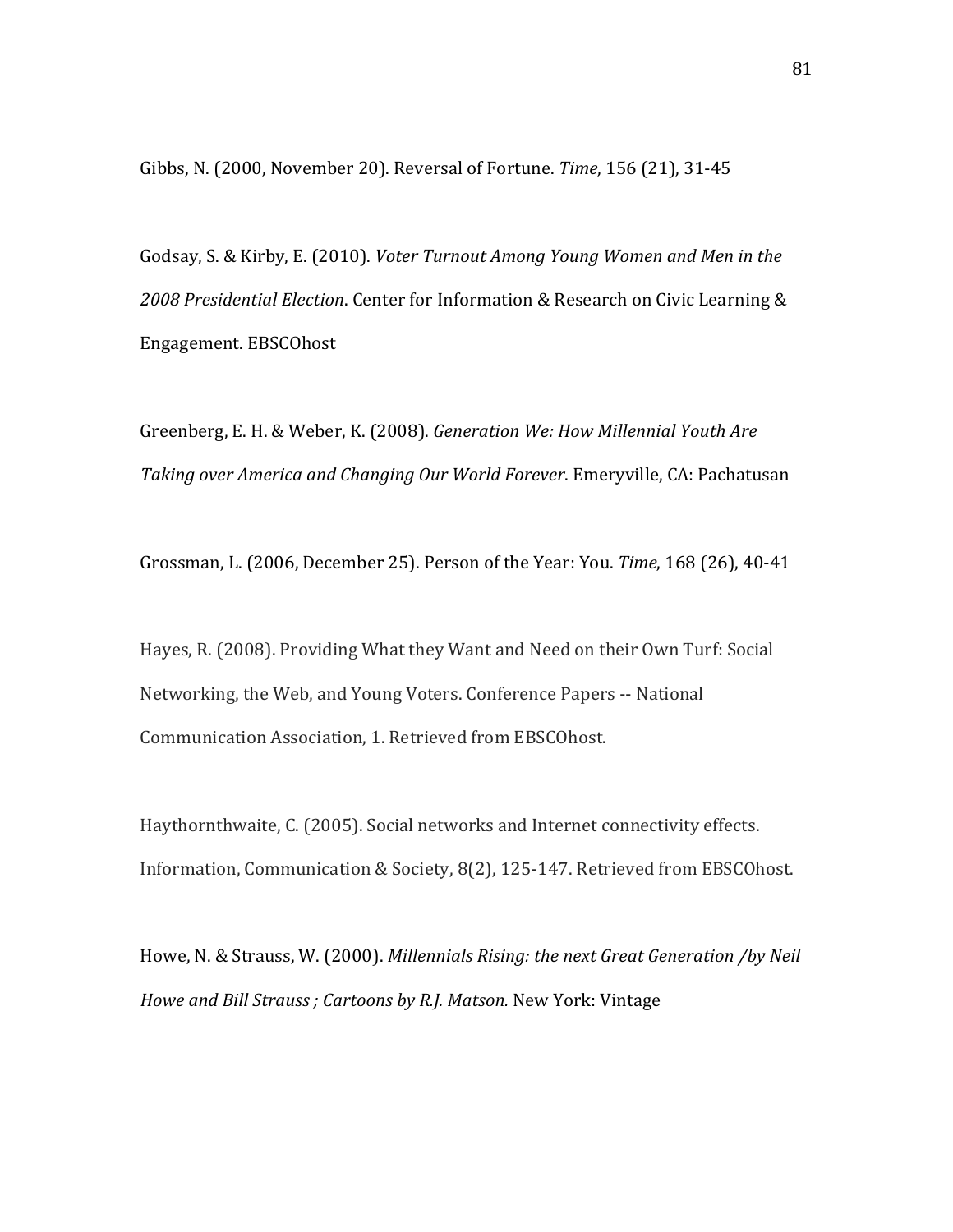Gibbs, N. (2000, November 20). Reversal of Fortune. *Time*, 156 (21), 31-45

Godsay, S. & Kirby, E. (2010). *Voter Turnout Among Young Women and Men in the 2008 Presidential Election*. Center for Information & Research on Civic Learning & Engagement. EBSCOhost

Greenberg, E. H. & Weber, K. (2008). *Generation We: How Millennial Youth Are Taking over America and Changing Our World Forever*. Emeryville, CA: Pachatusan

Grossman, L. (2006, December 25). Person of the Year: You. *Time*, 168 (26), 40-41

Hayes, R. (2008). Providing What they Want and Need on their Own Turf: Social Networking, the Web, and Young Voters. Conference Papers -- National Communication Association, 1. Retrieved from EBSCOhost.

Haythornthwaite, C. (2005). Social networks and Internet connectivity effects. Information, Communication & Society, 8(2), 125-147. Retrieved from EBSCOhost.

Howe, N. & Strauss, W. (2000). *Millennials Rising: the next Great Generation /by Neil Howe and Bill Strauss ; Cartoons by R.J. Matson.* New York: Vintage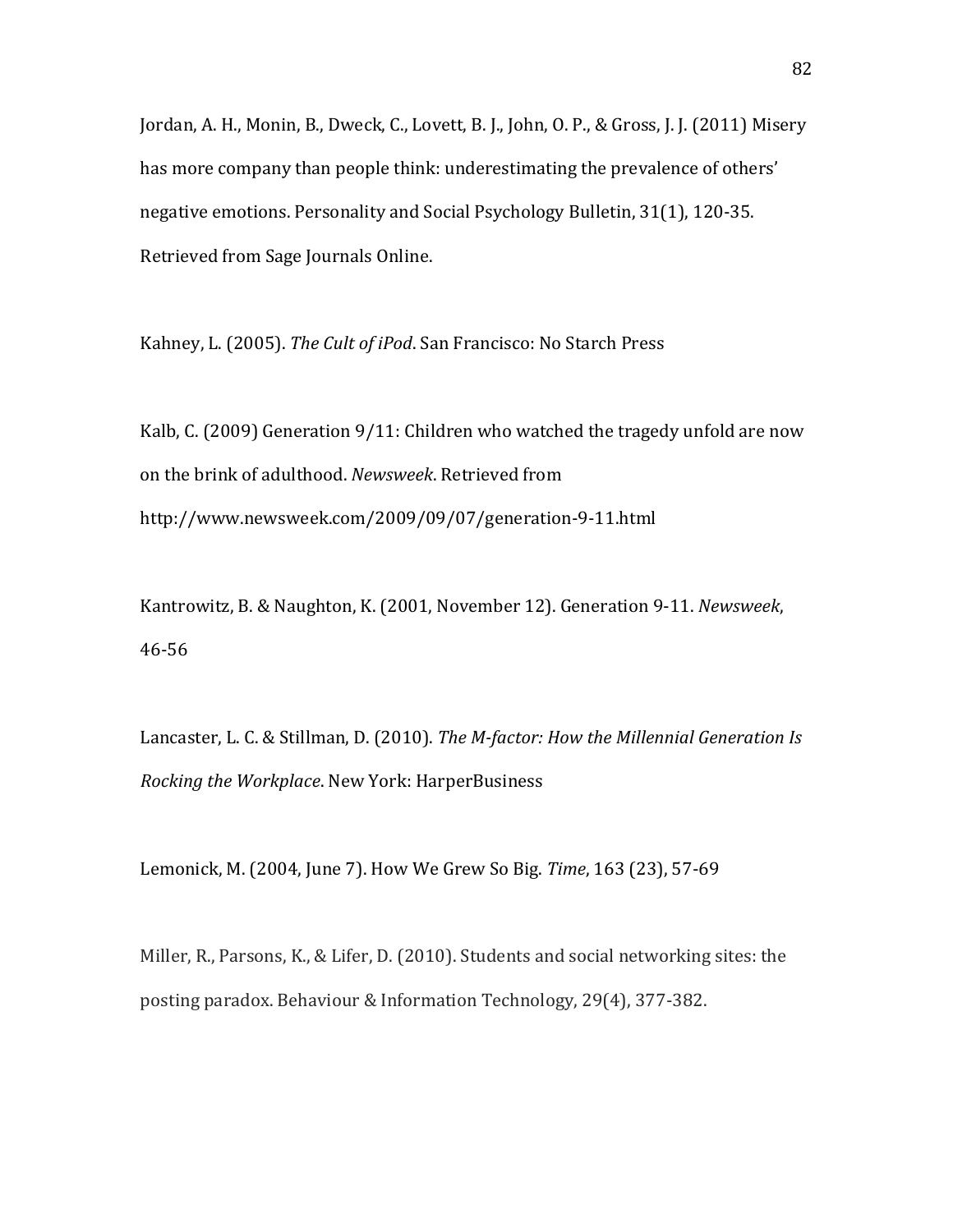Jordan, A. H., Monin, B., Dweck, C., Lovett, B. J., John, O. P., & Gross, J. J. (2011) Misery has more company than people think: underestimating the prevalence of others' negative emotions. Personality and Social Psychology Bulletin, 31(1), 120-35. Retrieved from Sage Journals Online.

Kahney, L. (2005). *The Cult of iPod*. San Francisco: No Starch Press

Kalb, C. (2009) Generation 9/11: Children who watched the tragedy unfold are now on the brink of adulthood. *Newsweek*. Retrieved from http://www.newsweek.com/2009/09/07/generation-9-11.html

Kantrowitz, B. & Naughton, K. (2001, November 12). Generation 9-11. *Newsweek*, 46-56

Lancaster, L. C. & Stillman, D. (2010). *The M-factor: How the Millennial Generation Is Rocking the Workplace*. New York: HarperBusiness

Lemonick, M. (2004, June 7). How We Grew So Big. *Time*, 163 (23), 57-69

Miller, R., Parsons, K., & Lifer, D. (2010). Students and social networking sites: the posting paradox. Behaviour & Information Technology, 29(4), 377-382.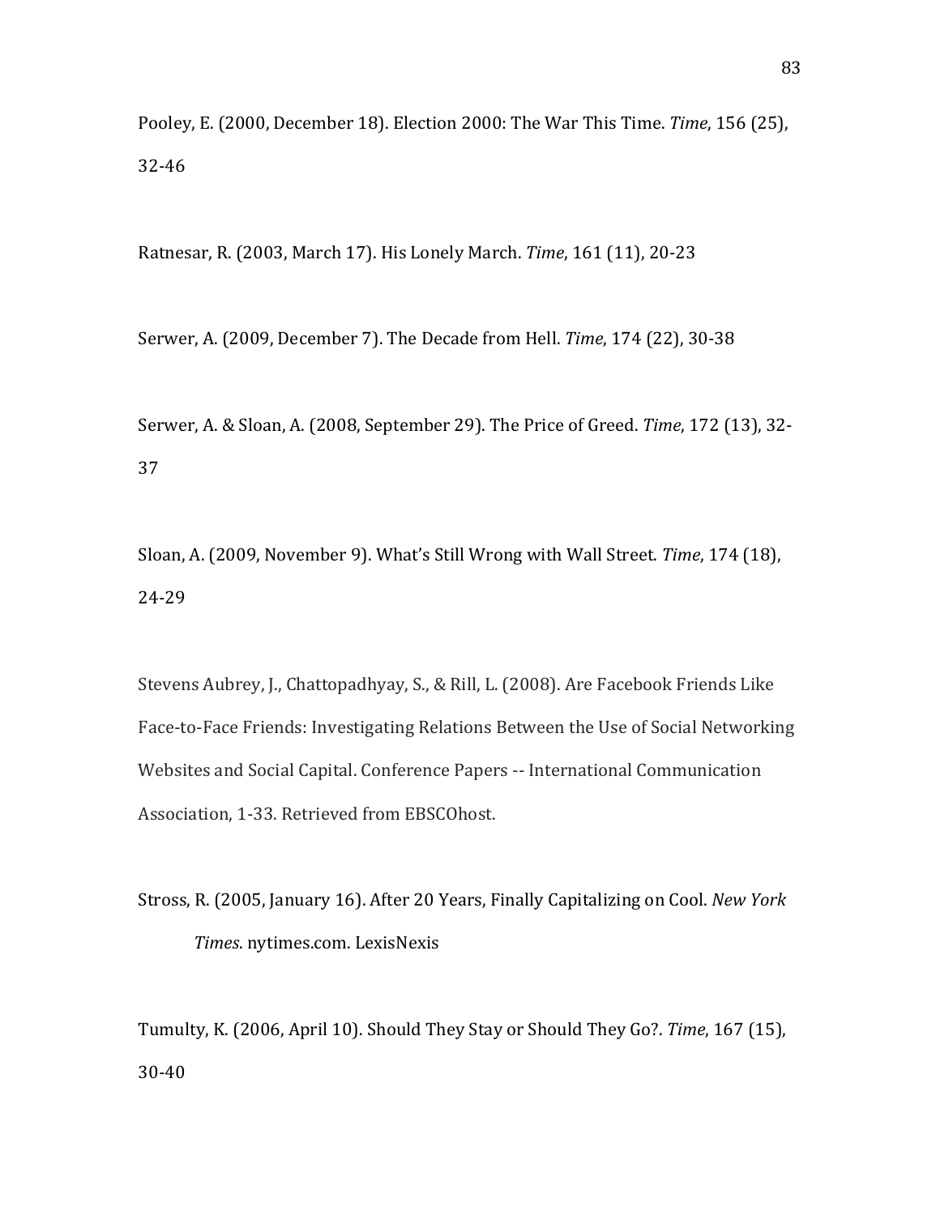Pooley, E. (2000, December 18). Election 2000: The War This Time. *Time*, 156 (25), 32-46

Ratnesar, R. (2003, March 17). His Lonely March. *Time*, 161 (11), 20-23

Serwer, A. (2009, December 7). The Decade from Hell. *Time*, 174 (22), 30-38

Serwer, A. & Sloan, A. (2008, September 29). The Price of Greed. *Time*, 172 (13), 32-37

Sloan, A. (2009, November 9). What's Still Wrong with Wall Street. *Time*, 174 (18), 24-29

Stevens Aubrey, J., Chattopadhyay, S., & Rill, L. (2008). Are Facebook Friends Like Face-to-Face Friends: Investigating Relations Between the Use of Social Networking Websites and Social Capital. Conference Papers -- International Communication Association, 1-33. Retrieved from EBSCOhost.

Stross, R. (2005, January 16). After 20 Years, Finally Capitalizing on Cool. *New York Times*. nytimes.com. LexisNexis

Tumulty, K. (2006, April 10). Should They Stay or Should They Go?. *Time*, 167 (15), 30-40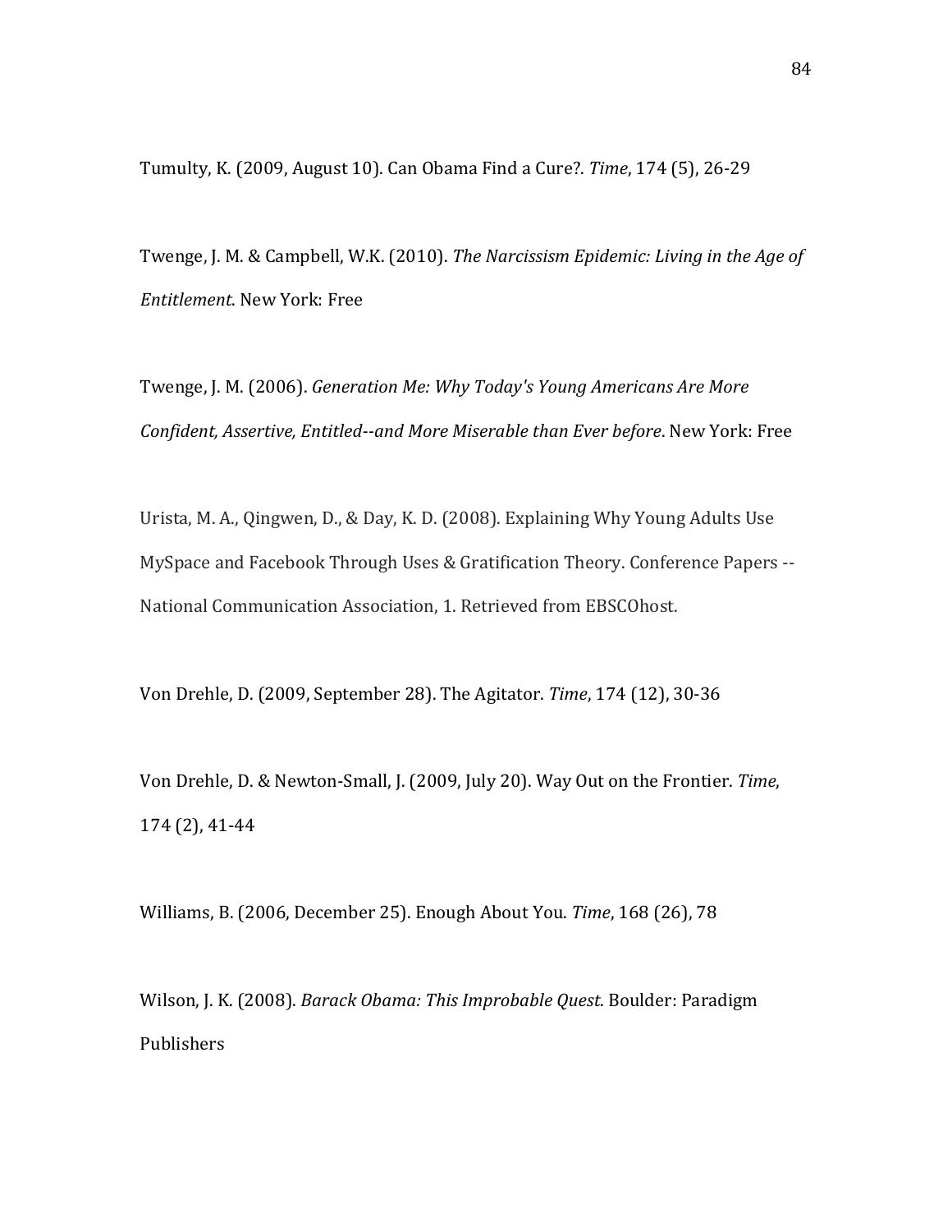Tumulty, K. (2009, August 10). Can Obama Find a Cure?. *Time*, 174 (5), 26-29

Twenge, J. M. & Campbell, W.K. (2010). *The Narcissism Epidemic: Living in the Age of Entitlement*. New York: Free

Twenge, J. M. (2006). *Generation Me: Why Today's Young Americans Are More Confident, Assertive, Entitled--and More Miserable than Ever before*. New York: Free

Urista, M. A., Qingwen, D., & Day, K. D. (2008). Explaining Why Young Adults Use MySpace and Facebook Through Uses & Gratification Theory. Conference Papers -- National Communication Association, 1. Retrieved from EBSCOhost.

Von Drehle, D. (2009, September 28). The Agitator. *Time*, 174 (12), 30-36

Von Drehle, D. & Newton-Small, J. (2009, July 20). Way Out on the Frontier. *Time*, 174 (2), 41-44

Williams, B. (2006, December 25). Enough About You. *Time*, 168 (26), 78

Wilson, J. K. (2008). *Barack Obama: This Improbable Quest*. Boulder: Paradigm Publishers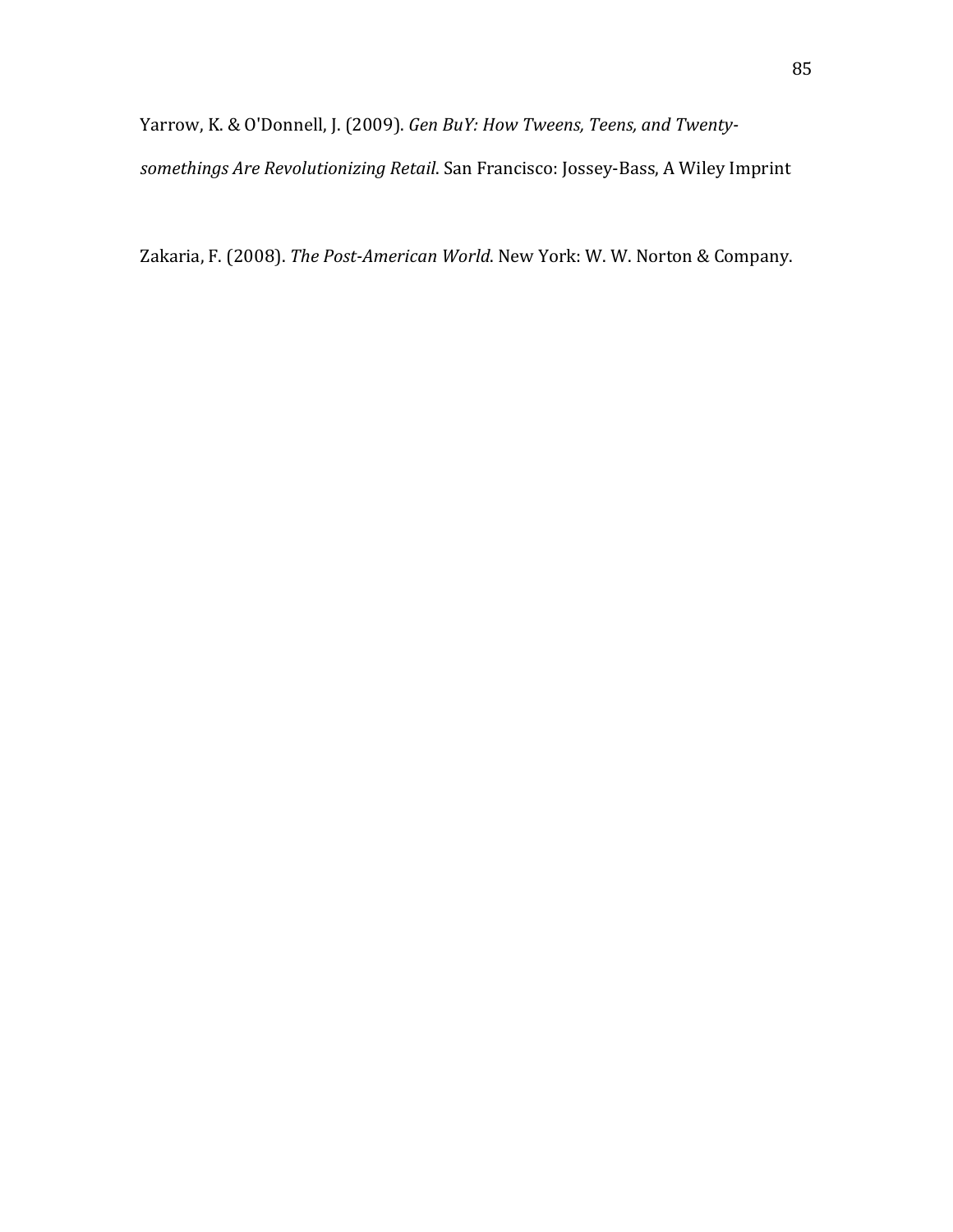Yarrow, K. & O'Donnell, J. (2009). *Gen BuY: How Tweens, Teens, and Twenty-somethings Are Revolutionizing Retail*. San Francisco: Jossey-Bass, A Wiley Imprint

Zakaria, F. (2008). *The Post-American World*. New York: W. W. Norton & Company.